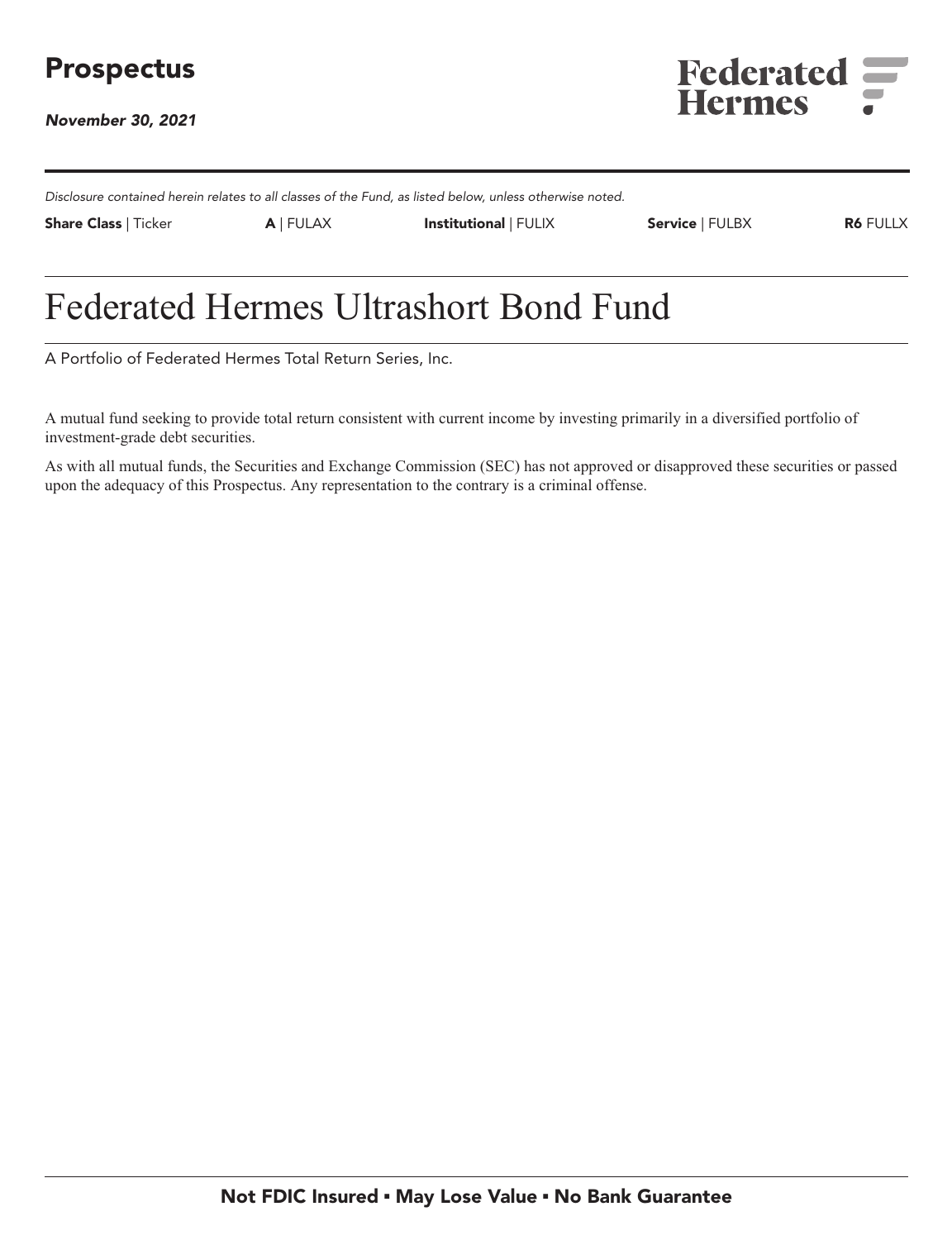# Prospectus

*November 30, 2021*

Federated Hermes

*Disclosure contained herein relates to all classes of the Fund, as listed below, unless otherwise noted.*

| **Share Class** \| Ticker | **A** \| FULAX | **Institutional** \| FULIX | **Service** \| FULBX | **R6** FULLX |
|---|---|---|---|---|

# Federated Hermes Ultrashort Bond Fund

A Portfolio of Federated Hermes Total Return Series, Inc.

A mutual fund seeking to provide total return consistent with current income by investing primarily in a diversified portfolio of investment-grade debt securities.

As with all mutual funds, the Securities and Exchange Commission (SEC) has not approved or disapproved these securities or passed upon the adequacy of this Prospectus. Any representation to the contrary is a criminal offense.

**Not FDIC Insured ▪ May Lose Value ▪ No Bank Guarantee**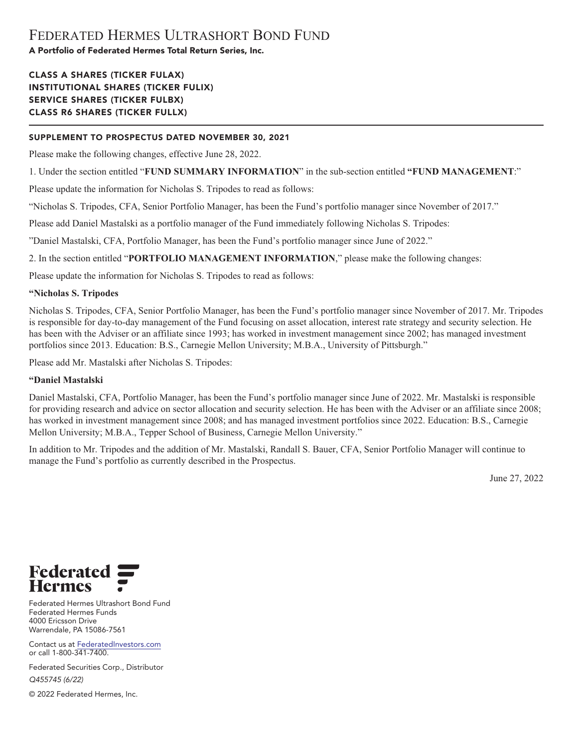# FEDERATED HERMES ULTRASHORT BOND FUND

**A Portfolio of Federated Hermes Total Return Series, Inc.**

**CLASS A SHARES (TICKER FULAX)**
**INSTITUTIONAL SHARES (TICKER FULIX)**
**SERVICE SHARES (TICKER FULBX)**
**CLASS R6 SHARES (TICKER FULLX)**

---

**SUPPLEMENT TO PROSPECTUS DATED NOVEMBER 30, 2021**

Please make the following changes, effective June 28, 2022.

1. Under the section entitled "**FUND SUMMARY INFORMATION**" in the sub-section entitled **"FUND MANAGEMENT**:"

Please update the information for Nicholas S. Tripodes to read as follows:

"Nicholas S. Tripodes, CFA, Senior Portfolio Manager, has been the Fund's portfolio manager since November of 2017."

Please add Daniel Mastalski as a portfolio manager of the Fund immediately following Nicholas S. Tripodes:

"Daniel Mastalski, CFA, Portfolio Manager, has been the Fund's portfolio manager since June of 2022."

2. In the section entitled "**PORTFOLIO MANAGEMENT INFORMATION**," please make the following changes:

Please update the information for Nicholas S. Tripodes to read as follows:

**"Nicholas S. Tripodes**

Nicholas S. Tripodes, CFA, Senior Portfolio Manager, has been the Fund's portfolio manager since November of 2017. Mr. Tripodes is responsible for day-to-day management of the Fund focusing on asset allocation, interest rate strategy and security selection. He has been with the Adviser or an affiliate since 1993; has worked in investment management since 2002; has managed investment portfolios since 2013. Education: B.S., Carnegie Mellon University; M.B.A., University of Pittsburgh."

Please add Mr. Mastalski after Nicholas S. Tripodes:

**"Daniel Mastalski**

Daniel Mastalski, CFA, Portfolio Manager, has been the Fund's portfolio manager since June of 2022. Mr. Mastalski is responsible for providing research and advice on sector allocation and security selection. He has been with the Adviser or an affiliate since 2008; has worked in investment management since 2008; and has managed investment portfolios since 2022. Education: B.S., Carnegie Mellon University; M.B.A., Tepper School of Business, Carnegie Mellon University."

In addition to Mr. Tripodes and the addition of Mr. Mastalski, Randall S. Bauer, CFA, Senior Portfolio Manager will continue to manage the Fund's portfolio as currently described in the Prospectus.

June 27, 2022

**Federated Hermes**

Federated Hermes Ultrashort Bond Fund
Federated Hermes Funds
4000 Ericsson Drive
Warrendale, PA 15086-7561

Contact us at FederatedInvestors.com
or call 1-800-341-7400.

Federated Securities Corp., Distributor

*Q455745 (6/22)*

© 2022 Federated Hermes, Inc.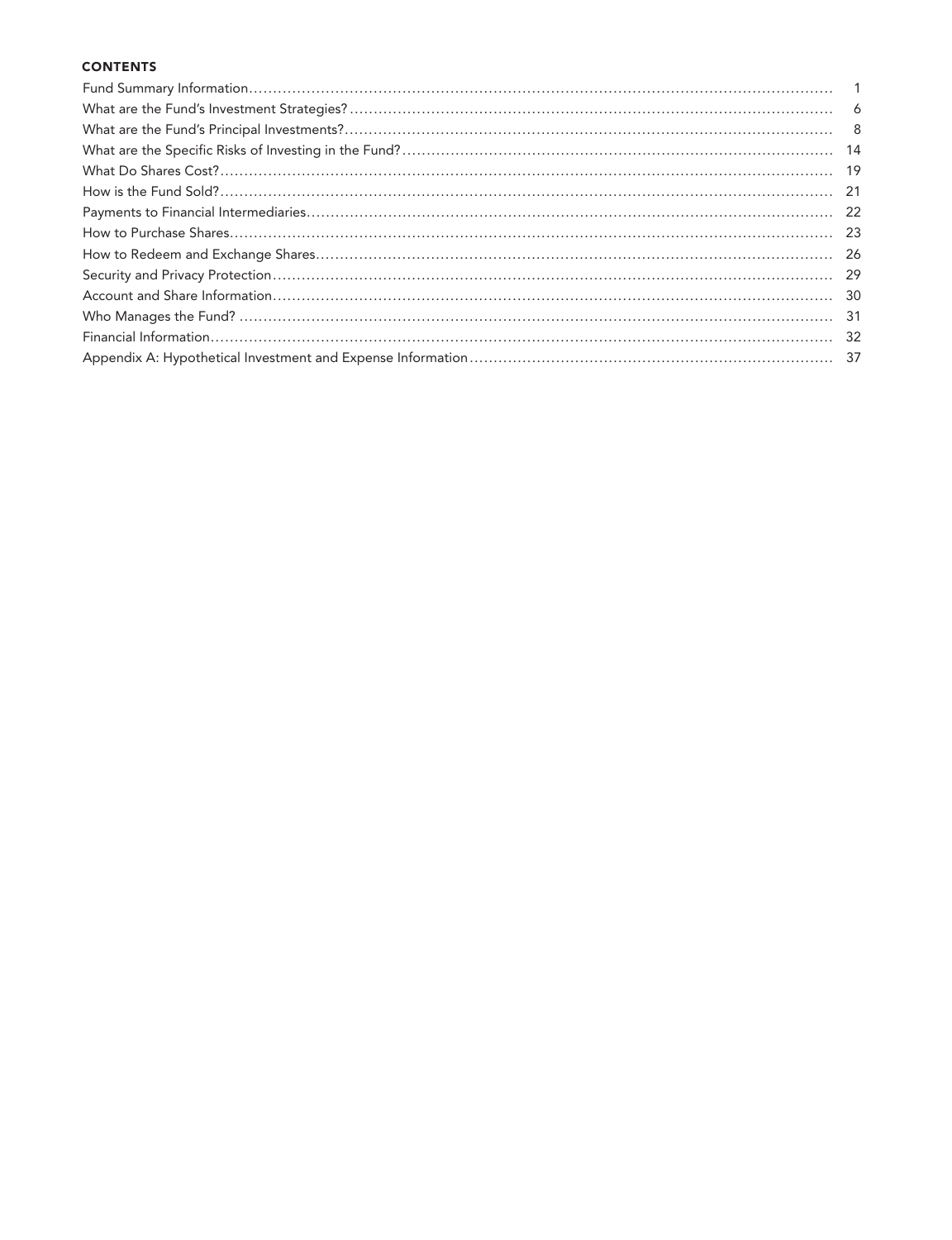## CONTENTS

| | |
|---|---|
| Fund Summary Information | 1 |
| What are the Fund's Investment Strategies? | 6 |
| What are the Fund's Principal Investments? | 8 |
| What are the Specific Risks of Investing in the Fund? | 14 |
| What Do Shares Cost? | 19 |
| How is the Fund Sold? | 21 |
| Payments to Financial Intermediaries | 22 |
| How to Purchase Shares | 23 |
| How to Redeem and Exchange Shares | 26 |
| Security and Privacy Protection | 29 |
| Account and Share Information | 30 |
| Who Manages the Fund? | 31 |
| Financial Information | 32 |
| Appendix A: Hypothetical Investment and Expense Information | 37 |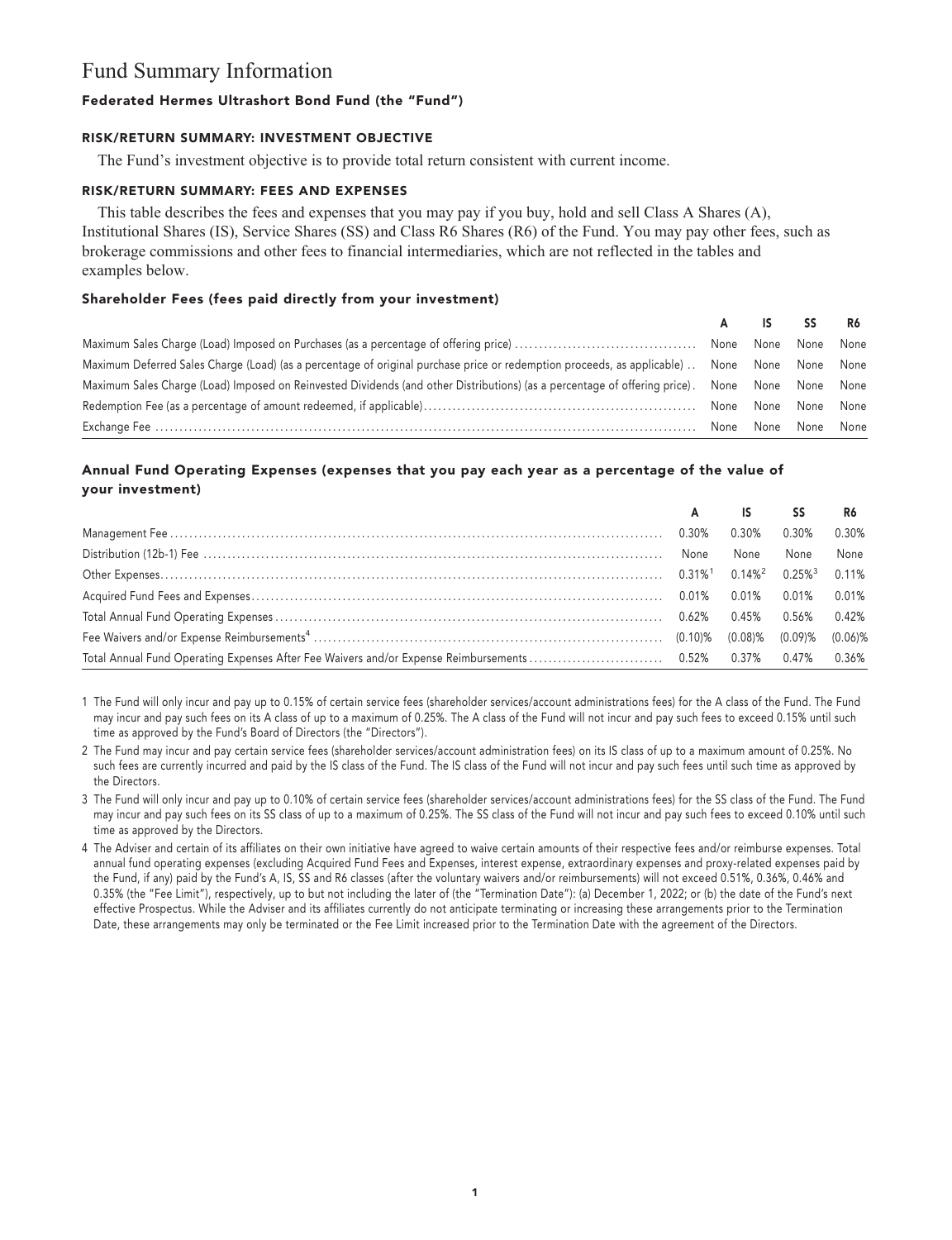# Fund Summary Information

### Federated Hermes Ultrashort Bond Fund (the "Fund")

#### RISK/RETURN SUMMARY: INVESTMENT OBJECTIVE

The Fund's investment objective is to provide total return consistent with current income.

#### RISK/RETURN SUMMARY: FEES AND EXPENSES

This table describes the fees and expenses that you may pay if you buy, hold and sell Class A Shares (A), Institutional Shares (IS), Service Shares (SS) and Class R6 Shares (R6) of the Fund. You may pay other fees, such as brokerage commissions and other fees to financial intermediaries, which are not reflected in the tables and examples below.

#### Shareholder Fees (fees paid directly from your investment)

| | A | IS | SS | R6 |
|---|---|---|---|---|
| Maximum Sales Charge (Load) Imposed on Purchases (as a percentage of offering price) | None | None | None | None |
| Maximum Deferred Sales Charge (Load) (as a percentage of original purchase price or redemption proceeds, as applicable) | None | None | None | None |
| Maximum Sales Charge (Load) Imposed on Reinvested Dividends (and other Distributions) (as a percentage of offering price) | None | None | None | None |
| Redemption Fee (as a percentage of amount redeemed, if applicable) | None | None | None | None |
| Exchange Fee | None | None | None | None |

#### Annual Fund Operating Expenses (expenses that you pay each year as a percentage of the value of your investment)

| | A | IS | SS | R6 |
|---|---|---|---|---|
| Management Fee | 0.30% | 0.30% | 0.30% | 0.30% |
| Distribution (12b-1) Fee | None | None | None | None |
| Other Expenses | 0.31%[1] | 0.14%[2] | 0.25%[3] | 0.11% |
| Acquired Fund Fees and Expenses | 0.01% | 0.01% | 0.01% | 0.01% |
| Total Annual Fund Operating Expenses | 0.62% | 0.45% | 0.56% | 0.42% |
| Fee Waivers and/or Expense Reimbursements[4] | (0.10)% | (0.08)% | (0.09)% | (0.06)% |
| Total Annual Fund Operating Expenses After Fee Waivers and/or Expense Reimbursements | 0.52% | 0.37% | 0.47% | 0.36% |

1 The Fund will only incur and pay up to 0.15% of certain service fees (shareholder services/account administrations fees) for the A class of the Fund. The Fund may incur and pay such fees on its A class of up to a maximum of 0.25%. The A class of the Fund will not incur and pay such fees to exceed 0.15% until such time as approved by the Fund's Board of Directors (the "Directors").

2 The Fund may incur and pay certain service fees (shareholder services/account administration fees) on its IS class of up to a maximum amount of 0.25%. No such fees are currently incurred and paid by the IS class of the Fund. The IS class of the Fund will not incur and pay such fees until such time as approved by the Directors.

3 The Fund will only incur and pay up to 0.10% of certain service fees (shareholder services/account administrations fees) for the SS class of the Fund. The Fund may incur and pay such fees on its SS class of up to a maximum of 0.25%. The SS class of the Fund will not incur and pay such fees to exceed 0.10% until such time as approved by the Directors.

4 The Adviser and certain of its affiliates on their own initiative have agreed to waive certain amounts of their respective fees and/or reimburse expenses. Total annual fund operating expenses (excluding Acquired Fund Fees and Expenses, interest expense, extraordinary expenses and proxy-related expenses paid by the Fund, if any) paid by the Fund's A, IS, SS and R6 classes (after the voluntary waivers and/or reimbursements) will not exceed 0.51%, 0.36%, 0.46% and 0.35% (the "Fee Limit"), respectively, up to but not including the later of (the "Termination Date"): (a) December 1, 2022; or (b) the date of the Fund's next effective Prospectus. While the Adviser and its affiliates currently do not anticipate terminating or increasing these arrangements prior to the Termination Date, these arrangements may only be terminated or the Fee Limit increased prior to the Termination Date with the agreement of the Directors.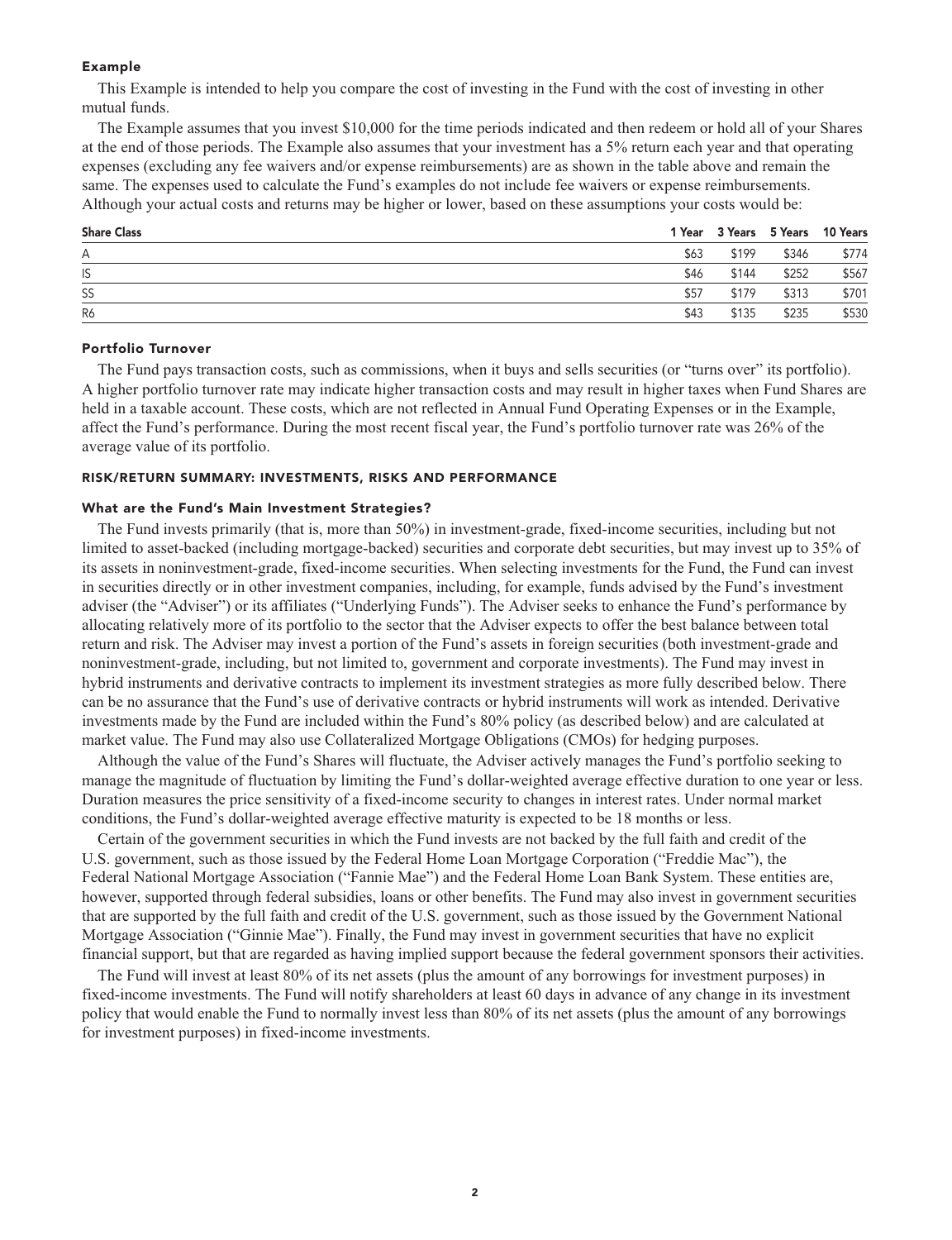### Example

This Example is intended to help you compare the cost of investing in the Fund with the cost of investing in other mutual funds.

The Example assumes that you invest $10,000 for the time periods indicated and then redeem or hold all of your Shares at the end of those periods. The Example also assumes that your investment has a 5% return each year and that operating expenses (excluding any fee waivers and/or expense reimbursements) are as shown in the table above and remain the same. The expenses used to calculate the Fund's examples do not include fee waivers or expense reimbursements. Although your actual costs and returns may be higher or lower, based on these assumptions your costs would be:

| Share Class | 1 Year | 3 Years | 5 Years | 10 Years |
|---|---|---|---|---|
| A | $63 | $199 | $346 | $774 |
| IS | $46 | $144 | $252 | $567 |
| SS | $57 | $179 | $313 | $701 |
| R6 | $43 | $135 | $235 | $530 |

### Portfolio Turnover

The Fund pays transaction costs, such as commissions, when it buys and sells securities (or "turns over" its portfolio). A higher portfolio turnover rate may indicate higher transaction costs and may result in higher taxes when Fund Shares are held in a taxable account. These costs, which are not reflected in Annual Fund Operating Expenses or in the Example, affect the Fund's performance. During the most recent fiscal year, the Fund's portfolio turnover rate was 26% of the average value of its portfolio.

## RISK/RETURN SUMMARY: INVESTMENTS, RISKS AND PERFORMANCE

### What are the Fund's Main Investment Strategies?

The Fund invests primarily (that is, more than 50%) in investment-grade, fixed-income securities, including but not limited to asset-backed (including mortgage-backed) securities and corporate debt securities, but may invest up to 35% of its assets in noninvestment-grade, fixed-income securities. When selecting investments for the Fund, the Fund can invest in securities directly or in other investment companies, including, for example, funds advised by the Fund's investment adviser (the "Adviser") or its affiliates ("Underlying Funds"). The Adviser seeks to enhance the Fund's performance by allocating relatively more of its portfolio to the sector that the Adviser expects to offer the best balance between total return and risk. The Adviser may invest a portion of the Fund's assets in foreign securities (both investment-grade and noninvestment-grade, including, but not limited to, government and corporate investments). The Fund may invest in hybrid instruments and derivative contracts to implement its investment strategies as more fully described below. There can be no assurance that the Fund's use of derivative contracts or hybrid instruments will work as intended. Derivative investments made by the Fund are included within the Fund's 80% policy (as described below) and are calculated at market value. The Fund may also use Collateralized Mortgage Obligations (CMOs) for hedging purposes.

Although the value of the Fund's Shares will fluctuate, the Adviser actively manages the Fund's portfolio seeking to manage the magnitude of fluctuation by limiting the Fund's dollar-weighted average effective duration to one year or less. Duration measures the price sensitivity of a fixed-income security to changes in interest rates. Under normal market conditions, the Fund's dollar-weighted average effective maturity is expected to be 18 months or less.

Certain of the government securities in which the Fund invests are not backed by the full faith and credit of the U.S. government, such as those issued by the Federal Home Loan Mortgage Corporation ("Freddie Mac"), the Federal National Mortgage Association ("Fannie Mae") and the Federal Home Loan Bank System. These entities are, however, supported through federal subsidies, loans or other benefits. The Fund may also invest in government securities that are supported by the full faith and credit of the U.S. government, such as those issued by the Government National Mortgage Association ("Ginnie Mae"). Finally, the Fund may invest in government securities that have no explicit financial support, but that are regarded as having implied support because the federal government sponsors their activities.

The Fund will invest at least 80% of its net assets (plus the amount of any borrowings for investment purposes) in fixed-income investments. The Fund will notify shareholders at least 60 days in advance of any change in its investment policy that would enable the Fund to normally invest less than 80% of its net assets (plus the amount of any borrowings for investment purposes) in fixed-income investments.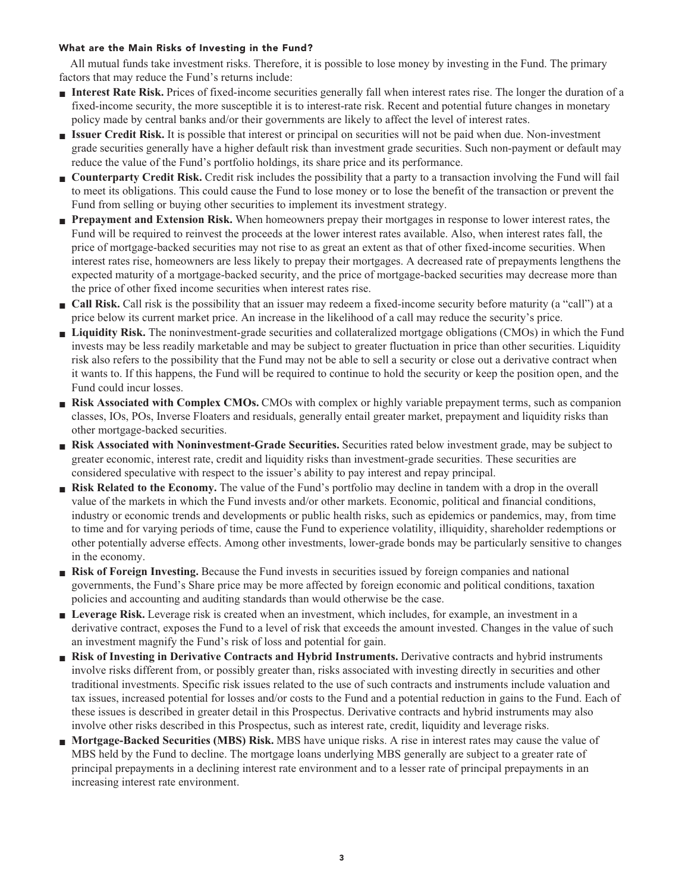### What are the Main Risks of Investing in the Fund?

All mutual funds take investment risks. Therefore, it is possible to lose money by investing in the Fund. The primary factors that may reduce the Fund's returns include:

- **Interest Rate Risk.** Prices of fixed-income securities generally fall when interest rates rise. The longer the duration of a fixed-income security, the more susceptible it is to interest-rate risk. Recent and potential future changes in monetary policy made by central banks and/or their governments are likely to affect the level of interest rates.
- **Issuer Credit Risk.** It is possible that interest or principal on securities will not be paid when due. Non-investment grade securities generally have a higher default risk than investment grade securities. Such non-payment or default may reduce the value of the Fund's portfolio holdings, its share price and its performance.
- **Counterparty Credit Risk.** Credit risk includes the possibility that a party to a transaction involving the Fund will fail to meet its obligations. This could cause the Fund to lose money or to lose the benefit of the transaction or prevent the Fund from selling or buying other securities to implement its investment strategy.
- **Prepayment and Extension Risk.** When homeowners prepay their mortgages in response to lower interest rates, the Fund will be required to reinvest the proceeds at the lower interest rates available. Also, when interest rates fall, the price of mortgage-backed securities may not rise to as great an extent as that of other fixed-income securities. When interest rates rise, homeowners are less likely to prepay their mortgages. A decreased rate of prepayments lengthens the expected maturity of a mortgage-backed security, and the price of mortgage-backed securities may decrease more than the price of other fixed income securities when interest rates rise.
- **Call Risk.** Call risk is the possibility that an issuer may redeem a fixed-income security before maturity (a "call") at a price below its current market price. An increase in the likelihood of a call may reduce the security's price.
- **Liquidity Risk.** The noninvestment-grade securities and collateralized mortgage obligations (CMOs) in which the Fund invests may be less readily marketable and may be subject to greater fluctuation in price than other securities. Liquidity risk also refers to the possibility that the Fund may not be able to sell a security or close out a derivative contract when it wants to. If this happens, the Fund will be required to continue to hold the security or keep the position open, and the Fund could incur losses.
- **Risk Associated with Complex CMOs.** CMOs with complex or highly variable prepayment terms, such as companion classes, IOs, POs, Inverse Floaters and residuals, generally entail greater market, prepayment and liquidity risks than other mortgage-backed securities.
- **Risk Associated with Noninvestment-Grade Securities.** Securities rated below investment grade, may be subject to greater economic, interest rate, credit and liquidity risks than investment-grade securities. These securities are considered speculative with respect to the issuer's ability to pay interest and repay principal.
- **Risk Related to the Economy.** The value of the Fund's portfolio may decline in tandem with a drop in the overall value of the markets in which the Fund invests and/or other markets. Economic, political and financial conditions, industry or economic trends and developments or public health risks, such as epidemics or pandemics, may, from time to time and for varying periods of time, cause the Fund to experience volatility, illiquidity, shareholder redemptions or other potentially adverse effects. Among other investments, lower-grade bonds may be particularly sensitive to changes in the economy.
- **Risk of Foreign Investing.** Because the Fund invests in securities issued by foreign companies and national governments, the Fund's Share price may be more affected by foreign economic and political conditions, taxation policies and accounting and auditing standards than would otherwise be the case.
- **Leverage Risk.** Leverage risk is created when an investment, which includes, for example, an investment in a derivative contract, exposes the Fund to a level of risk that exceeds the amount invested. Changes in the value of such an investment magnify the Fund's risk of loss and potential for gain.
- **Risk of Investing in Derivative Contracts and Hybrid Instruments.** Derivative contracts and hybrid instruments involve risks different from, or possibly greater than, risks associated with investing directly in securities and other traditional investments. Specific risk issues related to the use of such contracts and instruments include valuation and tax issues, increased potential for losses and/or costs to the Fund and a potential reduction in gains to the Fund. Each of these issues is described in greater detail in this Prospectus. Derivative contracts and hybrid instruments may also involve other risks described in this Prospectus, such as interest rate, credit, liquidity and leverage risks.
- **Mortgage-Backed Securities (MBS) Risk.** MBS have unique risks. A rise in interest rates may cause the value of MBS held by the Fund to decline. The mortgage loans underlying MBS generally are subject to a greater rate of principal prepayments in a declining interest rate environment and to a lesser rate of principal prepayments in an increasing interest rate environment.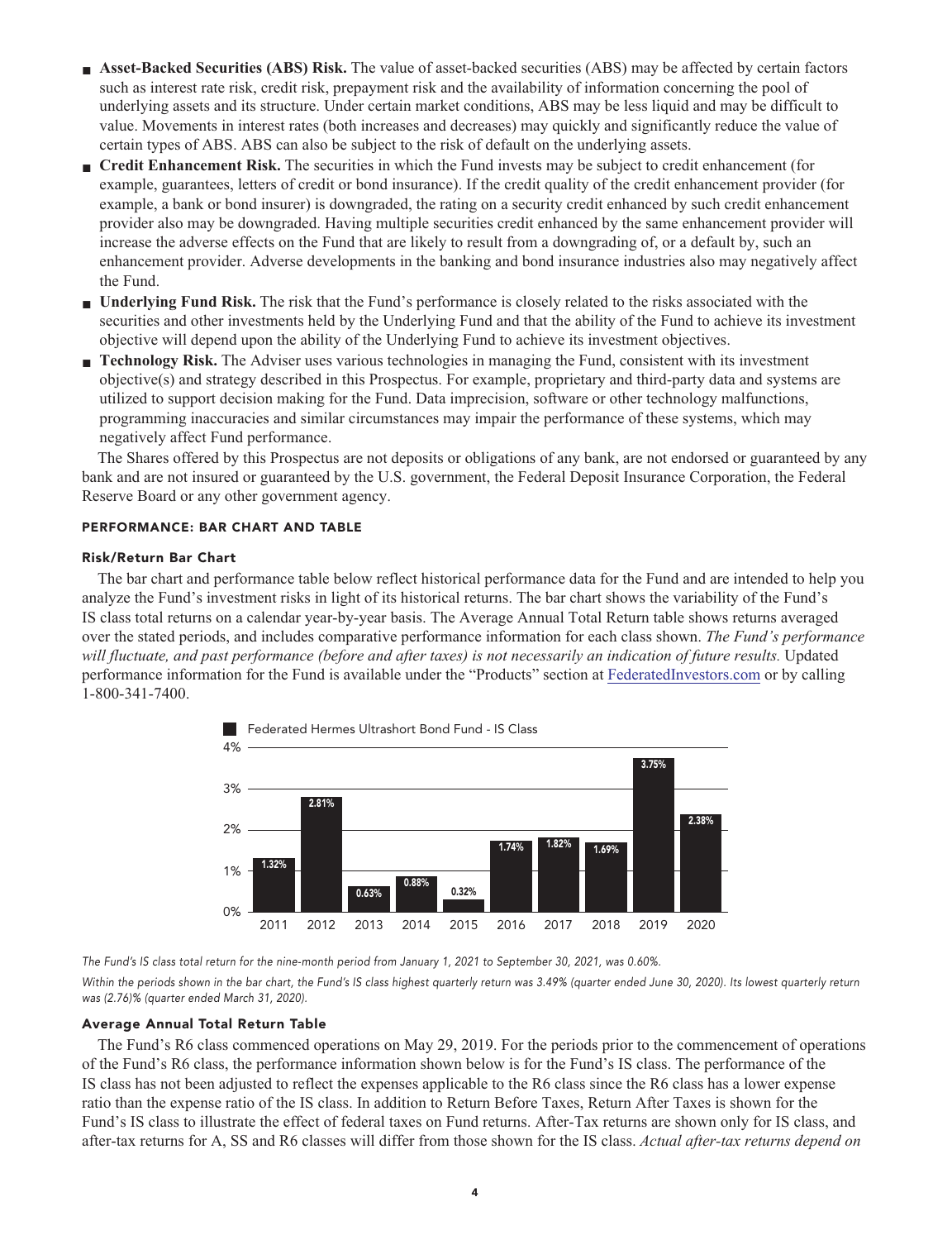- **Asset-Backed Securities (ABS) Risk.** The value of asset-backed securities (ABS) may be affected by certain factors such as interest rate risk, credit risk, prepayment risk and the availability of information concerning the pool of underlying assets and its structure. Under certain market conditions, ABS may be less liquid and may be difficult to value. Movements in interest rates (both increases and decreases) may quickly and significantly reduce the value of certain types of ABS. ABS can also be subject to the risk of default on the underlying assets.
- **Credit Enhancement Risk.** The securities in which the Fund invests may be subject to credit enhancement (for example, guarantees, letters of credit or bond insurance). If the credit quality of the credit enhancement provider (for example, a bank or bond insurer) is downgraded, the rating on a security credit enhanced by such credit enhancement provider also may be downgraded. Having multiple securities credit enhanced by the same enhancement provider will increase the adverse effects on the Fund that are likely to result from a downgrading of, or a default by, such an enhancement provider. Adverse developments in the banking and bond insurance industries also may negatively affect the Fund.
- **Underlying Fund Risk.** The risk that the Fund's performance is closely related to the risks associated with the securities and other investments held by the Underlying Fund and that the ability of the Fund to achieve its investment objective will depend upon the ability of the Underlying Fund to achieve its investment objectives.
- **Technology Risk.** The Adviser uses various technologies in managing the Fund, consistent with its investment objective(s) and strategy described in this Prospectus. For example, proprietary and third-party data and systems are utilized to support decision making for the Fund. Data imprecision, software or other technology malfunctions, programming inaccuracies and similar circumstances may impair the performance of these systems, which may negatively affect Fund performance.

The Shares offered by this Prospectus are not deposits or obligations of any bank, are not endorsed or guaranteed by any bank and are not insured or guaranteed by the U.S. government, the Federal Deposit Insurance Corporation, the Federal Reserve Board or any other government agency.

## PERFORMANCE: BAR CHART AND TABLE

### Risk/Return Bar Chart

The bar chart and performance table below reflect historical performance data for the Fund and are intended to help you analyze the Fund's investment risks in light of its historical returns. The bar chart shows the variability of the Fund's IS class total returns on a calendar year-by-year basis. The Average Annual Total Return table shows returns averaged over the stated periods, and includes comparative performance information for each class shown. *The Fund's performance will fluctuate, and past performance (before and after taxes) is not necessarily an indication of future results.* Updated performance information for the Fund is available under the "Products" section at FederatedInvestors.com or by calling 1-800-341-7400.

Federated Hermes Ultrashort Bond Fund - IS Class

| Year | 2011 | 2012 | 2013 | 2014 | 2015 | 2016 | 2017 | 2018 | 2019 | 2020 |
|---|---|---|---|---|---|---|---|---|---|---|
| Total Return | 1.32% | 2.81% | 0.63% | 0.88% | 0.32% | 1.74% | 1.82% | 1.69% | 3.75% | 2.38% |

*The Fund's IS class total return for the nine-month period from January 1, 2021 to September 30, 2021, was 0.60%.*

*Within the periods shown in the bar chart, the Fund's IS class highest quarterly return was 3.49% (quarter ended June 30, 2020). Its lowest quarterly return was (2.76)% (quarter ended March 31, 2020).*

### Average Annual Total Return Table

The Fund's R6 class commenced operations on May 29, 2019. For the periods prior to the commencement of operations of the Fund's R6 class, the performance information shown below is for the Fund's IS class. The performance of the IS class has not been adjusted to reflect the expenses applicable to the R6 class since the R6 class has a lower expense ratio than the expense ratio of the IS class. In addition to Return Before Taxes, Return After Taxes is shown for the Fund's IS class to illustrate the effect of federal taxes on Fund returns. After-Tax returns are shown only for IS class, and after-tax returns for A, SS and R6 classes will differ from those shown for the IS class. *Actual after-tax returns depend on*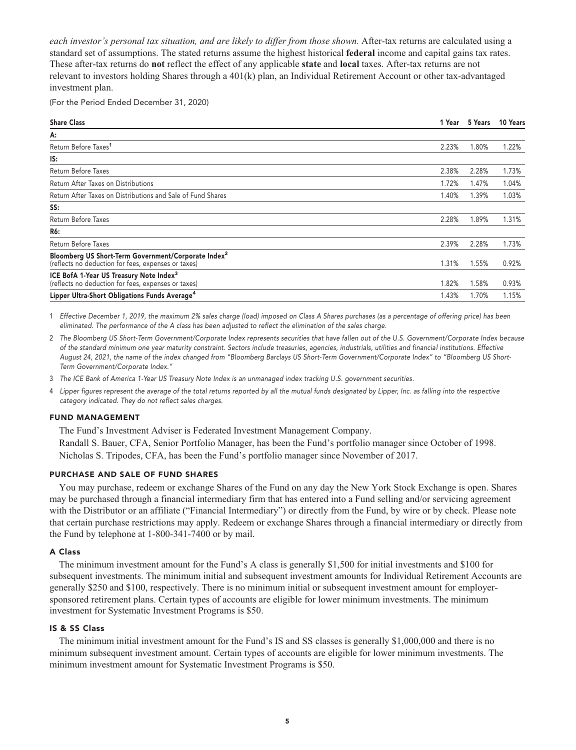*each investor's personal tax situation, and are likely to differ from those shown.* After-tax returns are calculated using a standard set of assumptions. The stated returns assume the highest historical **federal** income and capital gains tax rates. These after-tax returns do **not** reflect the effect of any applicable **state** and **local** taxes. After-tax returns are not relevant to investors holding Shares through a 401(k) plan, an Individual Retirement Account or other tax-advantaged investment plan.

(For the Period Ended December 31, 2020)

| Share Class | 1 Year | 5 Years | 10 Years |
|---|---|---|---|
| **A:** | | | |
| Return Before Taxes[1] | 2.23% | 1.80% | 1.22% |
| **IS:** | | | |
| Return Before Taxes | 2.38% | 2.28% | 1.73% |
| Return After Taxes on Distributions | 1.72% | 1.47% | 1.04% |
| Return After Taxes on Distributions and Sale of Fund Shares | 1.40% | 1.39% | 1.03% |
| **SS:** | | | |
| Return Before Taxes | 2.28% | 1.89% | 1.31% |
| **R6:** | | | |
| Return Before Taxes | 2.39% | 2.28% | 1.73% |
| **Bloomberg US Short-Term Government/Corporate Index[2]** (reflects no deduction for fees, expenses or taxes) | 1.31% | 1.55% | 0.92% |
| **ICE BofA 1-Year US Treasury Note Index[3]** (reflects no deduction for fees, expenses or taxes) | 1.82% | 1.58% | 0.93% |
| **Lipper Ultra-Short Obligations Funds Average[4]** | 1.43% | 1.70% | 1.15% |

1 *Effective December 1, 2019, the maximum 2% sales charge (load) imposed on Class A Shares purchases (as a percentage of offering price) has been eliminated. The performance of the A class has been adjusted to reflect the elimination of the sales charge.*

2 *The Bloomberg US Short-Term Government/Corporate Index represents securities that have fallen out of the U.S. Government/Corporate Index because of the standard minimum one year maturity constraint. Sectors include treasuries, agencies, industrials, utilities and financial institutions. Effective August 24, 2021, the name of the index changed from "Bloomberg Barclays US Short-Term Government/Corporate Index" to "Bloomberg US Short-Term Government/Corporate Index."*

3 *The ICE Bank of America 1-Year US Treasury Note Index is an unmanaged index tracking U.S. government securities.*

4 *Lipper figures represent the average of the total returns reported by all the mutual funds designated by Lipper, Inc. as falling into the respective category indicated. They do not reflect sales charges.*

### FUND MANAGEMENT

The Fund's Investment Adviser is Federated Investment Management Company.

Randall S. Bauer, CFA, Senior Portfolio Manager, has been the Fund's portfolio manager since October of 1998.

Nicholas S. Tripodes, CFA, has been the Fund's portfolio manager since November of 2017.

### PURCHASE AND SALE OF FUND SHARES

You may purchase, redeem or exchange Shares of the Fund on any day the New York Stock Exchange is open. Shares may be purchased through a financial intermediary firm that has entered into a Fund selling and/or servicing agreement with the Distributor or an affiliate ("Financial Intermediary") or directly from the Fund, by wire or by check. Please note that certain purchase restrictions may apply. Redeem or exchange Shares through a financial intermediary or directly from the Fund by telephone at 1-800-341-7400 or by mail.

#### A Class

The minimum investment amount for the Fund's A class is generally $1,500 for initial investments and $100 for subsequent investments. The minimum initial and subsequent investment amounts for Individual Retirement Accounts are generally $250 and $100, respectively. There is no minimum initial or subsequent investment amount for employer-sponsored retirement plans. Certain types of accounts are eligible for lower minimum investments. The minimum investment for Systematic Investment Programs is $50.

#### IS & SS Class

The minimum initial investment amount for the Fund's IS and SS classes is generally $1,000,000 and there is no minimum subsequent investment amount. Certain types of accounts are eligible for lower minimum investments. The minimum investment amount for Systematic Investment Programs is $50.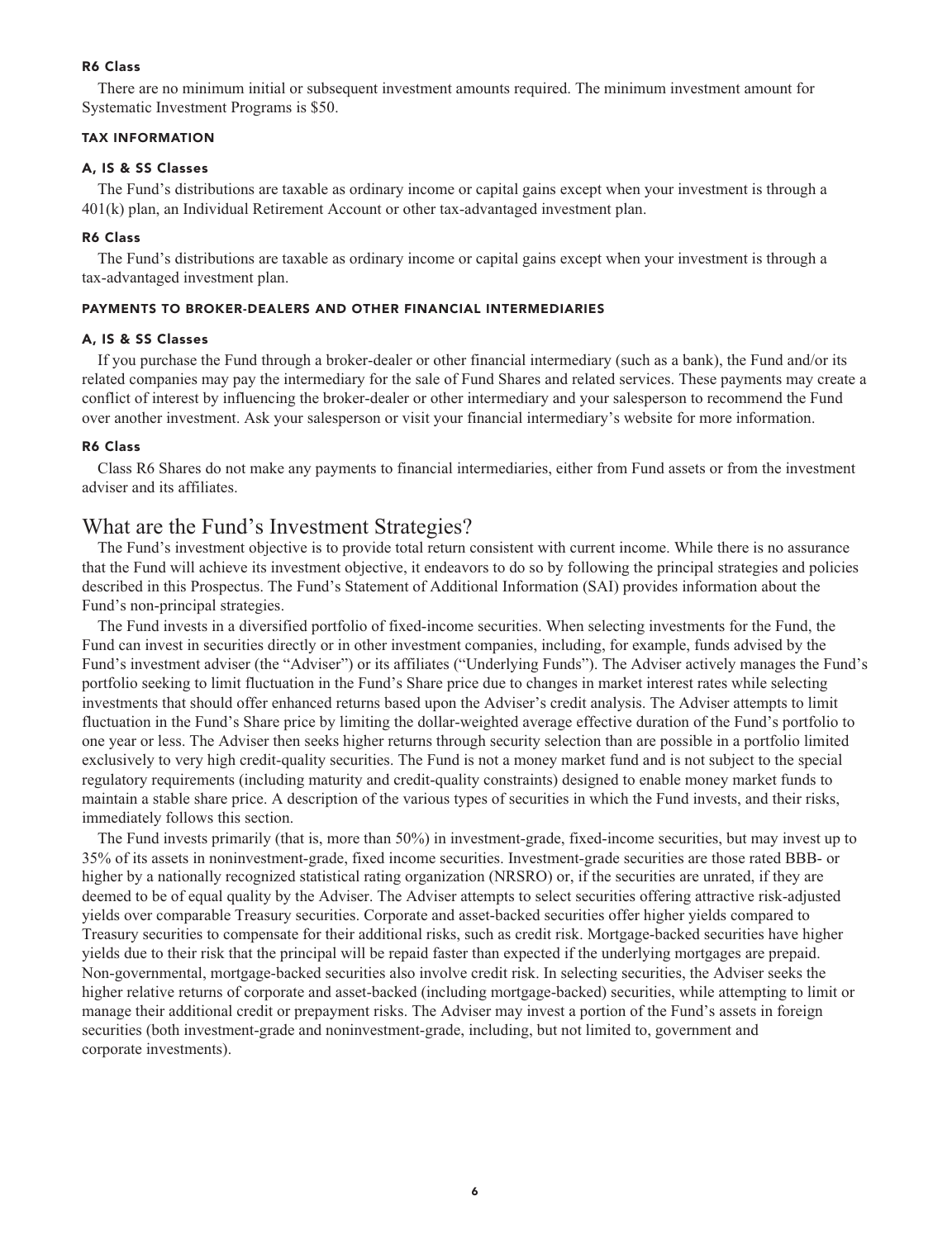#### R6 Class

There are no minimum initial or subsequent investment amounts required. The minimum investment amount for Systematic Investment Programs is $50.

### TAX INFORMATION

#### A, IS & SS Classes

The Fund's distributions are taxable as ordinary income or capital gains except when your investment is through a 401(k) plan, an Individual Retirement Account or other tax-advantaged investment plan.

#### R6 Class

The Fund's distributions are taxable as ordinary income or capital gains except when your investment is through a tax-advantaged investment plan.

### PAYMENTS TO BROKER-DEALERS AND OTHER FINANCIAL INTERMEDIARIES

#### A, IS & SS Classes

If you purchase the Fund through a broker-dealer or other financial intermediary (such as a bank), the Fund and/or its related companies may pay the intermediary for the sale of Fund Shares and related services. These payments may create a conflict of interest by influencing the broker-dealer or other intermediary and your salesperson to recommend the Fund over another investment. Ask your salesperson or visit your financial intermediary's website for more information.

#### R6 Class

Class R6 Shares do not make any payments to financial intermediaries, either from Fund assets or from the investment adviser and its affiliates.

## What are the Fund's Investment Strategies?

The Fund's investment objective is to provide total return consistent with current income. While there is no assurance that the Fund will achieve its investment objective, it endeavors to do so by following the principal strategies and policies described in this Prospectus. The Fund's Statement of Additional Information (SAI) provides information about the Fund's non-principal strategies.

The Fund invests in a diversified portfolio of fixed-income securities. When selecting investments for the Fund, the Fund can invest in securities directly or in other investment companies, including, for example, funds advised by the Fund's investment adviser (the "Adviser") or its affiliates ("Underlying Funds"). The Adviser actively manages the Fund's portfolio seeking to limit fluctuation in the Fund's Share price due to changes in market interest rates while selecting investments that should offer enhanced returns based upon the Adviser's credit analysis. The Adviser attempts to limit fluctuation in the Fund's Share price by limiting the dollar-weighted average effective duration of the Fund's portfolio to one year or less. The Adviser then seeks higher returns through security selection than are possible in a portfolio limited exclusively to very high credit-quality securities. The Fund is not a money market fund and is not subject to the special regulatory requirements (including maturity and credit-quality constraints) designed to enable money market funds to maintain a stable share price. A description of the various types of securities in which the Fund invests, and their risks, immediately follows this section.

The Fund invests primarily (that is, more than 50%) in investment-grade, fixed-income securities, but may invest up to 35% of its assets in noninvestment-grade, fixed income securities. Investment-grade securities are those rated BBB- or higher by a nationally recognized statistical rating organization (NRSRO) or, if the securities are unrated, if they are deemed to be of equal quality by the Adviser. The Adviser attempts to select securities offering attractive risk-adjusted yields over comparable Treasury securities. Corporate and asset-backed securities offer higher yields compared to Treasury securities to compensate for their additional risks, such as credit risk. Mortgage-backed securities have higher yields due to their risk that the principal will be repaid faster than expected if the underlying mortgages are prepaid. Non-governmental, mortgage-backed securities also involve credit risk. In selecting securities, the Adviser seeks the higher relative returns of corporate and asset-backed (including mortgage-backed) securities, while attempting to limit or manage their additional credit or prepayment risks. The Adviser may invest a portion of the Fund's assets in foreign securities (both investment-grade and noninvestment-grade, including, but not limited to, government and corporate investments).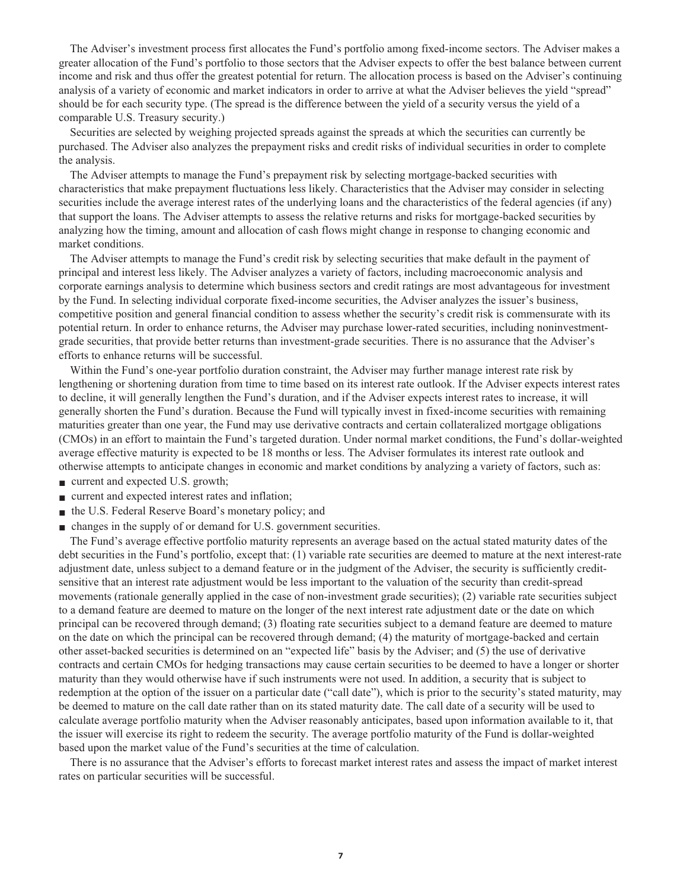The Adviser's investment process first allocates the Fund's portfolio among fixed-income sectors. The Adviser makes a greater allocation of the Fund's portfolio to those sectors that the Adviser expects to offer the best balance between current income and risk and thus offer the greatest potential for return. The allocation process is based on the Adviser's continuing analysis of a variety of economic and market indicators in order to arrive at what the Adviser believes the yield "spread" should be for each security type. (The spread is the difference between the yield of a security versus the yield of a comparable U.S. Treasury security.)

Securities are selected by weighing projected spreads against the spreads at which the securities can currently be purchased. The Adviser also analyzes the prepayment risks and credit risks of individual securities in order to complete the analysis.

The Adviser attempts to manage the Fund's prepayment risk by selecting mortgage-backed securities with characteristics that make prepayment fluctuations less likely. Characteristics that the Adviser may consider in selecting securities include the average interest rates of the underlying loans and the characteristics of the federal agencies (if any) that support the loans. The Adviser attempts to assess the relative returns and risks for mortgage-backed securities by analyzing how the timing, amount and allocation of cash flows might change in response to changing economic and market conditions.

The Adviser attempts to manage the Fund's credit risk by selecting securities that make default in the payment of principal and interest less likely. The Adviser analyzes a variety of factors, including macroeconomic analysis and corporate earnings analysis to determine which business sectors and credit ratings are most advantageous for investment by the Fund. In selecting individual corporate fixed-income securities, the Adviser analyzes the issuer's business, competitive position and general financial condition to assess whether the security's credit risk is commensurate with its potential return. In order to enhance returns, the Adviser may purchase lower-rated securities, including noninvestment-grade securities, that provide better returns than investment-grade securities. There is no assurance that the Adviser's efforts to enhance returns will be successful.

Within the Fund's one-year portfolio duration constraint, the Adviser may further manage interest rate risk by lengthening or shortening duration from time to time based on its interest rate outlook. If the Adviser expects interest rates to decline, it will generally lengthen the Fund's duration, and if the Adviser expects interest rates to increase, it will generally shorten the Fund's duration. Because the Fund will typically invest in fixed-income securities with remaining maturities greater than one year, the Fund may use derivative contracts and certain collateralized mortgage obligations (CMOs) in an effort to maintain the Fund's targeted duration. Under normal market conditions, the Fund's dollar-weighted average effective maturity is expected to be 18 months or less. The Adviser formulates its interest rate outlook and otherwise attempts to anticipate changes in economic and market conditions by analyzing a variety of factors, such as:

- current and expected U.S. growth;
- current and expected interest rates and inflation;
- the U.S. Federal Reserve Board's monetary policy; and
- changes in the supply of or demand for U.S. government securities.

The Fund's average effective portfolio maturity represents an average based on the actual stated maturity dates of the debt securities in the Fund's portfolio, except that: (1) variable rate securities are deemed to mature at the next interest-rate adjustment date, unless subject to a demand feature or in the judgment of the Adviser, the security is sufficiently credit-sensitive that an interest rate adjustment would be less important to the valuation of the security than credit-spread movements (rationale generally applied in the case of non-investment grade securities); (2) variable rate securities subject to a demand feature are deemed to mature on the longer of the next interest rate adjustment date or the date on which principal can be recovered through demand; (3) floating rate securities subject to a demand feature are deemed to mature on the date on which the principal can be recovered through demand; (4) the maturity of mortgage-backed and certain other asset-backed securities is determined on an "expected life" basis by the Adviser; and (5) the use of derivative contracts and certain CMOs for hedging transactions may cause certain securities to be deemed to have a longer or shorter maturity than they would otherwise have if such instruments were not used. In addition, a security that is subject to redemption at the option of the issuer on a particular date ("call date"), which is prior to the security's stated maturity, may be deemed to mature on the call date rather than on its stated maturity date. The call date of a security will be used to calculate average portfolio maturity when the Adviser reasonably anticipates, based upon information available to it, that the issuer will exercise its right to redeem the security. The average portfolio maturity of the Fund is dollar-weighted based upon the market value of the Fund's securities at the time of calculation.

There is no assurance that the Adviser's efforts to forecast market interest rates and assess the impact of market interest rates on particular securities will be successful.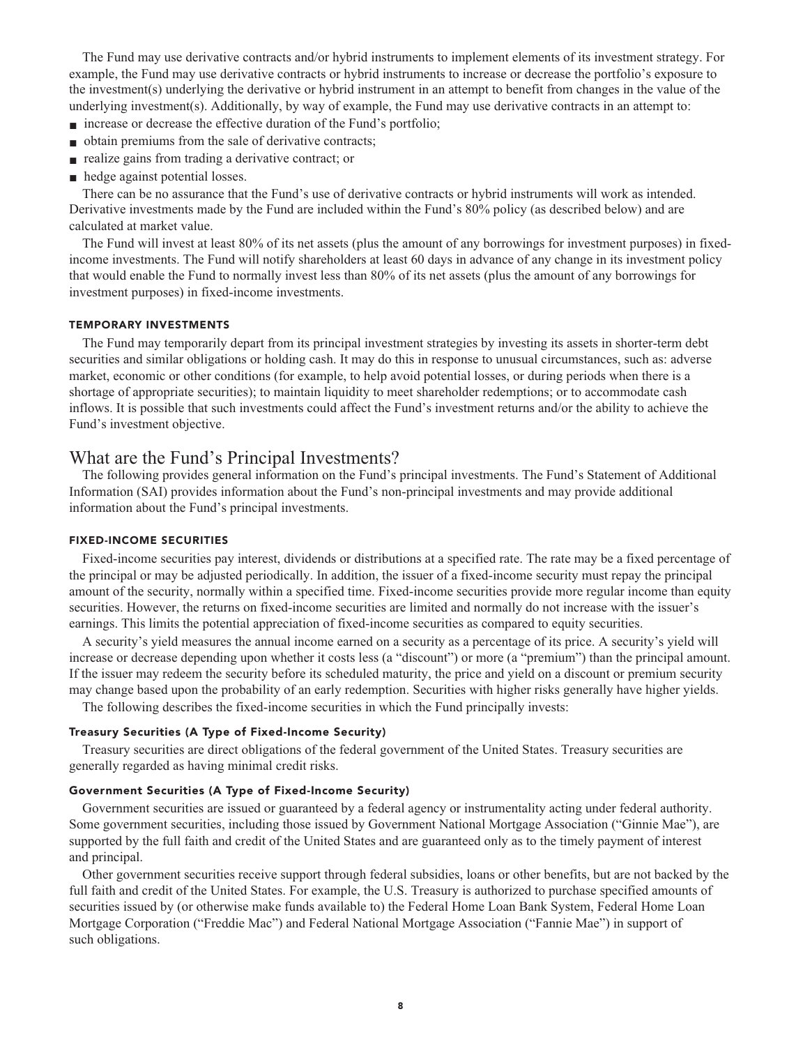The Fund may use derivative contracts and/or hybrid instruments to implement elements of its investment strategy. For example, the Fund may use derivative contracts or hybrid instruments to increase or decrease the portfolio's exposure to the investment(s) underlying the derivative or hybrid instrument in an attempt to benefit from changes in the value of the underlying investment(s). Additionally, by way of example, the Fund may use derivative contracts in an attempt to:

- increase or decrease the effective duration of the Fund's portfolio;
- obtain premiums from the sale of derivative contracts;
- realize gains from trading a derivative contract; or
- hedge against potential losses.

There can be no assurance that the Fund's use of derivative contracts or hybrid instruments will work as intended. Derivative investments made by the Fund are included within the Fund's 80% policy (as described below) and are calculated at market value.

The Fund will invest at least 80% of its net assets (plus the amount of any borrowings for investment purposes) in fixed-income investments. The Fund will notify shareholders at least 60 days in advance of any change in its investment policy that would enable the Fund to normally invest less than 80% of its net assets (plus the amount of any borrowings for investment purposes) in fixed-income investments.

### TEMPORARY INVESTMENTS

The Fund may temporarily depart from its principal investment strategies by investing its assets in shorter-term debt securities and similar obligations or holding cash. It may do this in response to unusual circumstances, such as: adverse market, economic or other conditions (for example, to help avoid potential losses, or during periods when there is a shortage of appropriate securities); to maintain liquidity to meet shareholder redemptions; or to accommodate cash inflows. It is possible that such investments could affect the Fund's investment returns and/or the ability to achieve the Fund's investment objective.

## What are the Fund's Principal Investments?

The following provides general information on the Fund's principal investments. The Fund's Statement of Additional Information (SAI) provides information about the Fund's non-principal investments and may provide additional information about the Fund's principal investments.

### FIXED-INCOME SECURITIES

Fixed-income securities pay interest, dividends or distributions at a specified rate. The rate may be a fixed percentage of the principal or may be adjusted periodically. In addition, the issuer of a fixed-income security must repay the principal amount of the security, normally within a specified time. Fixed-income securities provide more regular income than equity securities. However, the returns on fixed-income securities are limited and normally do not increase with the issuer's earnings. This limits the potential appreciation of fixed-income securities as compared to equity securities.

A security's yield measures the annual income earned on a security as a percentage of its price. A security's yield will increase or decrease depending upon whether it costs less (a "discount") or more (a "premium") than the principal amount. If the issuer may redeem the security before its scheduled maturity, the price and yield on a discount or premium security may change based upon the probability of an early redemption. Securities with higher risks generally have higher yields.

The following describes the fixed-income securities in which the Fund principally invests:

#### Treasury Securities (A Type of Fixed-Income Security)

Treasury securities are direct obligations of the federal government of the United States. Treasury securities are generally regarded as having minimal credit risks.

#### Government Securities (A Type of Fixed-Income Security)

Government securities are issued or guaranteed by a federal agency or instrumentality acting under federal authority. Some government securities, including those issued by Government National Mortgage Association ("Ginnie Mae"), are supported by the full faith and credit of the United States and are guaranteed only as to the timely payment of interest and principal.

Other government securities receive support through federal subsidies, loans or other benefits, but are not backed by the full faith and credit of the United States. For example, the U.S. Treasury is authorized to purchase specified amounts of securities issued by (or otherwise make funds available to) the Federal Home Loan Bank System, Federal Home Loan Mortgage Corporation ("Freddie Mac") and Federal National Mortgage Association ("Fannie Mae") in support of such obligations.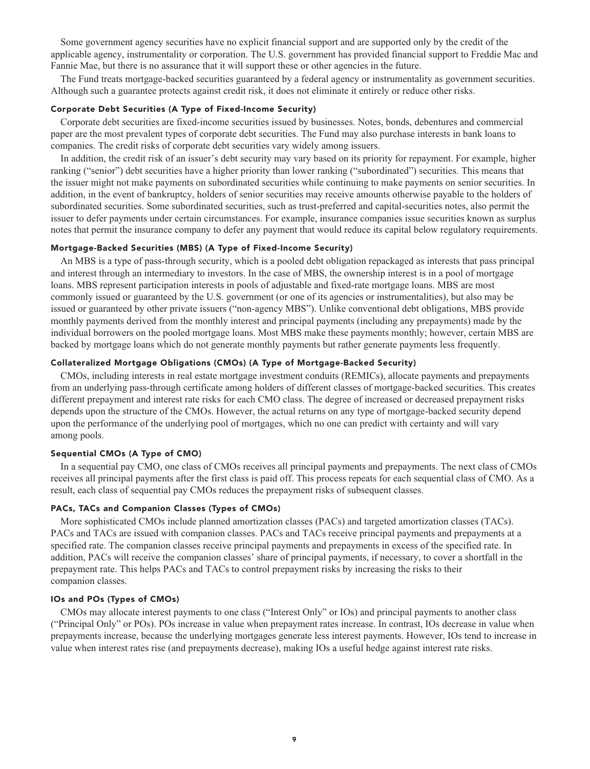Some government agency securities have no explicit financial support and are supported only by the credit of the applicable agency, instrumentality or corporation. The U.S. government has provided financial support to Freddie Mac and Fannie Mae, but there is no assurance that it will support these or other agencies in the future.

The Fund treats mortgage-backed securities guaranteed by a federal agency or instrumentality as government securities. Although such a guarantee protects against credit risk, it does not eliminate it entirely or reduce other risks.

#### Corporate Debt Securities (A Type of Fixed-Income Security)

Corporate debt securities are fixed-income securities issued by businesses. Notes, bonds, debentures and commercial paper are the most prevalent types of corporate debt securities. The Fund may also purchase interests in bank loans to companies. The credit risks of corporate debt securities vary widely among issuers.

In addition, the credit risk of an issuer's debt security may vary based on its priority for repayment. For example, higher ranking ("senior") debt securities have a higher priority than lower ranking ("subordinated") securities. This means that the issuer might not make payments on subordinated securities while continuing to make payments on senior securities. In addition, in the event of bankruptcy, holders of senior securities may receive amounts otherwise payable to the holders of subordinated securities. Some subordinated securities, such as trust-preferred and capital-securities notes, also permit the issuer to defer payments under certain circumstances. For example, insurance companies issue securities known as surplus notes that permit the insurance company to defer any payment that would reduce its capital below regulatory requirements.

#### Mortgage-Backed Securities (MBS) (A Type of Fixed-Income Security)

An MBS is a type of pass-through security, which is a pooled debt obligation repackaged as interests that pass principal and interest through an intermediary to investors. In the case of MBS, the ownership interest is in a pool of mortgage loans. MBS represent participation interests in pools of adjustable and fixed-rate mortgage loans. MBS are most commonly issued or guaranteed by the U.S. government (or one of its agencies or instrumentalities), but also may be issued or guaranteed by other private issuers ("non-agency MBS"). Unlike conventional debt obligations, MBS provide monthly payments derived from the monthly interest and principal payments (including any prepayments) made by the individual borrowers on the pooled mortgage loans. Most MBS make these payments monthly; however, certain MBS are backed by mortgage loans which do not generate monthly payments but rather generate payments less frequently.

#### Collateralized Mortgage Obligations (CMOs) (A Type of Mortgage-Backed Security)

CMOs, including interests in real estate mortgage investment conduits (REMICs), allocate payments and prepayments from an underlying pass-through certificate among holders of different classes of mortgage-backed securities. This creates different prepayment and interest rate risks for each CMO class. The degree of increased or decreased prepayment risks depends upon the structure of the CMOs. However, the actual returns on any type of mortgage-backed security depend upon the performance of the underlying pool of mortgages, which no one can predict with certainty and will vary among pools.

#### Sequential CMOs (A Type of CMO)

In a sequential pay CMO, one class of CMOs receives all principal payments and prepayments. The next class of CMOs receives all principal payments after the first class is paid off. This process repeats for each sequential class of CMO. As a result, each class of sequential pay CMOs reduces the prepayment risks of subsequent classes.

#### PACs, TACs and Companion Classes (Types of CMOs)

More sophisticated CMOs include planned amortization classes (PACs) and targeted amortization classes (TACs). PACs and TACs are issued with companion classes. PACs and TACs receive principal payments and prepayments at a specified rate. The companion classes receive principal payments and prepayments in excess of the specified rate. In addition, PACs will receive the companion classes' share of principal payments, if necessary, to cover a shortfall in the prepayment rate. This helps PACs and TACs to control prepayment risks by increasing the risks to their companion classes.

#### IOs and POs (Types of CMOs)

CMOs may allocate interest payments to one class ("Interest Only" or IOs) and principal payments to another class ("Principal Only" or POs). POs increase in value when prepayment rates increase. In contrast, IOs decrease in value when prepayments increase, because the underlying mortgages generate less interest payments. However, IOs tend to increase in value when interest rates rise (and prepayments decrease), making IOs a useful hedge against interest rate risks.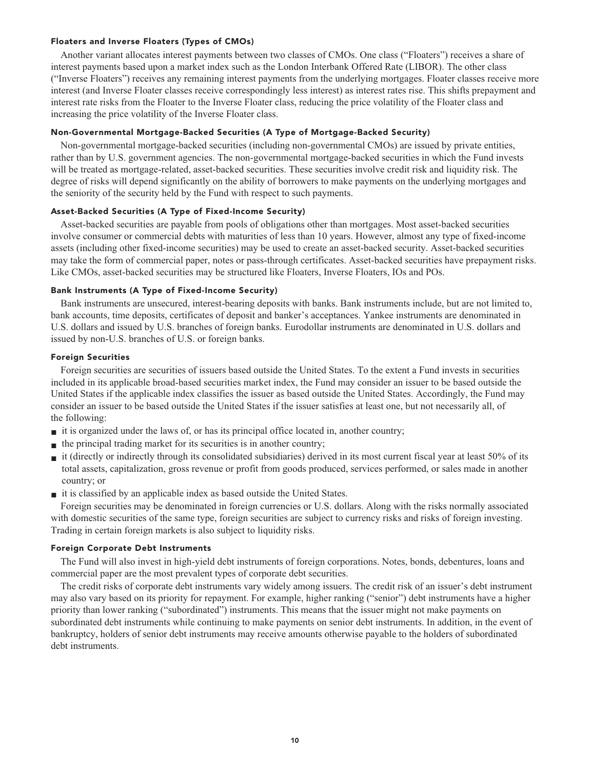#### Floaters and Inverse Floaters (Types of CMOs)

Another variant allocates interest payments between two classes of CMOs. One class ("Floaters") receives a share of interest payments based upon a market index such as the London Interbank Offered Rate (LIBOR). The other class ("Inverse Floaters") receives any remaining interest payments from the underlying mortgages. Floater classes receive more interest (and Inverse Floater classes receive correspondingly less interest) as interest rates rise. This shifts prepayment and interest rate risks from the Floater to the Inverse Floater class, reducing the price volatility of the Floater class and increasing the price volatility of the Inverse Floater class.

#### Non-Governmental Mortgage-Backed Securities (A Type of Mortgage-Backed Security)

Non-governmental mortgage-backed securities (including non-governmental CMOs) are issued by private entities, rather than by U.S. government agencies. The non-governmental mortgage-backed securities in which the Fund invests will be treated as mortgage-related, asset-backed securities. These securities involve credit risk and liquidity risk. The degree of risks will depend significantly on the ability of borrowers to make payments on the underlying mortgages and the seniority of the security held by the Fund with respect to such payments.

#### Asset-Backed Securities (A Type of Fixed-Income Security)

Asset-backed securities are payable from pools of obligations other than mortgages. Most asset-backed securities involve consumer or commercial debts with maturities of less than 10 years. However, almost any type of fixed-income assets (including other fixed-income securities) may be used to create an asset-backed security. Asset-backed securities may take the form of commercial paper, notes or pass-through certificates. Asset-backed securities have prepayment risks. Like CMOs, asset-backed securities may be structured like Floaters, Inverse Floaters, IOs and POs.

#### Bank Instruments (A Type of Fixed-Income Security)

Bank instruments are unsecured, interest-bearing deposits with banks. Bank instruments include, but are not limited to, bank accounts, time deposits, certificates of deposit and banker's acceptances. Yankee instruments are denominated in U.S. dollars and issued by U.S. branches of foreign banks. Eurodollar instruments are denominated in U.S. dollars and issued by non-U.S. branches of U.S. or foreign banks.

#### Foreign Securities

Foreign securities are securities of issuers based outside the United States. To the extent a Fund invests in securities included in its applicable broad-based securities market index, the Fund may consider an issuer to be based outside the United States if the applicable index classifies the issuer as based outside the United States. Accordingly, the Fund may consider an issuer to be based outside the United States if the issuer satisfies at least one, but not necessarily all, of the following:

- it is organized under the laws of, or has its principal office located in, another country;
- the principal trading market for its securities is in another country;
- it (directly or indirectly through its consolidated subsidiaries) derived in its most current fiscal year at least 50% of its total assets, capitalization, gross revenue or profit from goods produced, services performed, or sales made in another country; or
- it is classified by an applicable index as based outside the United States.

Foreign securities may be denominated in foreign currencies or U.S. dollars. Along with the risks normally associated with domestic securities of the same type, foreign securities are subject to currency risks and risks of foreign investing. Trading in certain foreign markets is also subject to liquidity risks.

#### Foreign Corporate Debt Instruments

The Fund will also invest in high-yield debt instruments of foreign corporations. Notes, bonds, debentures, loans and commercial paper are the most prevalent types of corporate debt securities.

The credit risks of corporate debt instruments vary widely among issuers. The credit risk of an issuer's debt instrument may also vary based on its priority for repayment. For example, higher ranking ("senior") debt instruments have a higher priority than lower ranking ("subordinated") instruments. This means that the issuer might not make payments on subordinated debt instruments while continuing to make payments on senior debt instruments. In addition, in the event of bankruptcy, holders of senior debt instruments may receive amounts otherwise payable to the holders of subordinated debt instruments.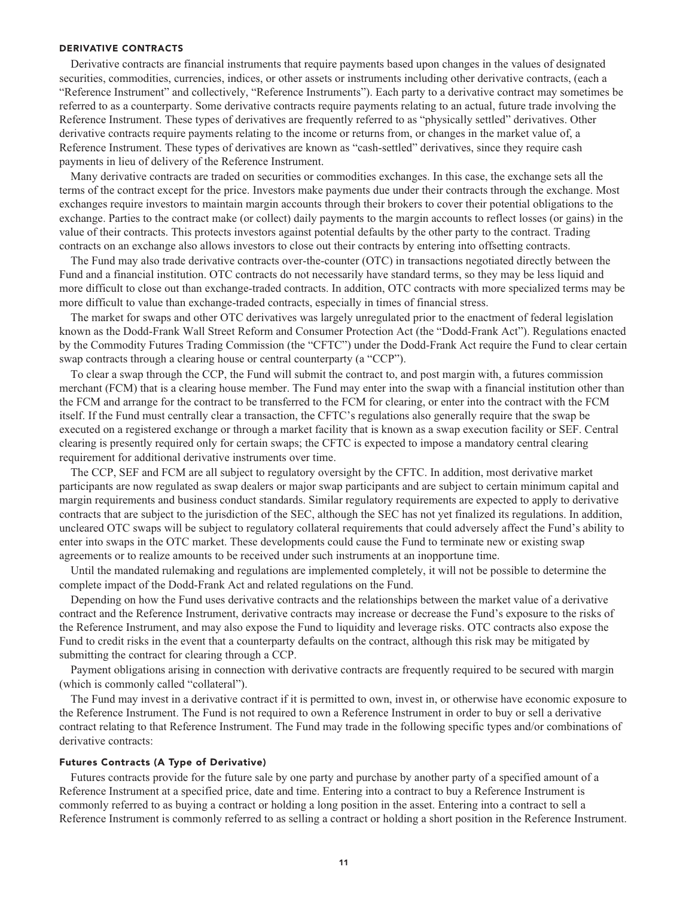## DERIVATIVE CONTRACTS

Derivative contracts are financial instruments that require payments based upon changes in the values of designated securities, commodities, currencies, indices, or other assets or instruments including other derivative contracts, (each a "Reference Instrument" and collectively, "Reference Instruments"). Each party to a derivative contract may sometimes be referred to as a counterparty. Some derivative contracts require payments relating to an actual, future trade involving the Reference Instrument. These types of derivatives are frequently referred to as "physically settled" derivatives. Other derivative contracts require payments relating to the income or returns from, or changes in the market value of, a Reference Instrument. These types of derivatives are known as "cash-settled" derivatives, since they require cash payments in lieu of delivery of the Reference Instrument.

Many derivative contracts are traded on securities or commodities exchanges. In this case, the exchange sets all the terms of the contract except for the price. Investors make payments due under their contracts through the exchange. Most exchanges require investors to maintain margin accounts through their brokers to cover their potential obligations to the exchange. Parties to the contract make (or collect) daily payments to the margin accounts to reflect losses (or gains) in the value of their contracts. This protects investors against potential defaults by the other party to the contract. Trading contracts on an exchange also allows investors to close out their contracts by entering into offsetting contracts.

The Fund may also trade derivative contracts over-the-counter (OTC) in transactions negotiated directly between the Fund and a financial institution. OTC contracts do not necessarily have standard terms, so they may be less liquid and more difficult to close out than exchange-traded contracts. In addition, OTC contracts with more specialized terms may be more difficult to value than exchange-traded contracts, especially in times of financial stress.

The market for swaps and other OTC derivatives was largely unregulated prior to the enactment of federal legislation known as the Dodd-Frank Wall Street Reform and Consumer Protection Act (the "Dodd-Frank Act"). Regulations enacted by the Commodity Futures Trading Commission (the "CFTC") under the Dodd-Frank Act require the Fund to clear certain swap contracts through a clearing house or central counterparty (a "CCP").

To clear a swap through the CCP, the Fund will submit the contract to, and post margin with, a futures commission merchant (FCM) that is a clearing house member. The Fund may enter into the swap with a financial institution other than the FCM and arrange for the contract to be transferred to the FCM for clearing, or enter into the contract with the FCM itself. If the Fund must centrally clear a transaction, the CFTC's regulations also generally require that the swap be executed on a registered exchange or through a market facility that is known as a swap execution facility or SEF. Central clearing is presently required only for certain swaps; the CFTC is expected to impose a mandatory central clearing requirement for additional derivative instruments over time.

The CCP, SEF and FCM are all subject to regulatory oversight by the CFTC. In addition, most derivative market participants are now regulated as swap dealers or major swap participants and are subject to certain minimum capital and margin requirements and business conduct standards. Similar regulatory requirements are expected to apply to derivative contracts that are subject to the jurisdiction of the SEC, although the SEC has not yet finalized its regulations. In addition, uncleared OTC swaps will be subject to regulatory collateral requirements that could adversely affect the Fund's ability to enter into swaps in the OTC market. These developments could cause the Fund to terminate new or existing swap agreements or to realize amounts to be received under such instruments at an inopportune time.

Until the mandated rulemaking and regulations are implemented completely, it will not be possible to determine the complete impact of the Dodd-Frank Act and related regulations on the Fund.

Depending on how the Fund uses derivative contracts and the relationships between the market value of a derivative contract and the Reference Instrument, derivative contracts may increase or decrease the Fund's exposure to the risks of the Reference Instrument, and may also expose the Fund to liquidity and leverage risks. OTC contracts also expose the Fund to credit risks in the event that a counterparty defaults on the contract, although this risk may be mitigated by submitting the contract for clearing through a CCP.

Payment obligations arising in connection with derivative contracts are frequently required to be secured with margin (which is commonly called "collateral").

The Fund may invest in a derivative contract if it is permitted to own, invest in, or otherwise have economic exposure to the Reference Instrument. The Fund is not required to own a Reference Instrument in order to buy or sell a derivative contract relating to that Reference Instrument. The Fund may trade in the following specific types and/or combinations of derivative contracts:

### Futures Contracts (A Type of Derivative)

Futures contracts provide for the future sale by one party and purchase by another party of a specified amount of a Reference Instrument at a specified price, date and time. Entering into a contract to buy a Reference Instrument is commonly referred to as buying a contract or holding a long position in the asset. Entering into a contract to sell a Reference Instrument is commonly referred to as selling a contract or holding a short position in the Reference Instrument.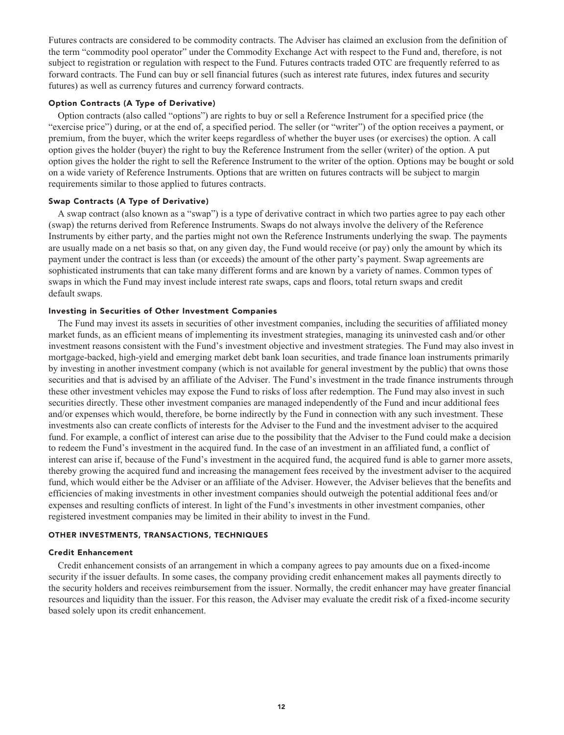Futures contracts are considered to be commodity contracts. The Adviser has claimed an exclusion from the definition of the term "commodity pool operator" under the Commodity Exchange Act with respect to the Fund and, therefore, is not subject to registration or regulation with respect to the Fund. Futures contracts traded OTC are frequently referred to as forward contracts. The Fund can buy or sell financial futures (such as interest rate futures, index futures and security futures) as well as currency futures and currency forward contracts.

### Option Contracts (A Type of Derivative)

Option contracts (also called "options") are rights to buy or sell a Reference Instrument for a specified price (the "exercise price") during, or at the end of, a specified period. The seller (or "writer") of the option receives a payment, or premium, from the buyer, which the writer keeps regardless of whether the buyer uses (or exercises) the option. A call option gives the holder (buyer) the right to buy the Reference Instrument from the seller (writer) of the option. A put option gives the holder the right to sell the Reference Instrument to the writer of the option. Options may be bought or sold on a wide variety of Reference Instruments. Options that are written on futures contracts will be subject to margin requirements similar to those applied to futures contracts.

### Swap Contracts (A Type of Derivative)

A swap contract (also known as a "swap") is a type of derivative contract in which two parties agree to pay each other (swap) the returns derived from Reference Instruments. Swaps do not always involve the delivery of the Reference Instruments by either party, and the parties might not own the Reference Instruments underlying the swap. The payments are usually made on a net basis so that, on any given day, the Fund would receive (or pay) only the amount by which its payment under the contract is less than (or exceeds) the amount of the other party's payment. Swap agreements are sophisticated instruments that can take many different forms and are known by a variety of names. Common types of swaps in which the Fund may invest include interest rate swaps, caps and floors, total return swaps and credit default swaps.

### Investing in Securities of Other Investment Companies

The Fund may invest its assets in securities of other investment companies, including the securities of affiliated money market funds, as an efficient means of implementing its investment strategies, managing its uninvested cash and/or other investment reasons consistent with the Fund's investment objective and investment strategies. The Fund may also invest in mortgage-backed, high-yield and emerging market debt bank loan securities, and trade finance loan instruments primarily by investing in another investment company (which is not available for general investment by the public) that owns those securities and that is advised by an affiliate of the Adviser. The Fund's investment in the trade finance instruments through these other investment vehicles may expose the Fund to risks of loss after redemption. The Fund may also invest in such securities directly. These other investment companies are managed independently of the Fund and incur additional fees and/or expenses which would, therefore, be borne indirectly by the Fund in connection with any such investment. These investments also can create conflicts of interests for the Adviser to the Fund and the investment adviser to the acquired fund. For example, a conflict of interest can arise due to the possibility that the Adviser to the Fund could make a decision to redeem the Fund's investment in the acquired fund. In the case of an investment in an affiliated fund, a conflict of interest can arise if, because of the Fund's investment in the acquired fund, the acquired fund is able to garner more assets, thereby growing the acquired fund and increasing the management fees received by the investment adviser to the acquired fund, which would either be the Adviser or an affiliate of the Adviser. However, the Adviser believes that the benefits and efficiencies of making investments in other investment companies should outweigh the potential additional fees and/or expenses and resulting conflicts of interest. In light of the Fund's investments in other investment companies, other registered investment companies may be limited in their ability to invest in the Fund.

## OTHER INVESTMENTS, TRANSACTIONS, TECHNIQUES

### Credit Enhancement

Credit enhancement consists of an arrangement in which a company agrees to pay amounts due on a fixed-income security if the issuer defaults. In some cases, the company providing credit enhancement makes all payments directly to the security holders and receives reimbursement from the issuer. Normally, the credit enhancer may have greater financial resources and liquidity than the issuer. For this reason, the Adviser may evaluate the credit risk of a fixed-income security based solely upon its credit enhancement.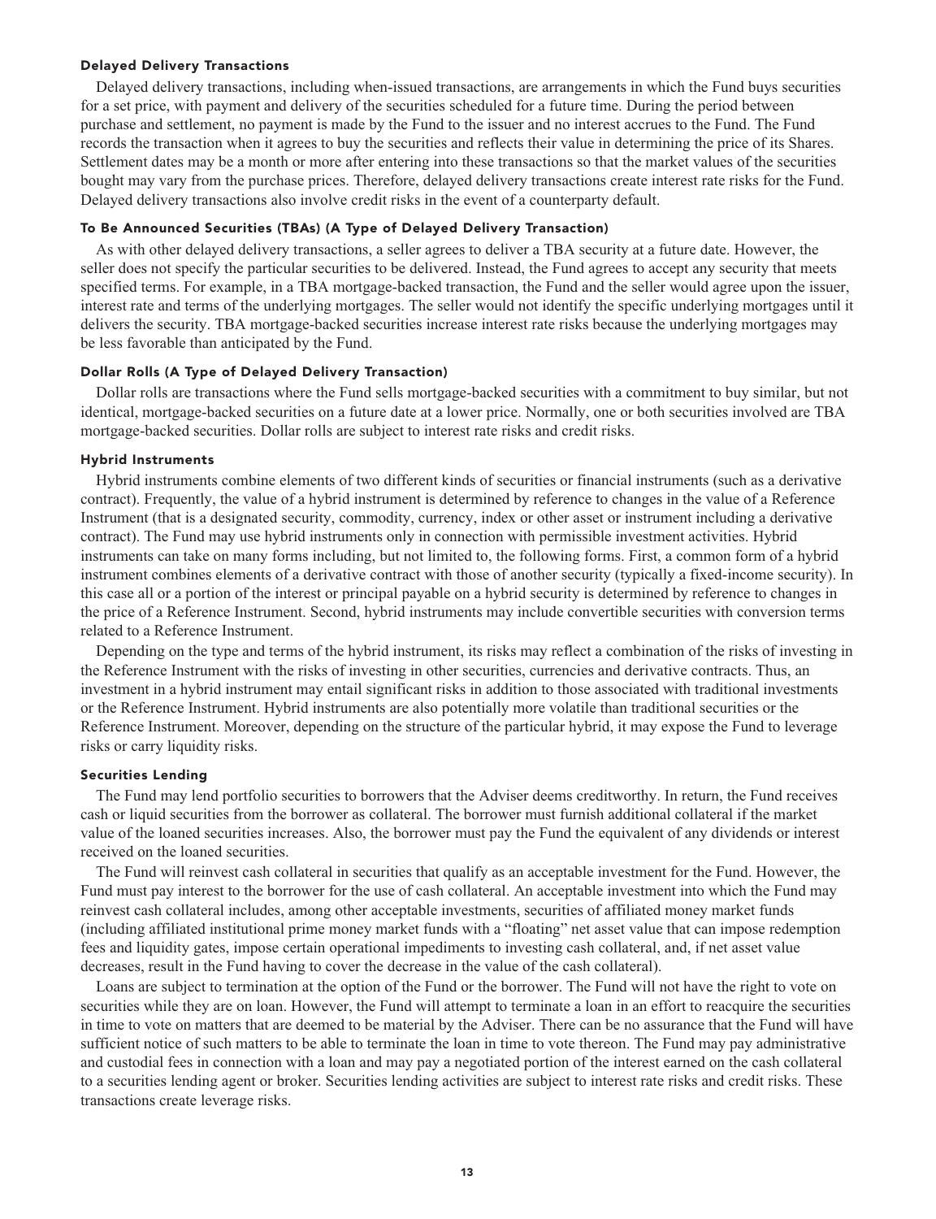#### Delayed Delivery Transactions

Delayed delivery transactions, including when-issued transactions, are arrangements in which the Fund buys securities for a set price, with payment and delivery of the securities scheduled for a future time. During the period between purchase and settlement, no payment is made by the Fund to the issuer and no interest accrues to the Fund. The Fund records the transaction when it agrees to buy the securities and reflects their value in determining the price of its Shares. Settlement dates may be a month or more after entering into these transactions so that the market values of the securities bought may vary from the purchase prices. Therefore, delayed delivery transactions create interest rate risks for the Fund. Delayed delivery transactions also involve credit risks in the event of a counterparty default.

#### To Be Announced Securities (TBAs) (A Type of Delayed Delivery Transaction)

As with other delayed delivery transactions, a seller agrees to deliver a TBA security at a future date. However, the seller does not specify the particular securities to be delivered. Instead, the Fund agrees to accept any security that meets specified terms. For example, in a TBA mortgage-backed transaction, the Fund and the seller would agree upon the issuer, interest rate and terms of the underlying mortgages. The seller would not identify the specific underlying mortgages until it delivers the security. TBA mortgage-backed securities increase interest rate risks because the underlying mortgages may be less favorable than anticipated by the Fund.

#### Dollar Rolls (A Type of Delayed Delivery Transaction)

Dollar rolls are transactions where the Fund sells mortgage-backed securities with a commitment to buy similar, but not identical, mortgage-backed securities on a future date at a lower price. Normally, one or both securities involved are TBA mortgage-backed securities. Dollar rolls are subject to interest rate risks and credit risks.

#### Hybrid Instruments

Hybrid instruments combine elements of two different kinds of securities or financial instruments (such as a derivative contract). Frequently, the value of a hybrid instrument is determined by reference to changes in the value of a Reference Instrument (that is a designated security, commodity, currency, index or other asset or instrument including a derivative contract). The Fund may use hybrid instruments only in connection with permissible investment activities. Hybrid instruments can take on many forms including, but not limited to, the following forms. First, a common form of a hybrid instrument combines elements of a derivative contract with those of another security (typically a fixed-income security). In this case all or a portion of the interest or principal payable on a hybrid security is determined by reference to changes in the price of a Reference Instrument. Second, hybrid instruments may include convertible securities with conversion terms related to a Reference Instrument.

Depending on the type and terms of the hybrid instrument, its risks may reflect a combination of the risks of investing in the Reference Instrument with the risks of investing in other securities, currencies and derivative contracts. Thus, an investment in a hybrid instrument may entail significant risks in addition to those associated with traditional investments or the Reference Instrument. Hybrid instruments are also potentially more volatile than traditional securities or the Reference Instrument. Moreover, depending on the structure of the particular hybrid, it may expose the Fund to leverage risks or carry liquidity risks.

#### Securities Lending

The Fund may lend portfolio securities to borrowers that the Adviser deems creditworthy. In return, the Fund receives cash or liquid securities from the borrower as collateral. The borrower must furnish additional collateral if the market value of the loaned securities increases. Also, the borrower must pay the Fund the equivalent of any dividends or interest received on the loaned securities.

The Fund will reinvest cash collateral in securities that qualify as an acceptable investment for the Fund. However, the Fund must pay interest to the borrower for the use of cash collateral. An acceptable investment into which the Fund may reinvest cash collateral includes, among other acceptable investments, securities of affiliated money market funds (including affiliated institutional prime money market funds with a "floating" net asset value that can impose redemption fees and liquidity gates, impose certain operational impediments to investing cash collateral, and, if net asset value decreases, result in the Fund having to cover the decrease in the value of the cash collateral).

Loans are subject to termination at the option of the Fund or the borrower. The Fund will not have the right to vote on securities while they are on loan. However, the Fund will attempt to terminate a loan in an effort to reacquire the securities in time to vote on matters that are deemed to be material by the Adviser. There can be no assurance that the Fund will have sufficient notice of such matters to be able to terminate the loan in time to vote thereon. The Fund may pay administrative and custodial fees in connection with a loan and may pay a negotiated portion of the interest earned on the cash collateral to a securities lending agent or broker. Securities lending activities are subject to interest rate risks and credit risks. These transactions create leverage risks.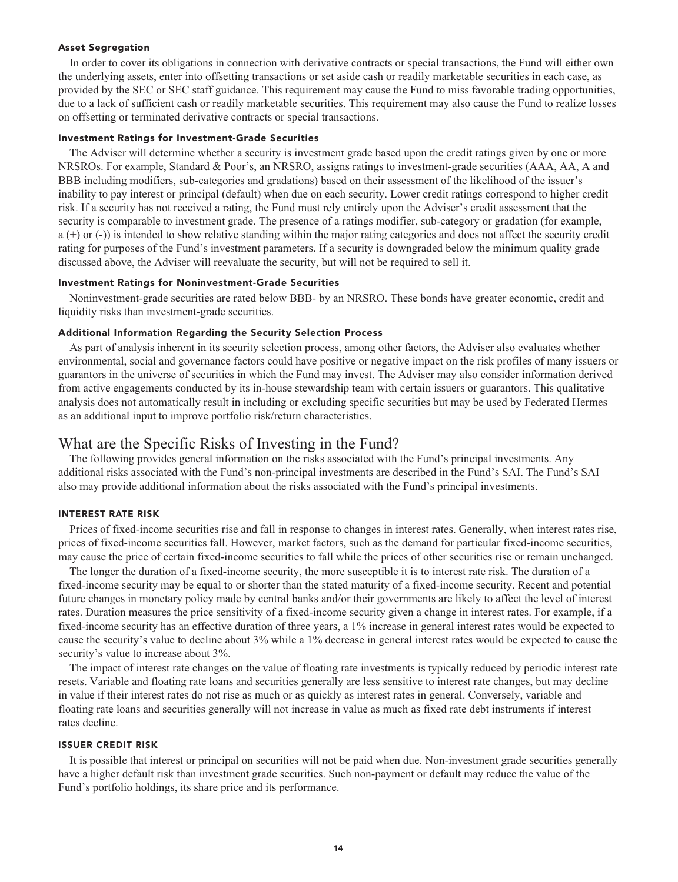#### Asset Segregation

In order to cover its obligations in connection with derivative contracts or special transactions, the Fund will either own the underlying assets, enter into offsetting transactions or set aside cash or readily marketable securities in each case, as provided by the SEC or SEC staff guidance. This requirement may cause the Fund to miss favorable trading opportunities, due to a lack of sufficient cash or readily marketable securities. This requirement may also cause the Fund to realize losses on offsetting or terminated derivative contracts or special transactions.

#### Investment Ratings for Investment-Grade Securities

The Adviser will determine whether a security is investment grade based upon the credit ratings given by one or more NRSROs. For example, Standard & Poor's, an NRSRO, assigns ratings to investment-grade securities (AAA, AA, A and BBB including modifiers, sub-categories and gradations) based on their assessment of the likelihood of the issuer's inability to pay interest or principal (default) when due on each security. Lower credit ratings correspond to higher credit risk. If a security has not received a rating, the Fund must rely entirely upon the Adviser's credit assessment that the security is comparable to investment grade. The presence of a ratings modifier, sub-category or gradation (for example, a (+) or (-)) is intended to show relative standing within the major rating categories and does not affect the security credit rating for purposes of the Fund's investment parameters. If a security is downgraded below the minimum quality grade discussed above, the Adviser will reevaluate the security, but will not be required to sell it.

#### Investment Ratings for Noninvestment-Grade Securities

Noninvestment-grade securities are rated below BBB- by an NRSRO. These bonds have greater economic, credit and liquidity risks than investment-grade securities.

#### Additional Information Regarding the Security Selection Process

As part of analysis inherent in its security selection process, among other factors, the Adviser also evaluates whether environmental, social and governance factors could have positive or negative impact on the risk profiles of many issuers or guarantors in the universe of securities in which the Fund may invest. The Adviser may also consider information derived from active engagements conducted by its in-house stewardship team with certain issuers or guarantors. This qualitative analysis does not automatically result in including or excluding specific securities but may be used by Federated Hermes as an additional input to improve portfolio risk/return characteristics.

## What are the Specific Risks of Investing in the Fund?

The following provides general information on the risks associated with the Fund's principal investments. Any additional risks associated with the Fund's non-principal investments are described in the Fund's SAI. The Fund's SAI also may provide additional information about the risks associated with the Fund's principal investments.

#### INTEREST RATE RISK

Prices of fixed-income securities rise and fall in response to changes in interest rates. Generally, when interest rates rise, prices of fixed-income securities fall. However, market factors, such as the demand for particular fixed-income securities, may cause the price of certain fixed-income securities to fall while the prices of other securities rise or remain unchanged.

The longer the duration of a fixed-income security, the more susceptible it is to interest rate risk. The duration of a fixed-income security may be equal to or shorter than the stated maturity of a fixed-income security. Recent and potential future changes in monetary policy made by central banks and/or their governments are likely to affect the level of interest rates. Duration measures the price sensitivity of a fixed-income security given a change in interest rates. For example, if a fixed-income security has an effective duration of three years, a 1% increase in general interest rates would be expected to cause the security's value to decline about 3% while a 1% decrease in general interest rates would be expected to cause the security's value to increase about 3%.

The impact of interest rate changes on the value of floating rate investments is typically reduced by periodic interest rate resets. Variable and floating rate loans and securities generally are less sensitive to interest rate changes, but may decline in value if their interest rates do not rise as much or as quickly as interest rates in general. Conversely, variable and floating rate loans and securities generally will not increase in value as much as fixed rate debt instruments if interest rates decline.

#### ISSUER CREDIT RISK

It is possible that interest or principal on securities will not be paid when due. Non-investment grade securities generally have a higher default risk than investment grade securities. Such non-payment or default may reduce the value of the Fund's portfolio holdings, its share price and its performance.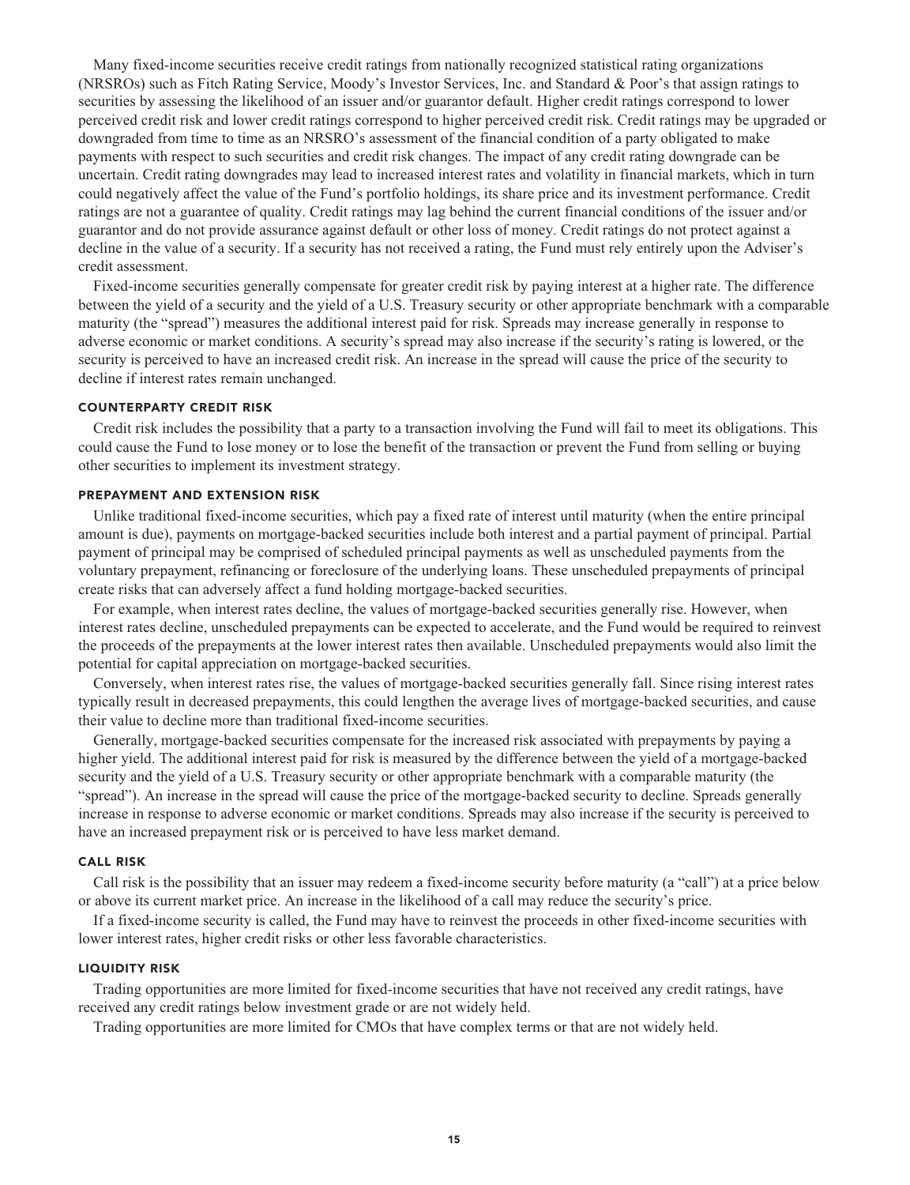Many fixed-income securities receive credit ratings from nationally recognized statistical rating organizations (NRSROs) such as Fitch Rating Service, Moody's Investor Services, Inc. and Standard & Poor's that assign ratings to securities by assessing the likelihood of an issuer and/or guarantor default. Higher credit ratings correspond to lower perceived credit risk and lower credit ratings correspond to higher perceived credit risk. Credit ratings may be upgraded or downgraded from time to time as an NRSRO's assessment of the financial condition of a party obligated to make payments with respect to such securities and credit risk changes. The impact of any credit rating downgrade can be uncertain. Credit rating downgrades may lead to increased interest rates and volatility in financial markets, which in turn could negatively affect the value of the Fund's portfolio holdings, its share price and its investment performance. Credit ratings are not a guarantee of quality. Credit ratings may lag behind the current financial conditions of the issuer and/or guarantor and do not provide assurance against default or other loss of money. Credit ratings do not protect against a decline in the value of a security. If a security has not received a rating, the Fund must rely entirely upon the Adviser's credit assessment.

Fixed-income securities generally compensate for greater credit risk by paying interest at a higher rate. The difference between the yield of a security and the yield of a U.S. Treasury security or other appropriate benchmark with a comparable maturity (the "spread") measures the additional interest paid for risk. Spreads may increase generally in response to adverse economic or market conditions. A security's spread may also increase if the security's rating is lowered, or the security is perceived to have an increased credit risk. An increase in the spread will cause the price of the security to decline if interest rates remain unchanged.

#### COUNTERPARTY CREDIT RISK

Credit risk includes the possibility that a party to a transaction involving the Fund will fail to meet its obligations. This could cause the Fund to lose money or to lose the benefit of the transaction or prevent the Fund from selling or buying other securities to implement its investment strategy.

#### PREPAYMENT AND EXTENSION RISK

Unlike traditional fixed-income securities, which pay a fixed rate of interest until maturity (when the entire principal amount is due), payments on mortgage-backed securities include both interest and a partial payment of principal. Partial payment of principal may be comprised of scheduled principal payments as well as unscheduled payments from the voluntary prepayment, refinancing or foreclosure of the underlying loans. These unscheduled prepayments of principal create risks that can adversely affect a fund holding mortgage-backed securities.

For example, when interest rates decline, the values of mortgage-backed securities generally rise. However, when interest rates decline, unscheduled prepayments can be expected to accelerate, and the Fund would be required to reinvest the proceeds of the prepayments at the lower interest rates then available. Unscheduled prepayments would also limit the potential for capital appreciation on mortgage-backed securities.

Conversely, when interest rates rise, the values of mortgage-backed securities generally fall. Since rising interest rates typically result in decreased prepayments, this could lengthen the average lives of mortgage-backed securities, and cause their value to decline more than traditional fixed-income securities.

Generally, mortgage-backed securities compensate for the increased risk associated with prepayments by paying a higher yield. The additional interest paid for risk is measured by the difference between the yield of a mortgage-backed security and the yield of a U.S. Treasury security or other appropriate benchmark with a comparable maturity (the "spread"). An increase in the spread will cause the price of the mortgage-backed security to decline. Spreads generally increase in response to adverse economic or market conditions. Spreads may also increase if the security is perceived to have an increased prepayment risk or is perceived to have less market demand.

#### CALL RISK

Call risk is the possibility that an issuer may redeem a fixed-income security before maturity (a "call") at a price below or above its current market price. An increase in the likelihood of a call may reduce the security's price.

If a fixed-income security is called, the Fund may have to reinvest the proceeds in other fixed-income securities with lower interest rates, higher credit risks or other less favorable characteristics.

#### LIQUIDITY RISK

Trading opportunities are more limited for fixed-income securities that have not received any credit ratings, have received any credit ratings below investment grade or are not widely held.

Trading opportunities are more limited for CMOs that have complex terms or that are not widely held.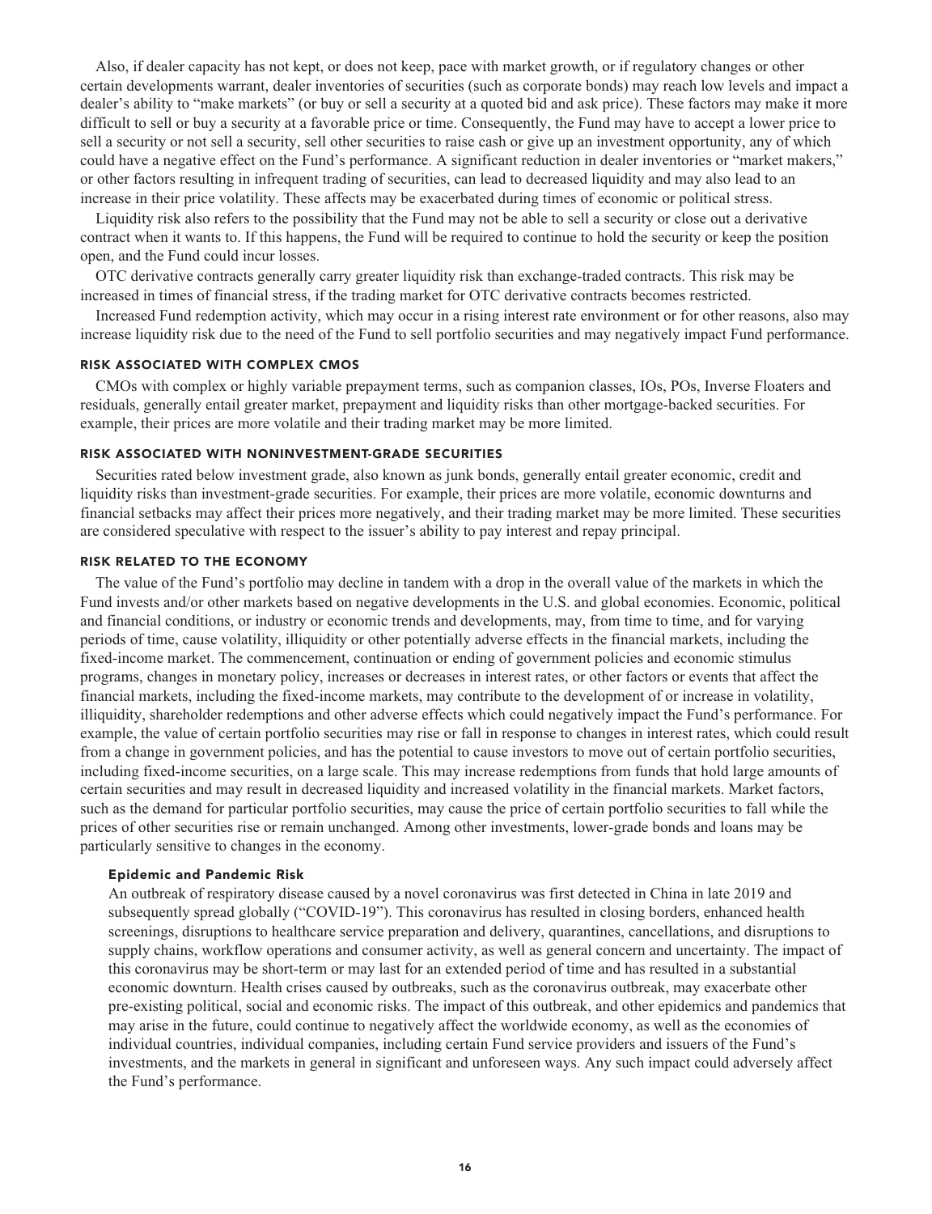Also, if dealer capacity has not kept, or does not keep, pace with market growth, or if regulatory changes or other certain developments warrant, dealer inventories of securities (such as corporate bonds) may reach low levels and impact a dealer's ability to "make markets" (or buy or sell a security at a quoted bid and ask price). These factors may make it more difficult to sell or buy a security at a favorable price or time. Consequently, the Fund may have to accept a lower price to sell a security or not sell a security, sell other securities to raise cash or give up an investment opportunity, any of which could have a negative effect on the Fund's performance. A significant reduction in dealer inventories or "market makers," or other factors resulting in infrequent trading of securities, can lead to decreased liquidity and may also lead to an increase in their price volatility. These affects may be exacerbated during times of economic or political stress.

Liquidity risk also refers to the possibility that the Fund may not be able to sell a security or close out a derivative contract when it wants to. If this happens, the Fund will be required to continue to hold the security or keep the position open, and the Fund could incur losses.

OTC derivative contracts generally carry greater liquidity risk than exchange-traded contracts. This risk may be increased in times of financial stress, if the trading market for OTC derivative contracts becomes restricted.

Increased Fund redemption activity, which may occur in a rising interest rate environment or for other reasons, also may increase liquidity risk due to the need of the Fund to sell portfolio securities and may negatively impact Fund performance.

### RISK ASSOCIATED WITH COMPLEX CMOS

CMOs with complex or highly variable prepayment terms, such as companion classes, IOs, POs, Inverse Floaters and residuals, generally entail greater market, prepayment and liquidity risks than other mortgage-backed securities. For example, their prices are more volatile and their trading market may be more limited.

### RISK ASSOCIATED WITH NONINVESTMENT-GRADE SECURITIES

Securities rated below investment grade, also known as junk bonds, generally entail greater economic, credit and liquidity risks than investment-grade securities. For example, their prices are more volatile, economic downturns and financial setbacks may affect their prices more negatively, and their trading market may be more limited. These securities are considered speculative with respect to the issuer's ability to pay interest and repay principal.

### RISK RELATED TO THE ECONOMY

The value of the Fund's portfolio may decline in tandem with a drop in the overall value of the markets in which the Fund invests and/or other markets based on negative developments in the U.S. and global economies. Economic, political and financial conditions, or industry or economic trends and developments, may, from time to time, and for varying periods of time, cause volatility, illiquidity or other potentially adverse effects in the financial markets, including the fixed-income market. The commencement, continuation or ending of government policies and economic stimulus programs, changes in monetary policy, increases or decreases in interest rates, or other factors or events that affect the financial markets, including the fixed-income markets, may contribute to the development of or increase in volatility, illiquidity, shareholder redemptions and other adverse effects which could negatively impact the Fund's performance. For example, the value of certain portfolio securities may rise or fall in response to changes in interest rates, which could result from a change in government policies, and has the potential to cause investors to move out of certain portfolio securities, including fixed-income securities, on a large scale. This may increase redemptions from funds that hold large amounts of certain securities and may result in decreased liquidity and increased volatility in the financial markets. Market factors, such as the demand for particular portfolio securities, may cause the price of certain portfolio securities to fall while the prices of other securities rise or remain unchanged. Among other investments, lower-grade bonds and loans may be particularly sensitive to changes in the economy.

#### Epidemic and Pandemic Risk

An outbreak of respiratory disease caused by a novel coronavirus was first detected in China in late 2019 and subsequently spread globally ("COVID-19"). This coronavirus has resulted in closing borders, enhanced health screenings, disruptions to healthcare service preparation and delivery, quarantines, cancellations, and disruptions to supply chains, workflow operations and consumer activity, as well as general concern and uncertainty. The impact of this coronavirus may be short-term or may last for an extended period of time and has resulted in a substantial economic downturn. Health crises caused by outbreaks, such as the coronavirus outbreak, may exacerbate other pre-existing political, social and economic risks. The impact of this outbreak, and other epidemics and pandemics that may arise in the future, could continue to negatively affect the worldwide economy, as well as the economies of individual countries, individual companies, including certain Fund service providers and issuers of the Fund's investments, and the markets in general in significant and unforeseen ways. Any such impact could adversely affect the Fund's performance.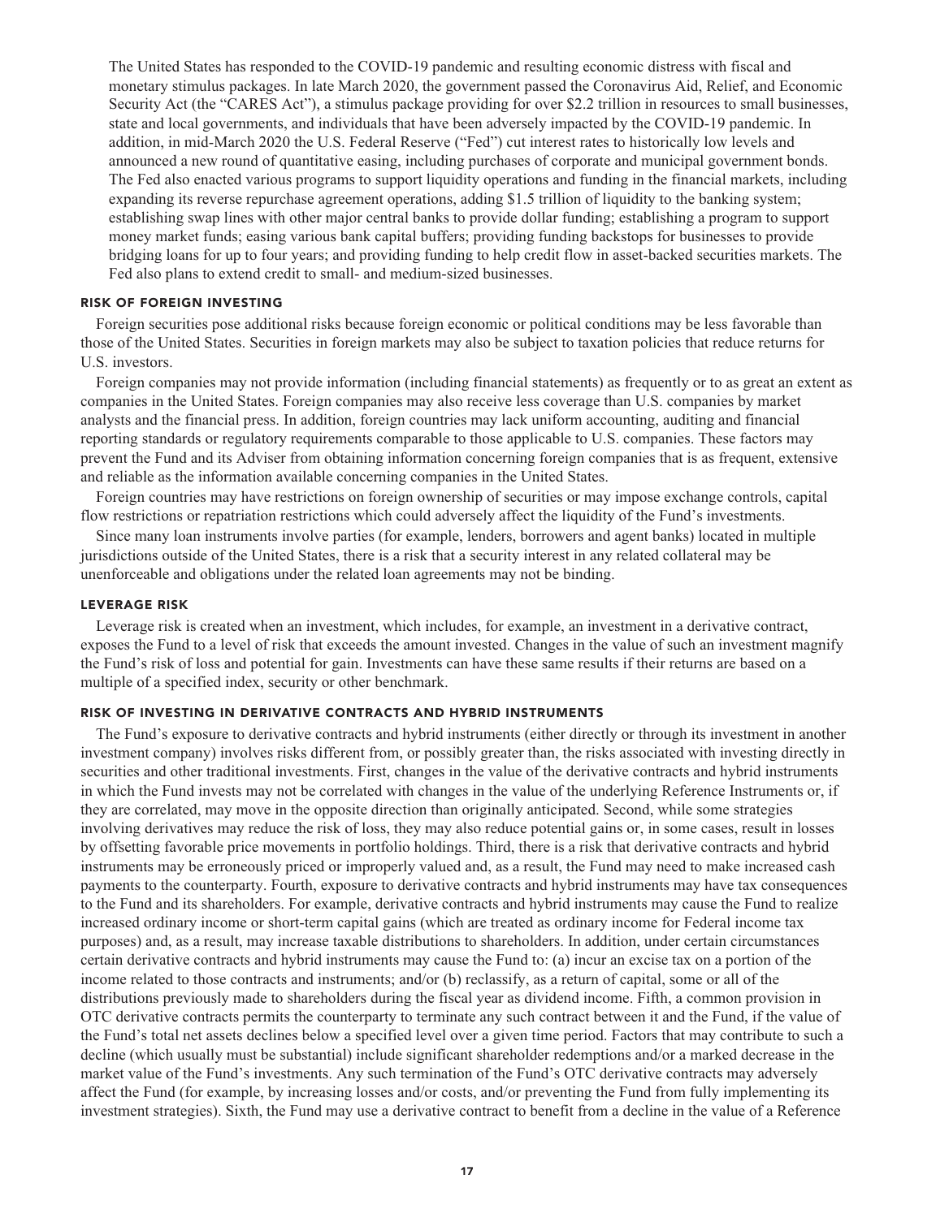The United States has responded to the COVID-19 pandemic and resulting economic distress with fiscal and monetary stimulus packages. In late March 2020, the government passed the Coronavirus Aid, Relief, and Economic Security Act (the "CARES Act"), a stimulus package providing for over $2.2 trillion in resources to small businesses, state and local governments, and individuals that have been adversely impacted by the COVID-19 pandemic. In addition, in mid-March 2020 the U.S. Federal Reserve ("Fed") cut interest rates to historically low levels and announced a new round of quantitative easing, including purchases of corporate and municipal government bonds. The Fed also enacted various programs to support liquidity operations and funding in the financial markets, including expanding its reverse repurchase agreement operations, adding $1.5 trillion of liquidity to the banking system; establishing swap lines with other major central banks to provide dollar funding; establishing a program to support money market funds; easing various bank capital buffers; providing funding backstops for businesses to provide bridging loans for up to four years; and providing funding to help credit flow in asset-backed securities markets. The Fed also plans to extend credit to small- and medium-sized businesses.

### RISK OF FOREIGN INVESTING

Foreign securities pose additional risks because foreign economic or political conditions may be less favorable than those of the United States. Securities in foreign markets may also be subject to taxation policies that reduce returns for U.S. investors.

Foreign companies may not provide information (including financial statements) as frequently or to as great an extent as companies in the United States. Foreign companies may also receive less coverage than U.S. companies by market analysts and the financial press. In addition, foreign countries may lack uniform accounting, auditing and financial reporting standards or regulatory requirements comparable to those applicable to U.S. companies. These factors may prevent the Fund and its Adviser from obtaining information concerning foreign companies that is as frequent, extensive and reliable as the information available concerning companies in the United States.

Foreign countries may have restrictions on foreign ownership of securities or may impose exchange controls, capital flow restrictions or repatriation restrictions which could adversely affect the liquidity of the Fund's investments.

Since many loan instruments involve parties (for example, lenders, borrowers and agent banks) located in multiple jurisdictions outside of the United States, there is a risk that a security interest in any related collateral may be unenforceable and obligations under the related loan agreements may not be binding.

### LEVERAGE RISK

Leverage risk is created when an investment, which includes, for example, an investment in a derivative contract, exposes the Fund to a level of risk that exceeds the amount invested. Changes in the value of such an investment magnify the Fund's risk of loss and potential for gain. Investments can have these same results if their returns are based on a multiple of a specified index, security or other benchmark.

### RISK OF INVESTING IN DERIVATIVE CONTRACTS AND HYBRID INSTRUMENTS

The Fund's exposure to derivative contracts and hybrid instruments (either directly or through its investment in another investment company) involves risks different from, or possibly greater than, the risks associated with investing directly in securities and other traditional investments. First, changes in the value of the derivative contracts and hybrid instruments in which the Fund invests may not be correlated with changes in the value of the underlying Reference Instruments or, if they are correlated, may move in the opposite direction than originally anticipated. Second, while some strategies involving derivatives may reduce the risk of loss, they may also reduce potential gains or, in some cases, result in losses by offsetting favorable price movements in portfolio holdings. Third, there is a risk that derivative contracts and hybrid instruments may be erroneously priced or improperly valued and, as a result, the Fund may need to make increased cash payments to the counterparty. Fourth, exposure to derivative contracts and hybrid instruments may have tax consequences to the Fund and its shareholders. For example, derivative contracts and hybrid instruments may cause the Fund to realize increased ordinary income or short-term capital gains (which are treated as ordinary income for Federal income tax purposes) and, as a result, may increase taxable distributions to shareholders. In addition, under certain circumstances certain derivative contracts and hybrid instruments may cause the Fund to: (a) incur an excise tax on a portion of the income related to those contracts and instruments; and/or (b) reclassify, as a return of capital, some or all of the distributions previously made to shareholders during the fiscal year as dividend income. Fifth, a common provision in OTC derivative contracts permits the counterparty to terminate any such contract between it and the Fund, if the value of the Fund's total net assets declines below a specified level over a given time period. Factors that may contribute to such a decline (which usually must be substantial) include significant shareholder redemptions and/or a marked decrease in the market value of the Fund's investments. Any such termination of the Fund's OTC derivative contracts may adversely affect the Fund (for example, by increasing losses and/or costs, and/or preventing the Fund from fully implementing its investment strategies). Sixth, the Fund may use a derivative contract to benefit from a decline in the value of a Reference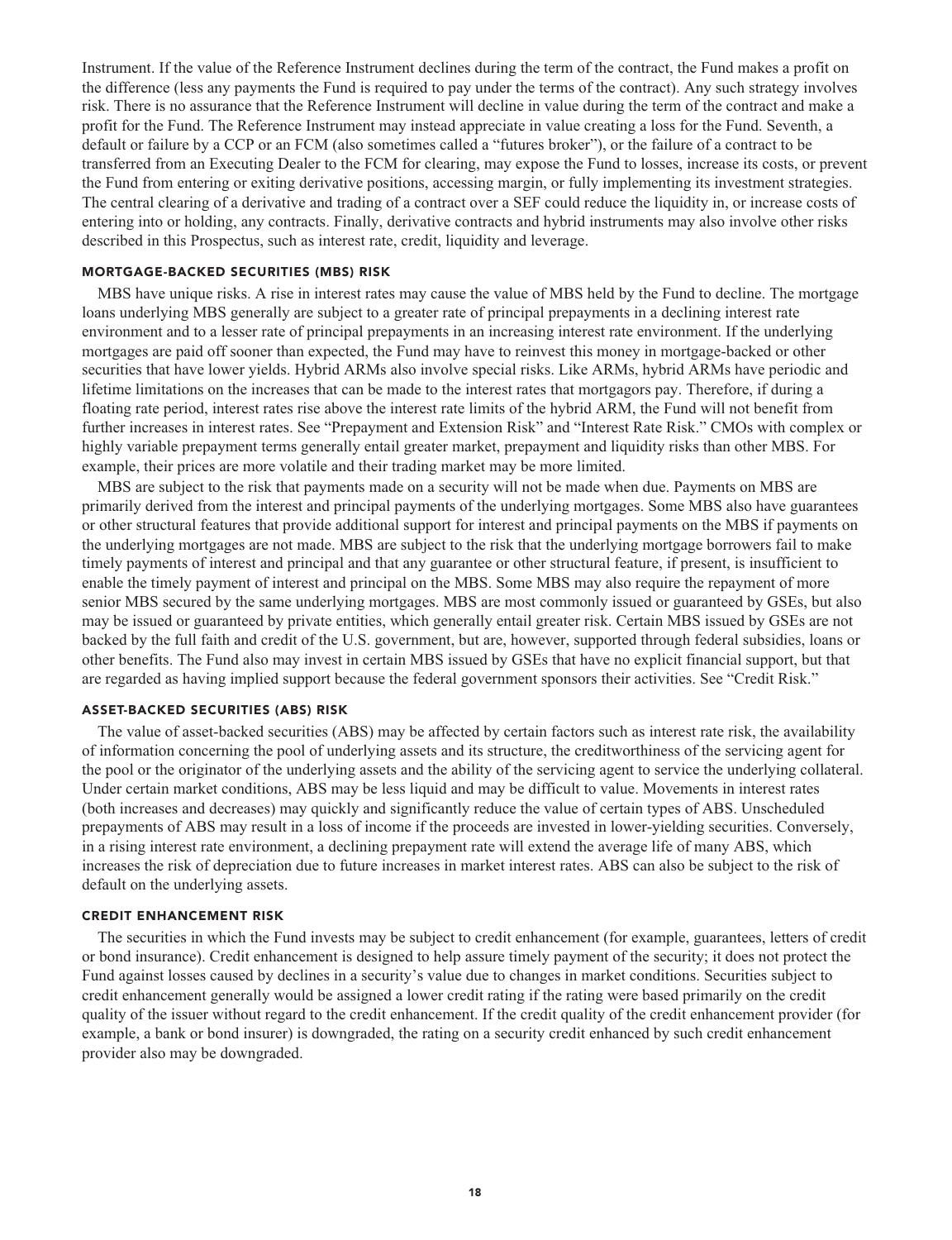Instrument. If the value of the Reference Instrument declines during the term of the contract, the Fund makes a profit on the difference (less any payments the Fund is required to pay under the terms of the contract). Any such strategy involves risk. There is no assurance that the Reference Instrument will decline in value during the term of the contract and make a profit for the Fund. The Reference Instrument may instead appreciate in value creating a loss for the Fund. Seventh, a default or failure by a CCP or an FCM (also sometimes called a "futures broker"), or the failure of a contract to be transferred from an Executing Dealer to the FCM for clearing, may expose the Fund to losses, increase its costs, or prevent the Fund from entering or exiting derivative positions, accessing margin, or fully implementing its investment strategies. The central clearing of a derivative and trading of a contract over a SEF could reduce the liquidity in, or increase costs of entering into or holding, any contracts. Finally, derivative contracts and hybrid instruments may also involve other risks described in this Prospectus, such as interest rate, credit, liquidity and leverage.

### MORTGAGE-BACKED SECURITIES (MBS) RISK

MBS have unique risks. A rise in interest rates may cause the value of MBS held by the Fund to decline. The mortgage loans underlying MBS generally are subject to a greater rate of principal prepayments in a declining interest rate environment and to a lesser rate of principal prepayments in an increasing interest rate environment. If the underlying mortgages are paid off sooner than expected, the Fund may have to reinvest this money in mortgage-backed or other securities that have lower yields. Hybrid ARMs also involve special risks. Like ARMs, hybrid ARMs have periodic and lifetime limitations on the increases that can be made to the interest rates that mortgagors pay. Therefore, if during a floating rate period, interest rates rise above the interest rate limits of the hybrid ARM, the Fund will not benefit from further increases in interest rates. See "Prepayment and Extension Risk" and "Interest Rate Risk." CMOs with complex or highly variable prepayment terms generally entail greater market, prepayment and liquidity risks than other MBS. For example, their prices are more volatile and their trading market may be more limited.

MBS are subject to the risk that payments made on a security will not be made when due. Payments on MBS are primarily derived from the interest and principal payments of the underlying mortgages. Some MBS also have guarantees or other structural features that provide additional support for interest and principal payments on the MBS if payments on the underlying mortgages are not made. MBS are subject to the risk that the underlying mortgage borrowers fail to make timely payments of interest and principal and that any guarantee or other structural feature, if present, is insufficient to enable the timely payment of interest and principal on the MBS. Some MBS may also require the repayment of more senior MBS secured by the same underlying mortgages. MBS are most commonly issued or guaranteed by GSEs, but also may be issued or guaranteed by private entities, which generally entail greater risk. Certain MBS issued by GSEs are not backed by the full faith and credit of the U.S. government, but are, however, supported through federal subsidies, loans or other benefits. The Fund also may invest in certain MBS issued by GSEs that have no explicit financial support, but that are regarded as having implied support because the federal government sponsors their activities. See "Credit Risk."

### ASSET-BACKED SECURITIES (ABS) RISK

The value of asset-backed securities (ABS) may be affected by certain factors such as interest rate risk, the availability of information concerning the pool of underlying assets and its structure, the creditworthiness of the servicing agent for the pool or the originator of the underlying assets and the ability of the servicing agent to service the underlying collateral. Under certain market conditions, ABS may be less liquid and may be difficult to value. Movements in interest rates (both increases and decreases) may quickly and significantly reduce the value of certain types of ABS. Unscheduled prepayments of ABS may result in a loss of income if the proceeds are invested in lower-yielding securities. Conversely, in a rising interest rate environment, a declining prepayment rate will extend the average life of many ABS, which increases the risk of depreciation due to future increases in market interest rates. ABS can also be subject to the risk of default on the underlying assets.

### CREDIT ENHANCEMENT RISK

The securities in which the Fund invests may be subject to credit enhancement (for example, guarantees, letters of credit or bond insurance). Credit enhancement is designed to help assure timely payment of the security; it does not protect the Fund against losses caused by declines in a security's value due to changes in market conditions. Securities subject to credit enhancement generally would be assigned a lower credit rating if the rating were based primarily on the credit quality of the issuer without regard to the credit enhancement. If the credit quality of the credit enhancement provider (for example, a bank or bond insurer) is downgraded, the rating on a security credit enhanced by such credit enhancement provider also may be downgraded.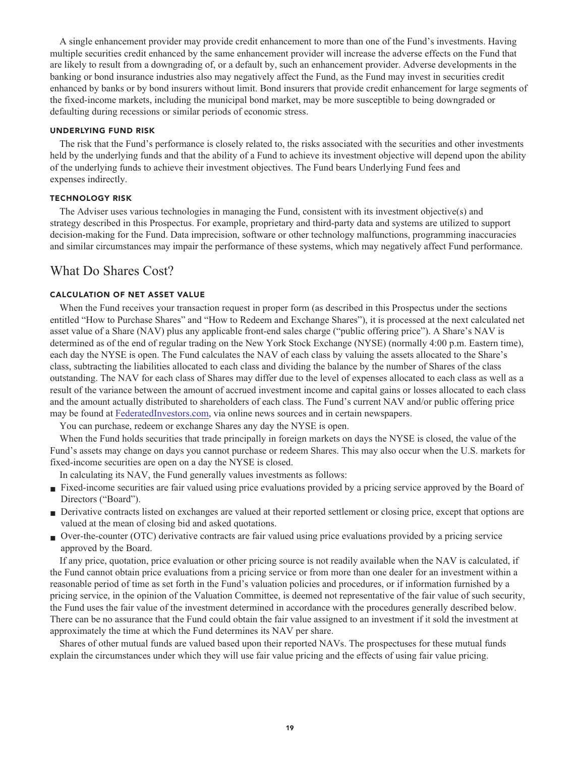A single enhancement provider may provide credit enhancement to more than one of the Fund's investments. Having multiple securities credit enhanced by the same enhancement provider will increase the adverse effects on the Fund that are likely to result from a downgrading of, or a default by, such an enhancement provider. Adverse developments in the banking or bond insurance industries also may negatively affect the Fund, as the Fund may invest in securities credit enhanced by banks or by bond insurers without limit. Bond insurers that provide credit enhancement for large segments of the fixed-income markets, including the municipal bond market, may be more susceptible to being downgraded or defaulting during recessions or similar periods of economic stress.

#### UNDERLYING FUND RISK

The risk that the Fund's performance is closely related to, the risks associated with the securities and other investments held by the underlying funds and that the ability of a Fund to achieve its investment objective will depend upon the ability of the underlying funds to achieve their investment objectives. The Fund bears Underlying Fund fees and expenses indirectly.

#### TECHNOLOGY RISK

The Adviser uses various technologies in managing the Fund, consistent with its investment objective(s) and strategy described in this Prospectus. For example, proprietary and third-party data and systems are utilized to support decision-making for the Fund. Data imprecision, software or other technology malfunctions, programming inaccuracies and similar circumstances may impair the performance of these systems, which may negatively affect Fund performance.

## What Do Shares Cost?

#### CALCULATION OF NET ASSET VALUE

When the Fund receives your transaction request in proper form (as described in this Prospectus under the sections entitled "How to Purchase Shares" and "How to Redeem and Exchange Shares"), it is processed at the next calculated net asset value of a Share (NAV) plus any applicable front-end sales charge ("public offering price"). A Share's NAV is determined as of the end of regular trading on the New York Stock Exchange (NYSE) (normally 4:00 p.m. Eastern time), each day the NYSE is open. The Fund calculates the NAV of each class by valuing the assets allocated to the Share's class, subtracting the liabilities allocated to each class and dividing the balance by the number of Shares of the class outstanding. The NAV for each class of Shares may differ due to the level of expenses allocated to each class as well as a result of the variance between the amount of accrued investment income and capital gains or losses allocated to each class and the amount actually distributed to shareholders of each class. The Fund's current NAV and/or public offering price may be found at FederatedInvestors.com, via online news sources and in certain newspapers.

You can purchase, redeem or exchange Shares any day the NYSE is open.

When the Fund holds securities that trade principally in foreign markets on days the NYSE is closed, the value of the Fund's assets may change on days you cannot purchase or redeem Shares. This may also occur when the U.S. markets for fixed-income securities are open on a day the NYSE is closed.

In calculating its NAV, the Fund generally values investments as follows:

- Fixed-income securities are fair valued using price evaluations provided by a pricing service approved by the Board of Directors ("Board").
- Derivative contracts listed on exchanges are valued at their reported settlement or closing price, except that options are valued at the mean of closing bid and asked quotations.
- Over-the-counter (OTC) derivative contracts are fair valued using price evaluations provided by a pricing service approved by the Board.

If any price, quotation, price evaluation or other pricing source is not readily available when the NAV is calculated, if the Fund cannot obtain price evaluations from a pricing service or from more than one dealer for an investment within a reasonable period of time as set forth in the Fund's valuation policies and procedures, or if information furnished by a pricing service, in the opinion of the Valuation Committee, is deemed not representative of the fair value of such security, the Fund uses the fair value of the investment determined in accordance with the procedures generally described below. There can be no assurance that the Fund could obtain the fair value assigned to an investment if it sold the investment at approximately the time at which the Fund determines its NAV per share.

Shares of other mutual funds are valued based upon their reported NAVs. The prospectuses for these mutual funds explain the circumstances under which they will use fair value pricing and the effects of using fair value pricing.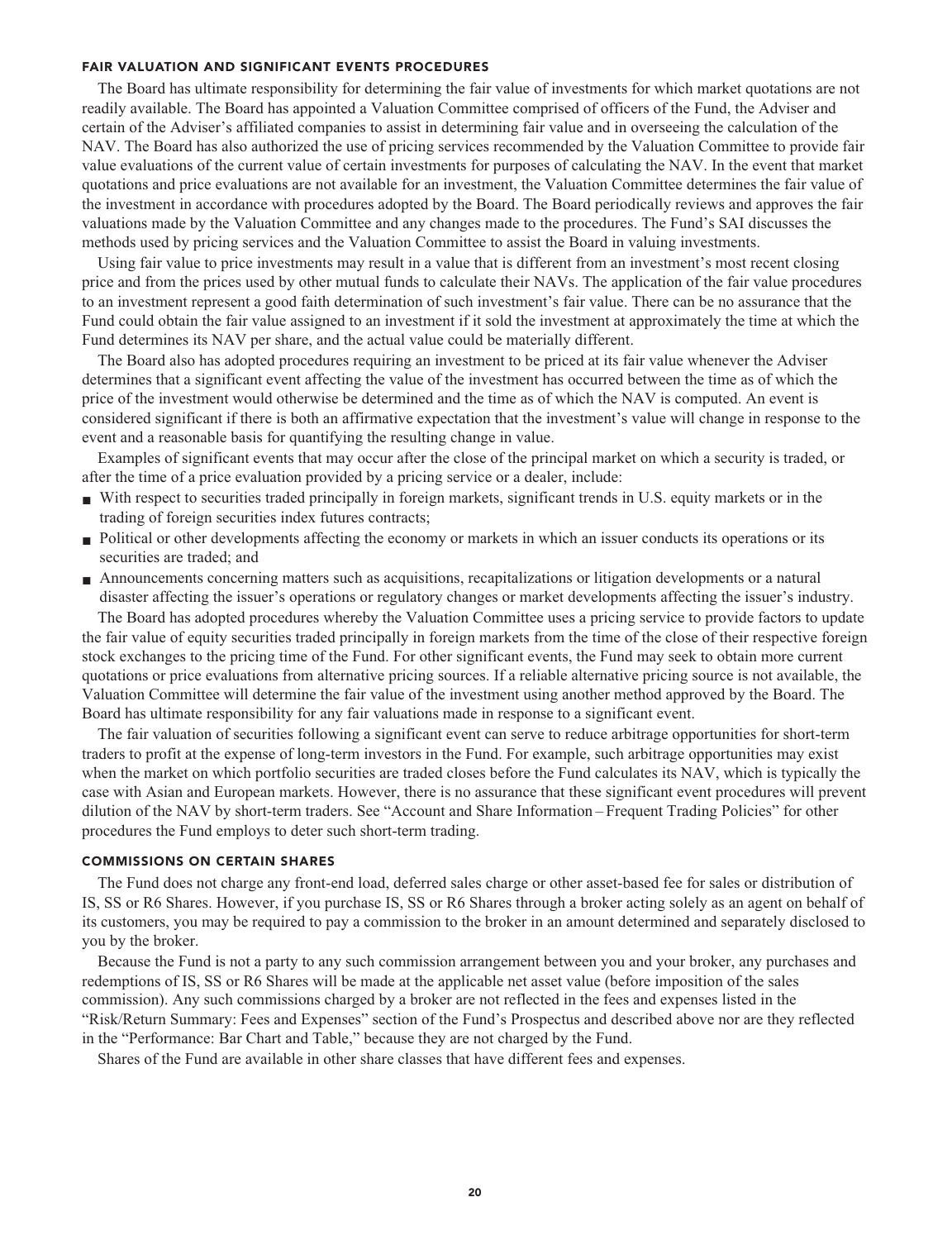### FAIR VALUATION AND SIGNIFICANT EVENTS PROCEDURES

The Board has ultimate responsibility for determining the fair value of investments for which market quotations are not readily available. The Board has appointed a Valuation Committee comprised of officers of the Fund, the Adviser and certain of the Adviser's affiliated companies to assist in determining fair value and in overseeing the calculation of the NAV. The Board has also authorized the use of pricing services recommended by the Valuation Committee to provide fair value evaluations of the current value of certain investments for purposes of calculating the NAV. In the event that market quotations and price evaluations are not available for an investment, the Valuation Committee determines the fair value of the investment in accordance with procedures adopted by the Board. The Board periodically reviews and approves the fair valuations made by the Valuation Committee and any changes made to the procedures. The Fund's SAI discusses the methods used by pricing services and the Valuation Committee to assist the Board in valuing investments.

Using fair value to price investments may result in a value that is different from an investment's most recent closing price and from the prices used by other mutual funds to calculate their NAVs. The application of the fair value procedures to an investment represent a good faith determination of such investment's fair value. There can be no assurance that the Fund could obtain the fair value assigned to an investment if it sold the investment at approximately the time at which the Fund determines its NAV per share, and the actual value could be materially different.

The Board also has adopted procedures requiring an investment to be priced at its fair value whenever the Adviser determines that a significant event affecting the value of the investment has occurred between the time as of which the price of the investment would otherwise be determined and the time as of which the NAV is computed. An event is considered significant if there is both an affirmative expectation that the investment's value will change in response to the event and a reasonable basis for quantifying the resulting change in value.

Examples of significant events that may occur after the close of the principal market on which a security is traded, or after the time of a price evaluation provided by a pricing service or a dealer, include:

- With respect to securities traded principally in foreign markets, significant trends in U.S. equity markets or in the trading of foreign securities index futures contracts;
- Political or other developments affecting the economy or markets in which an issuer conducts its operations or its securities are traded; and
- Announcements concerning matters such as acquisitions, recapitalizations or litigation developments or a natural disaster affecting the issuer's operations or regulatory changes or market developments affecting the issuer's industry.

The Board has adopted procedures whereby the Valuation Committee uses a pricing service to provide factors to update the fair value of equity securities traded principally in foreign markets from the time of the close of their respective foreign stock exchanges to the pricing time of the Fund. For other significant events, the Fund may seek to obtain more current quotations or price evaluations from alternative pricing sources. If a reliable alternative pricing source is not available, the Valuation Committee will determine the fair value of the investment using another method approved by the Board. The Board has ultimate responsibility for any fair valuations made in response to a significant event.

The fair valuation of securities following a significant event can serve to reduce arbitrage opportunities for short-term traders to profit at the expense of long-term investors in the Fund. For example, such arbitrage opportunities may exist when the market on which portfolio securities are traded closes before the Fund calculates its NAV, which is typically the case with Asian and European markets. However, there is no assurance that these significant event procedures will prevent dilution of the NAV by short-term traders. See "Account and Share Information – Frequent Trading Policies" for other procedures the Fund employs to deter such short-term trading.

### COMMISSIONS ON CERTAIN SHARES

The Fund does not charge any front-end load, deferred sales charge or other asset-based fee for sales or distribution of IS, SS or R6 Shares. However, if you purchase IS, SS or R6 Shares through a broker acting solely as an agent on behalf of its customers, you may be required to pay a commission to the broker in an amount determined and separately disclosed to you by the broker.

Because the Fund is not a party to any such commission arrangement between you and your broker, any purchases and redemptions of IS, SS or R6 Shares will be made at the applicable net asset value (before imposition of the sales commission). Any such commissions charged by a broker are not reflected in the fees and expenses listed in the "Risk/Return Summary: Fees and Expenses" section of the Fund's Prospectus and described above nor are they reflected in the "Performance: Bar Chart and Table," because they are not charged by the Fund.

Shares of the Fund are available in other share classes that have different fees and expenses.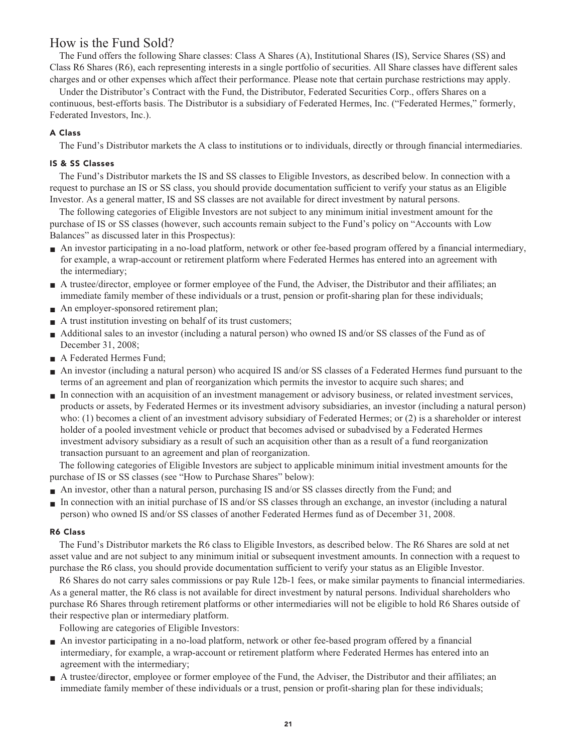## How is the Fund Sold?

The Fund offers the following Share classes: Class A Shares (A), Institutional Shares (IS), Service Shares (SS) and Class R6 Shares (R6), each representing interests in a single portfolio of securities. All Share classes have different sales charges and or other expenses which affect their performance. Please note that certain purchase restrictions may apply.

Under the Distributor's Contract with the Fund, the Distributor, Federated Securities Corp., offers Shares on a continuous, best-efforts basis. The Distributor is a subsidiary of Federated Hermes, Inc. ("Federated Hermes," formerly, Federated Investors, Inc.).

#### A Class

The Fund's Distributor markets the A class to institutions or to individuals, directly or through financial intermediaries.

#### IS & SS Classes

The Fund's Distributor markets the IS and SS classes to Eligible Investors, as described below. In connection with a request to purchase an IS or SS class, you should provide documentation sufficient to verify your status as an Eligible Investor. As a general matter, IS and SS classes are not available for direct investment by natural persons.

The following categories of Eligible Investors are not subject to any minimum initial investment amount for the purchase of IS or SS classes (however, such accounts remain subject to the Fund's policy on "Accounts with Low Balances" as discussed later in this Prospectus):

- An investor participating in a no-load platform, network or other fee-based program offered by a financial intermediary, for example, a wrap-account or retirement platform where Federated Hermes has entered into an agreement with the intermediary;
- A trustee/director, employee or former employee of the Fund, the Adviser, the Distributor and their affiliates; an immediate family member of these individuals or a trust, pension or profit-sharing plan for these individuals;
- An employer-sponsored retirement plan;
- A trust institution investing on behalf of its trust customers;
- Additional sales to an investor (including a natural person) who owned IS and/or SS classes of the Fund as of December 31, 2008;
- A Federated Hermes Fund;
- An investor (including a natural person) who acquired IS and/or SS classes of a Federated Hermes fund pursuant to the terms of an agreement and plan of reorganization which permits the investor to acquire such shares; and
- In connection with an acquisition of an investment management or advisory business, or related investment services, products or assets, by Federated Hermes or its investment advisory subsidiaries, an investor (including a natural person) who: (1) becomes a client of an investment advisory subsidiary of Federated Hermes; or (2) is a shareholder or interest holder of a pooled investment vehicle or product that becomes advised or subadvised by a Federated Hermes investment advisory subsidiary as a result of such an acquisition other than as a result of a fund reorganization transaction pursuant to an agreement and plan of reorganization.

The following categories of Eligible Investors are subject to applicable minimum initial investment amounts for the purchase of IS or SS classes (see "How to Purchase Shares" below):

- An investor, other than a natural person, purchasing IS and/or SS classes directly from the Fund; and
- In connection with an initial purchase of IS and/or SS classes through an exchange, an investor (including a natural person) who owned IS and/or SS classes of another Federated Hermes fund as of December 31, 2008.

#### R6 Class

The Fund's Distributor markets the R6 class to Eligible Investors, as described below. The R6 Shares are sold at net asset value and are not subject to any minimum initial or subsequent investment amounts. In connection with a request to purchase the R6 class, you should provide documentation sufficient to verify your status as an Eligible Investor.

R6 Shares do not carry sales commissions or pay Rule 12b-1 fees, or make similar payments to financial intermediaries. As a general matter, the R6 class is not available for direct investment by natural persons. Individual shareholders who purchase R6 Shares through retirement platforms or other intermediaries will not be eligible to hold R6 Shares outside of their respective plan or intermediary platform.

Following are categories of Eligible Investors:

- An investor participating in a no-load platform, network or other fee-based program offered by a financial intermediary, for example, a wrap-account or retirement platform where Federated Hermes has entered into an agreement with the intermediary;
- A trustee/director, employee or former employee of the Fund, the Adviser, the Distributor and their affiliates; an immediate family member of these individuals or a trust, pension or profit-sharing plan for these individuals;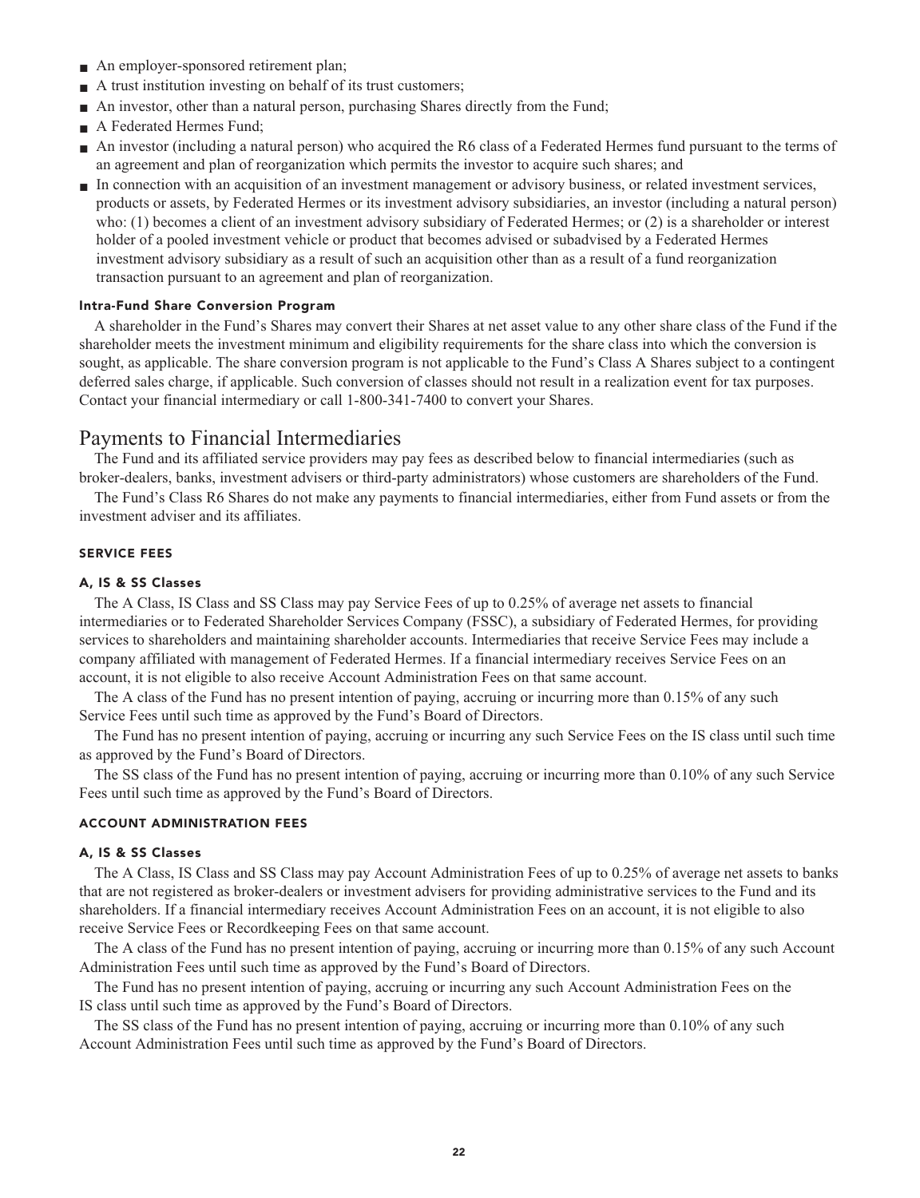- An employer-sponsored retirement plan;
- A trust institution investing on behalf of its trust customers;
- An investor, other than a natural person, purchasing Shares directly from the Fund;
- A Federated Hermes Fund;
- An investor (including a natural person) who acquired the R6 class of a Federated Hermes fund pursuant to the terms of an agreement and plan of reorganization which permits the investor to acquire such shares; and
- In connection with an acquisition of an investment management or advisory business, or related investment services, products or assets, by Federated Hermes or its investment advisory subsidiaries, an investor (including a natural person) who: (1) becomes a client of an investment advisory subsidiary of Federated Hermes; or (2) is a shareholder or interest holder of a pooled investment vehicle or product that becomes advised or subadvised by a Federated Hermes investment advisory subsidiary as a result of such an acquisition other than as a result of a fund reorganization transaction pursuant to an agreement and plan of reorganization.

#### Intra-Fund Share Conversion Program

A shareholder in the Fund's Shares may convert their Shares at net asset value to any other share class of the Fund if the shareholder meets the investment minimum and eligibility requirements for the share class into which the conversion is sought, as applicable. The share conversion program is not applicable to the Fund's Class A Shares subject to a contingent deferred sales charge, if applicable. Such conversion of classes should not result in a realization event for tax purposes. Contact your financial intermediary or call 1-800-341-7400 to convert your Shares.

## Payments to Financial Intermediaries

The Fund and its affiliated service providers may pay fees as described below to financial intermediaries (such as broker-dealers, banks, investment advisers or third-party administrators) whose customers are shareholders of the Fund.

The Fund's Class R6 Shares do not make any payments to financial intermediaries, either from Fund assets or from the investment adviser and its affiliates.

### SERVICE FEES

#### A, IS & SS Classes

The A Class, IS Class and SS Class may pay Service Fees of up to 0.25% of average net assets to financial intermediaries or to Federated Shareholder Services Company (FSSC), a subsidiary of Federated Hermes, for providing services to shareholders and maintaining shareholder accounts. Intermediaries that receive Service Fees may include a company affiliated with management of Federated Hermes. If a financial intermediary receives Service Fees on an account, it is not eligible to also receive Account Administration Fees on that same account.

The A class of the Fund has no present intention of paying, accruing or incurring more than 0.15% of any such Service Fees until such time as approved by the Fund's Board of Directors.

The Fund has no present intention of paying, accruing or incurring any such Service Fees on the IS class until such time as approved by the Fund's Board of Directors.

The SS class of the Fund has no present intention of paying, accruing or incurring more than 0.10% of any such Service Fees until such time as approved by the Fund's Board of Directors.

### ACCOUNT ADMINISTRATION FEES

#### A, IS & SS Classes

The A Class, IS Class and SS Class may pay Account Administration Fees of up to 0.25% of average net assets to banks that are not registered as broker-dealers or investment advisers for providing administrative services to the Fund and its shareholders. If a financial intermediary receives Account Administration Fees on an account, it is not eligible to also receive Service Fees or Recordkeeping Fees on that same account.

The A class of the Fund has no present intention of paying, accruing or incurring more than 0.15% of any such Account Administration Fees until such time as approved by the Fund's Board of Directors.

The Fund has no present intention of paying, accruing or incurring any such Account Administration Fees on the IS class until such time as approved by the Fund's Board of Directors.

The SS class of the Fund has no present intention of paying, accruing or incurring more than 0.10% of any such Account Administration Fees until such time as approved by the Fund's Board of Directors.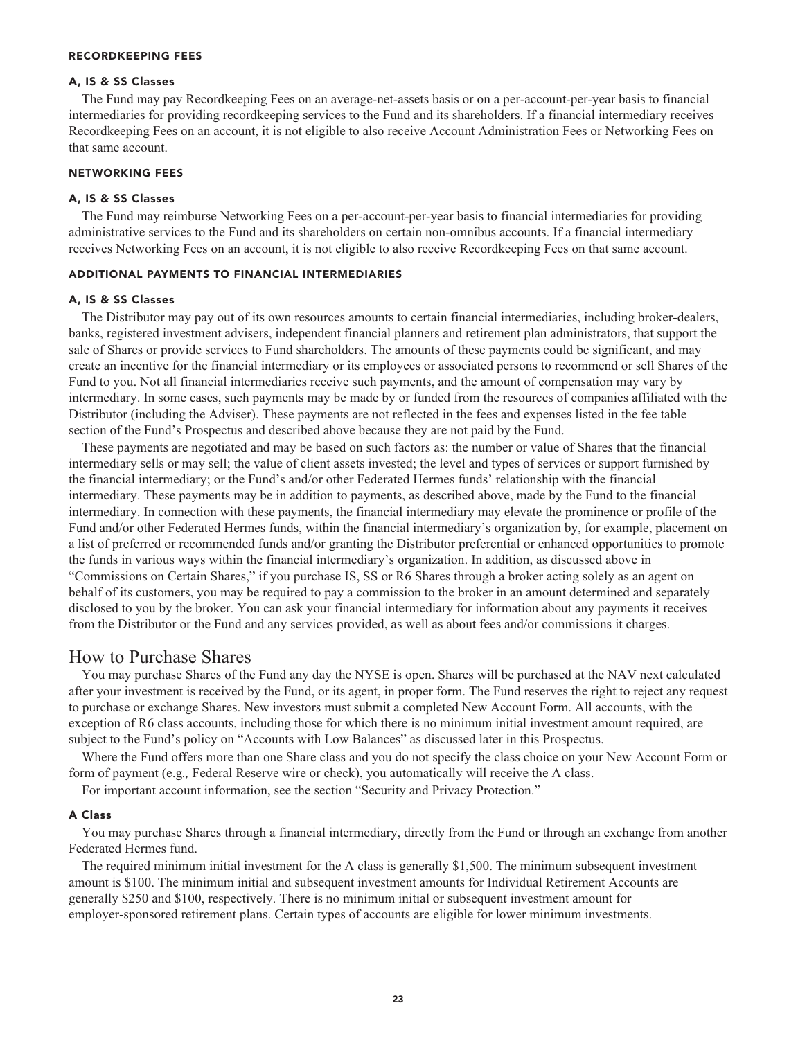### RECORDKEEPING FEES

#### A, IS & SS Classes

The Fund may pay Recordkeeping Fees on an average-net-assets basis or on a per-account-per-year basis to financial intermediaries for providing recordkeeping services to the Fund and its shareholders. If a financial intermediary receives Recordkeeping Fees on an account, it is not eligible to also receive Account Administration Fees or Networking Fees on that same account.

### NETWORKING FEES

#### A, IS & SS Classes

The Fund may reimburse Networking Fees on a per-account-per-year basis to financial intermediaries for providing administrative services to the Fund and its shareholders on certain non-omnibus accounts. If a financial intermediary receives Networking Fees on an account, it is not eligible to also receive Recordkeeping Fees on that same account.

### ADDITIONAL PAYMENTS TO FINANCIAL INTERMEDIARIES

#### A, IS & SS Classes

The Distributor may pay out of its own resources amounts to certain financial intermediaries, including broker-dealers, banks, registered investment advisers, independent financial planners and retirement plan administrators, that support the sale of Shares or provide services to Fund shareholders. The amounts of these payments could be significant, and may create an incentive for the financial intermediary or its employees or associated persons to recommend or sell Shares of the Fund to you. Not all financial intermediaries receive such payments, and the amount of compensation may vary by intermediary. In some cases, such payments may be made by or funded from the resources of companies affiliated with the Distributor (including the Adviser). These payments are not reflected in the fees and expenses listed in the fee table section of the Fund's Prospectus and described above because they are not paid by the Fund.

These payments are negotiated and may be based on such factors as: the number or value of Shares that the financial intermediary sells or may sell; the value of client assets invested; the level and types of services or support furnished by the financial intermediary; or the Fund's and/or other Federated Hermes funds' relationship with the financial intermediary. These payments may be in addition to payments, as described above, made by the Fund to the financial intermediary. In connection with these payments, the financial intermediary may elevate the prominence or profile of the Fund and/or other Federated Hermes funds, within the financial intermediary's organization by, for example, placement on a list of preferred or recommended funds and/or granting the Distributor preferential or enhanced opportunities to promote the funds in various ways within the financial intermediary's organization. In addition, as discussed above in "Commissions on Certain Shares," if you purchase IS, SS or R6 Shares through a broker acting solely as an agent on behalf of its customers, you may be required to pay a commission to the broker in an amount determined and separately disclosed to you by the broker. You can ask your financial intermediary for information about any payments it receives from the Distributor or the Fund and any services provided, as well as about fees and/or commissions it charges.

## How to Purchase Shares

You may purchase Shares of the Fund any day the NYSE is open. Shares will be purchased at the NAV next calculated after your investment is received by the Fund, or its agent, in proper form. The Fund reserves the right to reject any request to purchase or exchange Shares. New investors must submit a completed New Account Form. All accounts, with the exception of R6 class accounts, including those for which there is no minimum initial investment amount required, are subject to the Fund's policy on "Accounts with Low Balances" as discussed later in this Prospectus.

Where the Fund offers more than one Share class and you do not specify the class choice on your New Account Form or form of payment (*e.g.,* Federal Reserve wire or check), you automatically will receive the A class.

For important account information, see the section "Security and Privacy Protection."

#### A Class

You may purchase Shares through a financial intermediary, directly from the Fund or through an exchange from another Federated Hermes fund.

The required minimum initial investment for the A class is generally $1,500. The minimum subsequent investment amount is $100. The minimum initial and subsequent investment amounts for Individual Retirement Accounts are generally $250 and $100, respectively. There is no minimum initial or subsequent investment amount for employer-sponsored retirement plans. Certain types of accounts are eligible for lower minimum investments.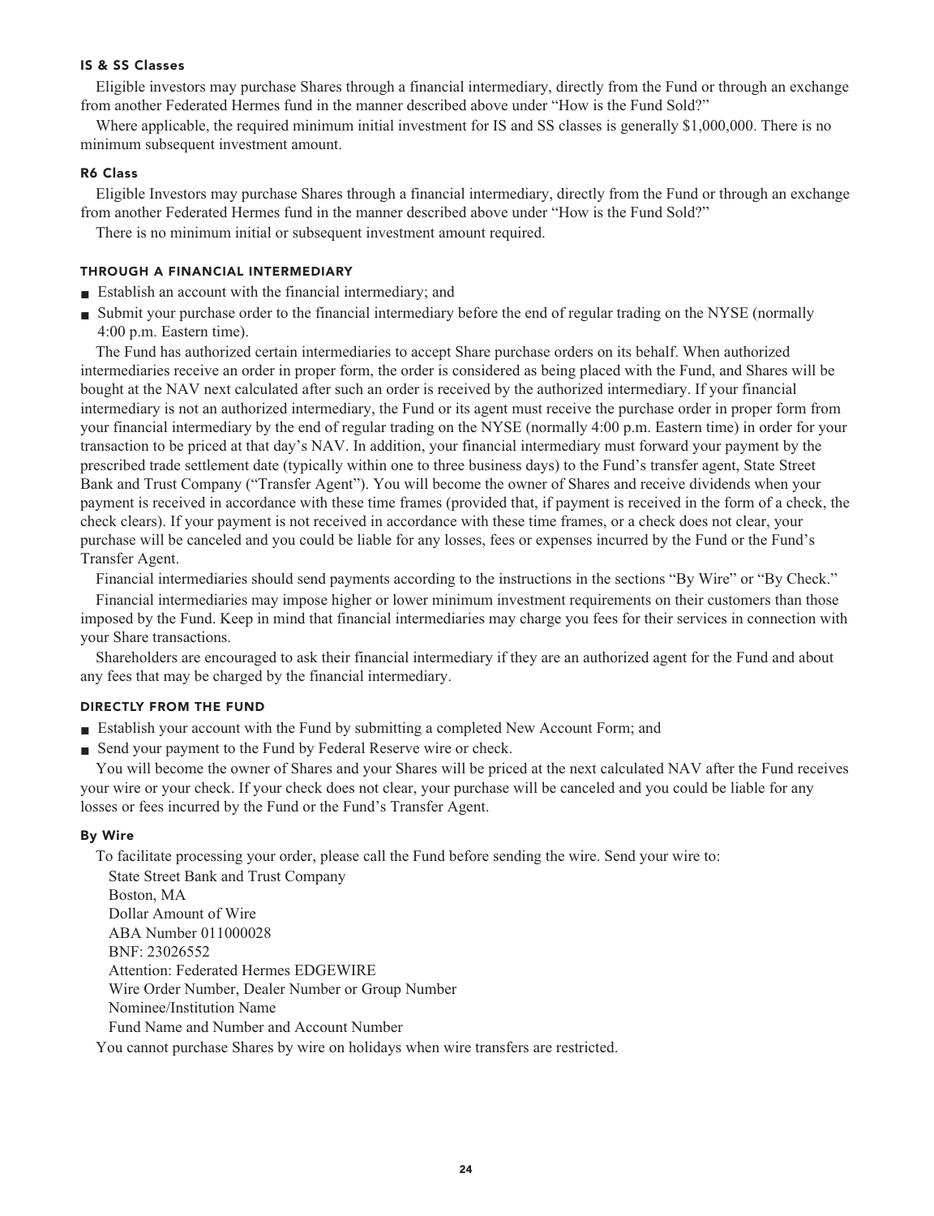#### IS & SS Classes

Eligible investors may purchase Shares through a financial intermediary, directly from the Fund or through an exchange from another Federated Hermes fund in the manner described above under "How is the Fund Sold?"

Where applicable, the required minimum initial investment for IS and SS classes is generally $1,000,000. There is no minimum subsequent investment amount.

#### R6 Class

Eligible Investors may purchase Shares through a financial intermediary, directly from the Fund or through an exchange from another Federated Hermes fund in the manner described above under "How is the Fund Sold?"

There is no minimum initial or subsequent investment amount required.

### THROUGH A FINANCIAL INTERMEDIARY

- Establish an account with the financial intermediary; and
- Submit your purchase order to the financial intermediary before the end of regular trading on the NYSE (normally 4:00 p.m. Eastern time).

The Fund has authorized certain intermediaries to accept Share purchase orders on its behalf. When authorized intermediaries receive an order in proper form, the order is considered as being placed with the Fund, and Shares will be bought at the NAV next calculated after such an order is received by the authorized intermediary. If your financial intermediary is not an authorized intermediary, the Fund or its agent must receive the purchase order in proper form from your financial intermediary by the end of regular trading on the NYSE (normally 4:00 p.m. Eastern time) in order for your transaction to be priced at that day's NAV. In addition, your financial intermediary must forward your payment by the prescribed trade settlement date (typically within one to three business days) to the Fund's transfer agent, State Street Bank and Trust Company ("Transfer Agent"). You will become the owner of Shares and receive dividends when your payment is received in accordance with these time frames (provided that, if payment is received in the form of a check, the check clears). If your payment is not received in accordance with these time frames, or a check does not clear, your purchase will be canceled and you could be liable for any losses, fees or expenses incurred by the Fund or the Fund's Transfer Agent.

Financial intermediaries should send payments according to the instructions in the sections "By Wire" or "By Check."

Financial intermediaries may impose higher or lower minimum investment requirements on their customers than those imposed by the Fund. Keep in mind that financial intermediaries may charge you fees for their services in connection with your Share transactions.

Shareholders are encouraged to ask their financial intermediary if they are an authorized agent for the Fund and about any fees that may be charged by the financial intermediary.

### DIRECTLY FROM THE FUND

- Establish your account with the Fund by submitting a completed New Account Form; and
- Send your payment to the Fund by Federal Reserve wire or check.

You will become the owner of Shares and your Shares will be priced at the next calculated NAV after the Fund receives your wire or your check. If your check does not clear, your purchase will be canceled and you could be liable for any losses or fees incurred by the Fund or the Fund's Transfer Agent.

#### By Wire

To facilitate processing your order, please call the Fund before sending the wire. Send your wire to:

State Street Bank and Trust Company
Boston, MA
Dollar Amount of Wire
ABA Number 011000028
BNF: 23026552
Attention: Federated Hermes EDGEWIRE
Wire Order Number, Dealer Number or Group Number
Nominee/Institution Name
Fund Name and Number and Account Number

You cannot purchase Shares by wire on holidays when wire transfers are restricted.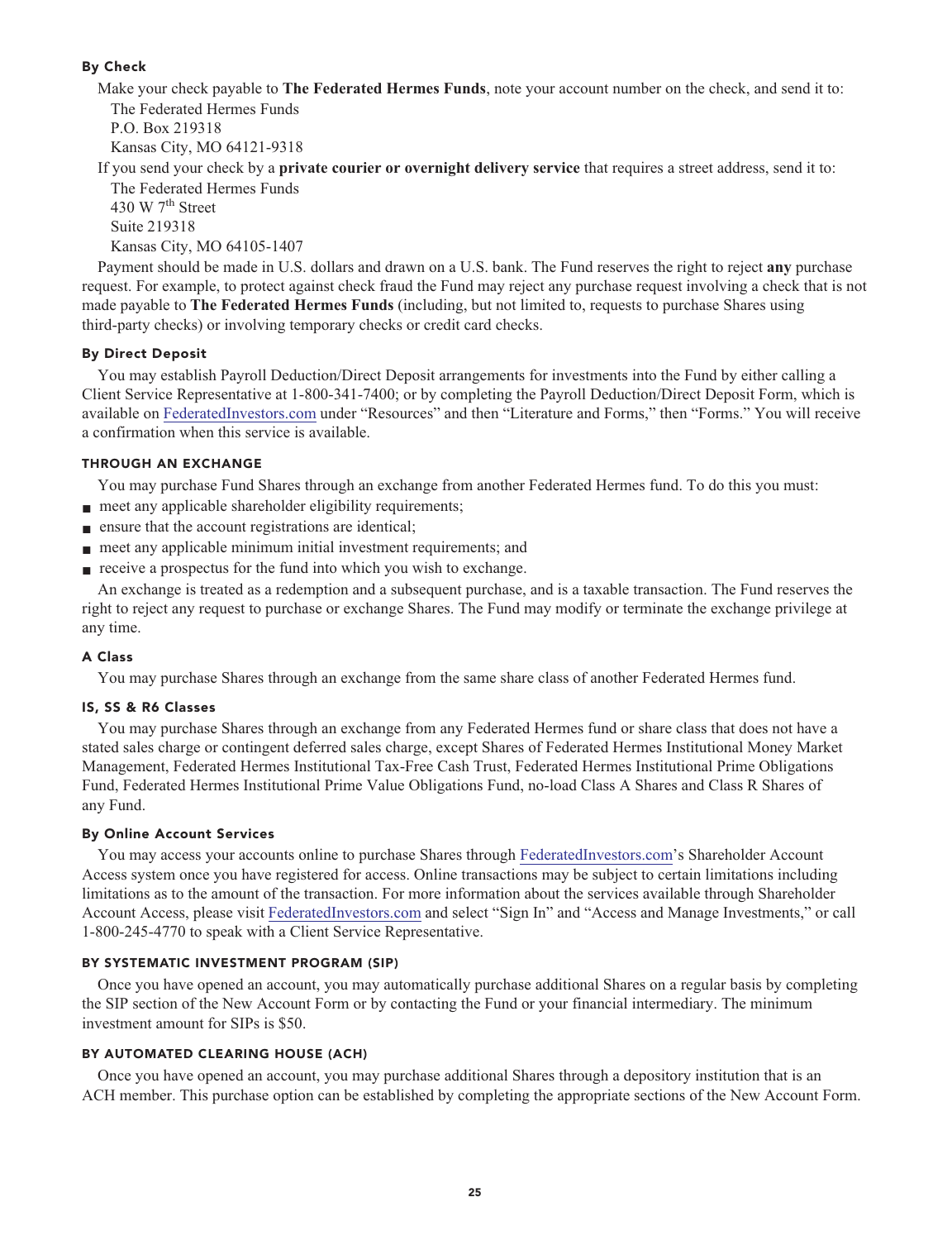#### By Check

Make your check payable to **The Federated Hermes Funds**, note your account number on the check, and send it to:

The Federated Hermes Funds
P.O. Box 219318
Kansas City, MO 64121-9318

If you send your check by a **private courier or overnight delivery service** that requires a street address, send it to:

The Federated Hermes Funds
430 W 7th Street
Suite 219318
Kansas City, MO 64105-1407

Payment should be made in U.S. dollars and drawn on a U.S. bank. The Fund reserves the right to reject **any** purchase request. For example, to protect against check fraud the Fund may reject any purchase request involving a check that is not made payable to **The Federated Hermes Funds** (including, but not limited to, requests to purchase Shares using third-party checks) or involving temporary checks or credit card checks.

#### By Direct Deposit

You may establish Payroll Deduction/Direct Deposit arrangements for investments into the Fund by either calling a Client Service Representative at 1-800-341-7400; or by completing the Payroll Deduction/Direct Deposit Form, which is available on FederatedInvestors.com under "Resources" and then "Literature and Forms," then "Forms." You will receive a confirmation when this service is available.

### THROUGH AN EXCHANGE

You may purchase Fund Shares through an exchange from another Federated Hermes fund. To do this you must:

- meet any applicable shareholder eligibility requirements;
- ensure that the account registrations are identical;
- meet any applicable minimum initial investment requirements; and
- receive a prospectus for the fund into which you wish to exchange.

An exchange is treated as a redemption and a subsequent purchase, and is a taxable transaction. The Fund reserves the right to reject any request to purchase or exchange Shares. The Fund may modify or terminate the exchange privilege at any time.

#### A Class

You may purchase Shares through an exchange from the same share class of another Federated Hermes fund.

#### IS, SS & R6 Classes

You may purchase Shares through an exchange from any Federated Hermes fund or share class that does not have a stated sales charge or contingent deferred sales charge, except Shares of Federated Hermes Institutional Money Market Management, Federated Hermes Institutional Tax-Free Cash Trust, Federated Hermes Institutional Prime Obligations Fund, Federated Hermes Institutional Prime Value Obligations Fund, no-load Class A Shares and Class R Shares of any Fund.

#### By Online Account Services

You may access your accounts online to purchase Shares through FederatedInvestors.com's Shareholder Account Access system once you have registered for access. Online transactions may be subject to certain limitations including limitations as to the amount of the transaction. For more information about the services available through Shareholder Account Access, please visit FederatedInvestors.com and select "Sign In" and "Access and Manage Investments," or call 1-800-245-4770 to speak with a Client Service Representative.

### BY SYSTEMATIC INVESTMENT PROGRAM (SIP)

Once you have opened an account, you may automatically purchase additional Shares on a regular basis by completing the SIP section of the New Account Form or by contacting the Fund or your financial intermediary. The minimum investment amount for SIPs is $50.

### BY AUTOMATED CLEARING HOUSE (ACH)

Once you have opened an account, you may purchase additional Shares through a depository institution that is an ACH member. This purchase option can be established by completing the appropriate sections of the New Account Form.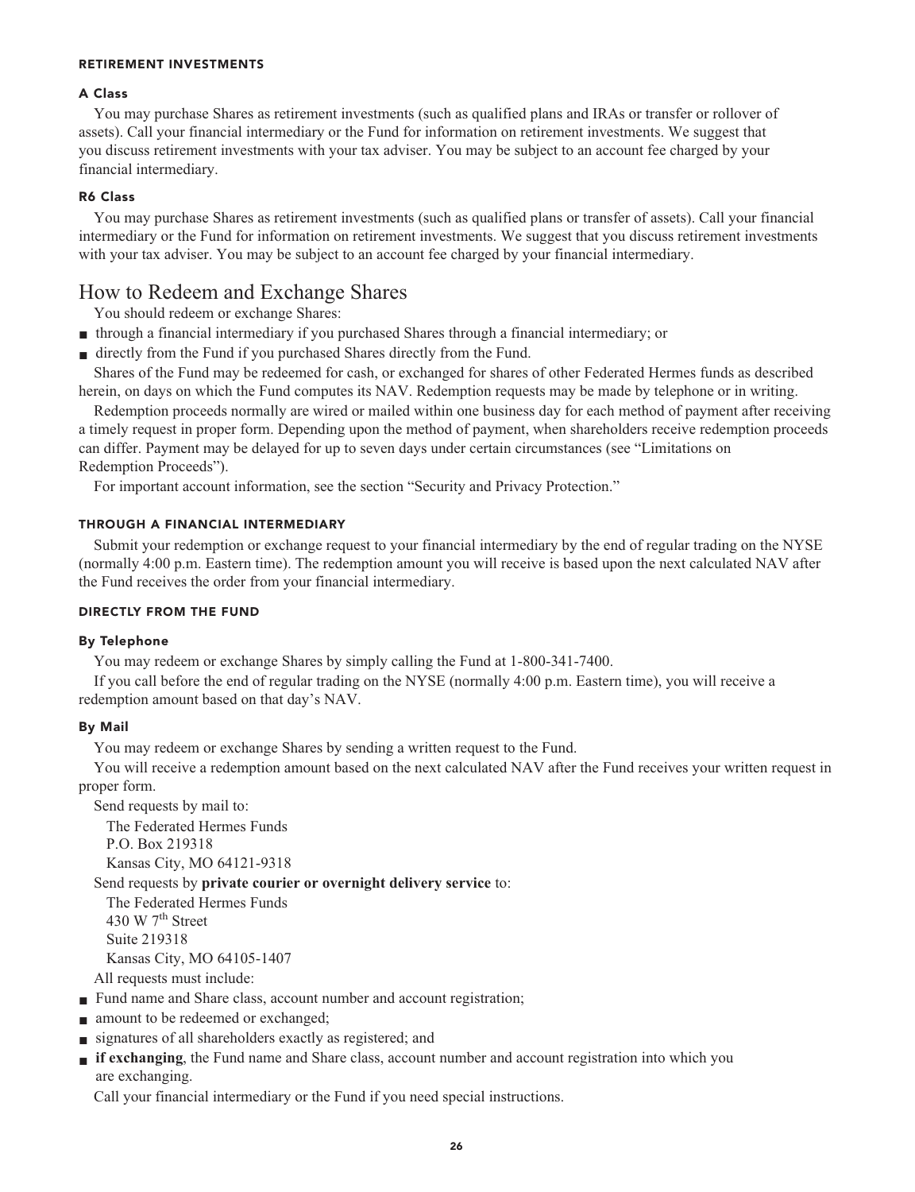### RETIREMENT INVESTMENTS

#### A Class

You may purchase Shares as retirement investments (such as qualified plans and IRAs or transfer or rollover of assets). Call your financial intermediary or the Fund for information on retirement investments. We suggest that you discuss retirement investments with your tax adviser. You may be subject to an account fee charged by your financial intermediary.

#### R6 Class

You may purchase Shares as retirement investments (such as qualified plans or transfer of assets). Call your financial intermediary or the Fund for information on retirement investments. We suggest that you discuss retirement investments with your tax adviser. You may be subject to an account fee charged by your financial intermediary.

## How to Redeem and Exchange Shares

You should redeem or exchange Shares:

- through a financial intermediary if you purchased Shares through a financial intermediary; or
- directly from the Fund if you purchased Shares directly from the Fund.

Shares of the Fund may be redeemed for cash, or exchanged for shares of other Federated Hermes funds as described herein, on days on which the Fund computes its NAV. Redemption requests may be made by telephone or in writing.

Redemption proceeds normally are wired or mailed within one business day for each method of payment after receiving a timely request in proper form. Depending upon the method of payment, when shareholders receive redemption proceeds can differ. Payment may be delayed for up to seven days under certain circumstances (see "Limitations on Redemption Proceeds").

For important account information, see the section "Security and Privacy Protection."

### THROUGH A FINANCIAL INTERMEDIARY

Submit your redemption or exchange request to your financial intermediary by the end of regular trading on the NYSE (normally 4:00 p.m. Eastern time). The redemption amount you will receive is based upon the next calculated NAV after the Fund receives the order from your financial intermediary.

### DIRECTLY FROM THE FUND

#### By Telephone

You may redeem or exchange Shares by simply calling the Fund at 1-800-341-7400.

If you call before the end of regular trading on the NYSE (normally 4:00 p.m. Eastern time), you will receive a redemption amount based on that day's NAV.

#### By Mail

You may redeem or exchange Shares by sending a written request to the Fund.

You will receive a redemption amount based on the next calculated NAV after the Fund receives your written request in proper form.

Send requests by mail to:

The Federated Hermes Funds
P.O. Box 219318
Kansas City, MO 64121-9318

Send requests by **private courier or overnight delivery service** to:

The Federated Hermes Funds
430 W 7th Street
Suite 219318
Kansas City, MO 64105-1407

All requests must include:

- Fund name and Share class, account number and account registration;
- amount to be redeemed or exchanged;
- signatures of all shareholders exactly as registered; and
- **if exchanging**, the Fund name and Share class, account number and account registration into which you are exchanging.

Call your financial intermediary or the Fund if you need special instructions.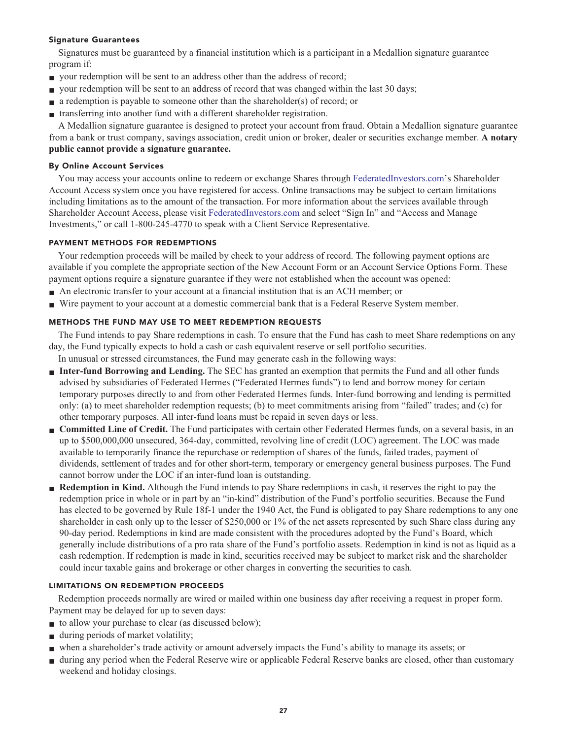### Signature Guarantees

Signatures must be guaranteed by a financial institution which is a participant in a Medallion signature guarantee program if:

- your redemption will be sent to an address other than the address of record;
- your redemption will be sent to an address of record that was changed within the last 30 days;
- a redemption is payable to someone other than the shareholder(s) of record; or
- transferring into another fund with a different shareholder registration.

A Medallion signature guarantee is designed to protect your account from fraud. Obtain a Medallion signature guarantee from a bank or trust company, savings association, credit union or broker, dealer or securities exchange member. **A notary public cannot provide a signature guarantee.**

### By Online Account Services

You may access your accounts online to redeem or exchange Shares through FederatedInvestors.com's Shareholder Account Access system once you have registered for access. Online transactions may be subject to certain limitations including limitations as to the amount of the transaction. For more information about the services available through Shareholder Account Access, please visit FederatedInvestors.com and select "Sign In" and "Access and Manage Investments," or call 1-800-245-4770 to speak with a Client Service Representative.

## PAYMENT METHODS FOR REDEMPTIONS

Your redemption proceeds will be mailed by check to your address of record. The following payment options are available if you complete the appropriate section of the New Account Form or an Account Service Options Form. These payment options require a signature guarantee if they were not established when the account was opened:

- An electronic transfer to your account at a financial institution that is an ACH member; or
- Wire payment to your account at a domestic commercial bank that is a Federal Reserve System member.

## METHODS THE FUND MAY USE TO MEET REDEMPTION REQUESTS

The Fund intends to pay Share redemptions in cash. To ensure that the Fund has cash to meet Share redemptions on any day, the Fund typically expects to hold a cash or cash equivalent reserve or sell portfolio securities.

In unusual or stressed circumstances, the Fund may generate cash in the following ways:

- **Inter-fund Borrowing and Lending.** The SEC has granted an exemption that permits the Fund and all other funds advised by subsidiaries of Federated Hermes ("Federated Hermes funds") to lend and borrow money for certain temporary purposes directly to and from other Federated Hermes funds. Inter-fund borrowing and lending is permitted only: (a) to meet shareholder redemption requests; (b) to meet commitments arising from "failed" trades; and (c) for other temporary purposes. All inter-fund loans must be repaid in seven days or less.
- **Committed Line of Credit.** The Fund participates with certain other Federated Hermes funds, on a several basis, in an up to $500,000,000 unsecured, 364-day, committed, revolving line of credit (LOC) agreement. The LOC was made available to temporarily finance the repurchase or redemption of shares of the funds, failed trades, payment of dividends, settlement of trades and for other short-term, temporary or emergency general business purposes. The Fund cannot borrow under the LOC if an inter-fund loan is outstanding.
- **Redemption in Kind.** Although the Fund intends to pay Share redemptions in cash, it reserves the right to pay the redemption price in whole or in part by an "in-kind" distribution of the Fund's portfolio securities. Because the Fund has elected to be governed by Rule 18f-1 under the 1940 Act, the Fund is obligated to pay Share redemptions to any one shareholder in cash only up to the lesser of $250,000 or 1% of the net assets represented by such Share class during any 90-day period. Redemptions in kind are made consistent with the procedures adopted by the Fund's Board, which generally include distributions of a pro rata share of the Fund's portfolio assets. Redemption in kind is not as liquid as a cash redemption. If redemption is made in kind, securities received may be subject to market risk and the shareholder could incur taxable gains and brokerage or other charges in converting the securities to cash.

## LIMITATIONS ON REDEMPTION PROCEEDS

Redemption proceeds normally are wired or mailed within one business day after receiving a request in proper form. Payment may be delayed for up to seven days:

- to allow your purchase to clear (as discussed below);
- during periods of market volatility;
- when a shareholder's trade activity or amount adversely impacts the Fund's ability to manage its assets; or
- during any period when the Federal Reserve wire or applicable Federal Reserve banks are closed, other than customary weekend and holiday closings.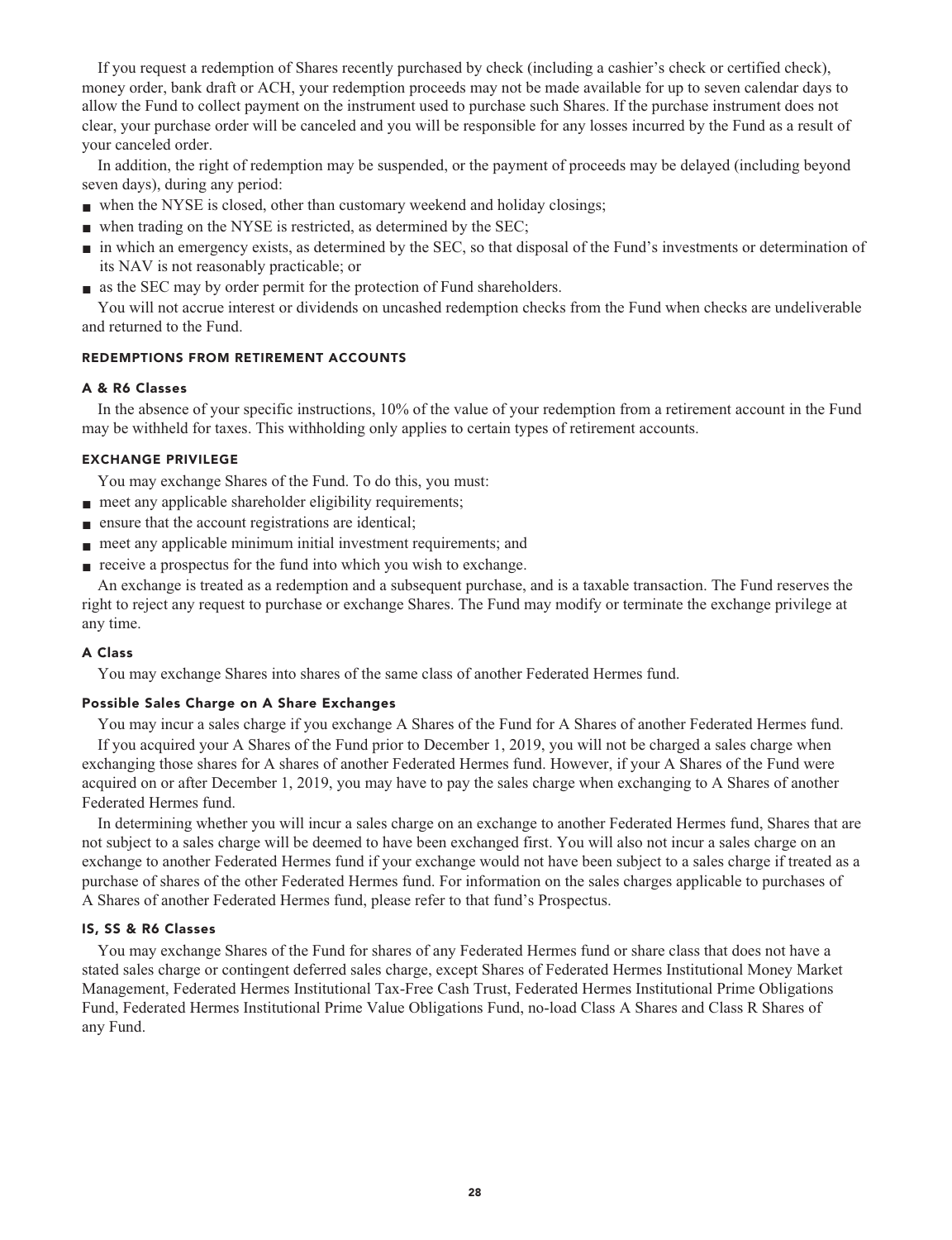If you request a redemption of Shares recently purchased by check (including a cashier's check or certified check), money order, bank draft or ACH, your redemption proceeds may not be made available for up to seven calendar days to allow the Fund to collect payment on the instrument used to purchase such Shares. If the purchase instrument does not clear, your purchase order will be canceled and you will be responsible for any losses incurred by the Fund as a result of your canceled order.

In addition, the right of redemption may be suspended, or the payment of proceeds may be delayed (including beyond seven days), during any period:

- when the NYSE is closed, other than customary weekend and holiday closings;
- when trading on the NYSE is restricted, as determined by the SEC;
- in which an emergency exists, as determined by the SEC, so that disposal of the Fund's investments or determination of its NAV is not reasonably practicable; or
- as the SEC may by order permit for the protection of Fund shareholders.

You will not accrue interest or dividends on uncashed redemption checks from the Fund when checks are undeliverable and returned to the Fund.

## REDEMPTIONS FROM RETIREMENT ACCOUNTS

### A & R6 Classes

In the absence of your specific instructions, 10% of the value of your redemption from a retirement account in the Fund may be withheld for taxes. This withholding only applies to certain types of retirement accounts.

## EXCHANGE PRIVILEGE

You may exchange Shares of the Fund. To do this, you must:

- meet any applicable shareholder eligibility requirements;
- ensure that the account registrations are identical;
- meet any applicable minimum initial investment requirements; and
- receive a prospectus for the fund into which you wish to exchange.

An exchange is treated as a redemption and a subsequent purchase, and is a taxable transaction. The Fund reserves the right to reject any request to purchase or exchange Shares. The Fund may modify or terminate the exchange privilege at any time.

### A Class

You may exchange Shares into shares of the same class of another Federated Hermes fund.

### Possible Sales Charge on A Share Exchanges

You may incur a sales charge if you exchange A Shares of the Fund for A Shares of another Federated Hermes fund.

If you acquired your A Shares of the Fund prior to December 1, 2019, you will not be charged a sales charge when exchanging those shares for A shares of another Federated Hermes fund. However, if your A Shares of the Fund were acquired on or after December 1, 2019, you may have to pay the sales charge when exchanging to A Shares of another Federated Hermes fund.

In determining whether you will incur a sales charge on an exchange to another Federated Hermes fund, Shares that are not subject to a sales charge will be deemed to have been exchanged first. You will also not incur a sales charge on an exchange to another Federated Hermes fund if your exchange would not have been subject to a sales charge if treated as a purchase of shares of the other Federated Hermes fund. For information on the sales charges applicable to purchases of A Shares of another Federated Hermes fund, please refer to that fund's Prospectus.

### IS, SS & R6 Classes

You may exchange Shares of the Fund for shares of any Federated Hermes fund or share class that does not have a stated sales charge or contingent deferred sales charge, except Shares of Federated Hermes Institutional Money Market Management, Federated Hermes Institutional Tax-Free Cash Trust, Federated Hermes Institutional Prime Obligations Fund, Federated Hermes Institutional Prime Value Obligations Fund, no-load Class A Shares and Class R Shares of any Fund.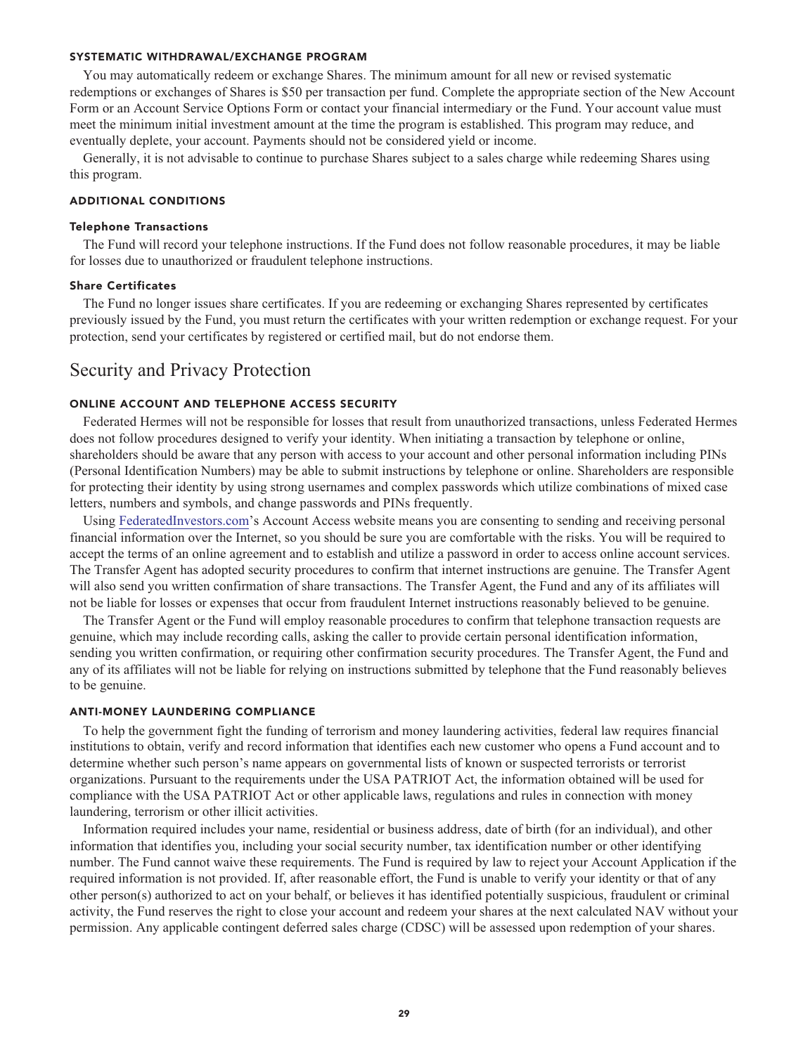### SYSTEMATIC WITHDRAWAL/EXCHANGE PROGRAM

You may automatically redeem or exchange Shares. The minimum amount for all new or revised systematic redemptions or exchanges of Shares is $50 per transaction per fund. Complete the appropriate section of the New Account Form or an Account Service Options Form or contact your financial intermediary or the Fund. Your account value must meet the minimum initial investment amount at the time the program is established. This program may reduce, and eventually deplete, your account. Payments should not be considered yield or income.

Generally, it is not advisable to continue to purchase Shares subject to a sales charge while redeeming Shares using this program.

### ADDITIONAL CONDITIONS

#### Telephone Transactions

The Fund will record your telephone instructions. If the Fund does not follow reasonable procedures, it may be liable for losses due to unauthorized or fraudulent telephone instructions.

#### Share Certificates

The Fund no longer issues share certificates. If you are redeeming or exchanging Shares represented by certificates previously issued by the Fund, you must return the certificates with your written redemption or exchange request. For your protection, send your certificates by registered or certified mail, but do not endorse them.

## Security and Privacy Protection

### ONLINE ACCOUNT AND TELEPHONE ACCESS SECURITY

Federated Hermes will not be responsible for losses that result from unauthorized transactions, unless Federated Hermes does not follow procedures designed to verify your identity. When initiating a transaction by telephone or online, shareholders should be aware that any person with access to your account and other personal information including PINs (Personal Identification Numbers) may be able to submit instructions by telephone or online. Shareholders are responsible for protecting their identity by using strong usernames and complex passwords which utilize combinations of mixed case letters, numbers and symbols, and change passwords and PINs frequently.

Using FederatedInvestors.com's Account Access website means you are consenting to sending and receiving personal financial information over the Internet, so you should be sure you are comfortable with the risks. You will be required to accept the terms of an online agreement and to establish and utilize a password in order to access online account services. The Transfer Agent has adopted security procedures to confirm that internet instructions are genuine. The Transfer Agent will also send you written confirmation of share transactions. The Transfer Agent, the Fund and any of its affiliates will not be liable for losses or expenses that occur from fraudulent Internet instructions reasonably believed to be genuine.

The Transfer Agent or the Fund will employ reasonable procedures to confirm that telephone transaction requests are genuine, which may include recording calls, asking the caller to provide certain personal identification information, sending you written confirmation, or requiring other confirmation security procedures. The Transfer Agent, the Fund and any of its affiliates will not be liable for relying on instructions submitted by telephone that the Fund reasonably believes to be genuine.

### ANTI-MONEY LAUNDERING COMPLIANCE

To help the government fight the funding of terrorism and money laundering activities, federal law requires financial institutions to obtain, verify and record information that identifies each new customer who opens a Fund account and to determine whether such person's name appears on governmental lists of known or suspected terrorists or terrorist organizations. Pursuant to the requirements under the USA PATRIOT Act, the information obtained will be used for compliance with the USA PATRIOT Act or other applicable laws, regulations and rules in connection with money laundering, terrorism or other illicit activities.

Information required includes your name, residential or business address, date of birth (for an individual), and other information that identifies you, including your social security number, tax identification number or other identifying number. The Fund cannot waive these requirements. The Fund is required by law to reject your Account Application if the required information is not provided. If, after reasonable effort, the Fund is unable to verify your identity or that of any other person(s) authorized to act on your behalf, or believes it has identified potentially suspicious, fraudulent or criminal activity, the Fund reserves the right to close your account and redeem your shares at the next calculated NAV without your permission. Any applicable contingent deferred sales charge (CDSC) will be assessed upon redemption of your shares.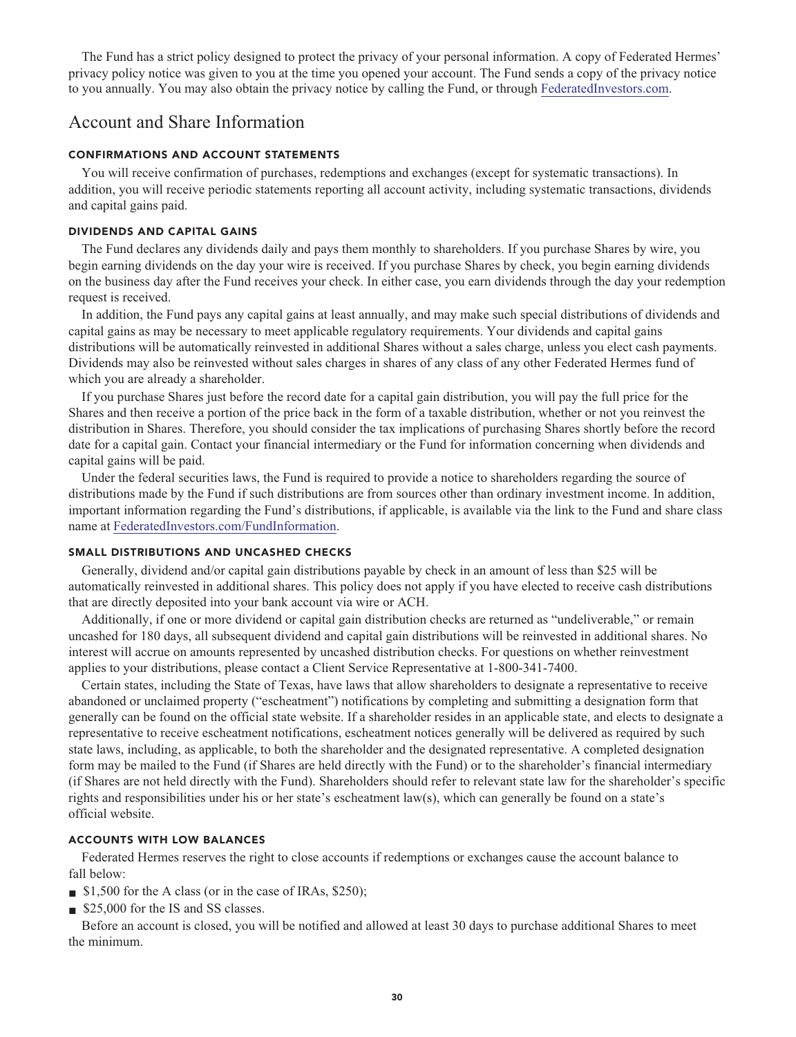The Fund has a strict policy designed to protect the privacy of your personal information. A copy of Federated Hermes' privacy policy notice was given to you at the time you opened your account. The Fund sends a copy of the privacy notice to you annually. You may also obtain the privacy notice by calling the Fund, or through FederatedInvestors.com.

## Account and Share Information

### CONFIRMATIONS AND ACCOUNT STATEMENTS

You will receive confirmation of purchases, redemptions and exchanges (except for systematic transactions). In addition, you will receive periodic statements reporting all account activity, including systematic transactions, dividends and capital gains paid.

### DIVIDENDS AND CAPITAL GAINS

The Fund declares any dividends daily and pays them monthly to shareholders. If you purchase Shares by wire, you begin earning dividends on the day your wire is received. If you purchase Shares by check, you begin earning dividends on the business day after the Fund receives your check. In either case, you earn dividends through the day your redemption request is received.

In addition, the Fund pays any capital gains at least annually, and may make such special distributions of dividends and capital gains as may be necessary to meet applicable regulatory requirements. Your dividends and capital gains distributions will be automatically reinvested in additional Shares without a sales charge, unless you elect cash payments. Dividends may also be reinvested without sales charges in shares of any class of any other Federated Hermes fund of which you are already a shareholder.

If you purchase Shares just before the record date for a capital gain distribution, you will pay the full price for the Shares and then receive a portion of the price back in the form of a taxable distribution, whether or not you reinvest the distribution in Shares. Therefore, you should consider the tax implications of purchasing Shares shortly before the record date for a capital gain. Contact your financial intermediary or the Fund for information concerning when dividends and capital gains will be paid.

Under the federal securities laws, the Fund is required to provide a notice to shareholders regarding the source of distributions made by the Fund if such distributions are from sources other than ordinary investment income. In addition, important information regarding the Fund's distributions, if applicable, is available via the link to the Fund and share class name at FederatedInvestors.com/FundInformation.

### SMALL DISTRIBUTIONS AND UNCASHED CHECKS

Generally, dividend and/or capital gain distributions payable by check in an amount of less than $25 will be automatically reinvested in additional shares. This policy does not apply if you have elected to receive cash distributions that are directly deposited into your bank account via wire or ACH.

Additionally, if one or more dividend or capital gain distribution checks are returned as "undeliverable," or remain uncashed for 180 days, all subsequent dividend and capital gain distributions will be reinvested in additional shares. No interest will accrue on amounts represented by uncashed distribution checks. For questions on whether reinvestment applies to your distributions, please contact a Client Service Representative at 1-800-341-7400.

Certain states, including the State of Texas, have laws that allow shareholders to designate a representative to receive abandoned or unclaimed property ("escheatment") notifications by completing and submitting a designation form that generally can be found on the official state website. If a shareholder resides in an applicable state, and elects to designate a representative to receive escheatment notifications, escheatment notices generally will be delivered as required by such state laws, including, as applicable, to both the shareholder and the designated representative. A completed designation form may be mailed to the Fund (if Shares are held directly with the Fund) or to the shareholder's financial intermediary (if Shares are not held directly with the Fund). Shareholders should refer to relevant state law for the shareholder's specific rights and responsibilities under his or her state's escheatment law(s), which can generally be found on a state's official website.

### ACCOUNTS WITH LOW BALANCES

Federated Hermes reserves the right to close accounts if redemptions or exchanges cause the account balance to fall below:

- $1,500 for the A class (or in the case of IRAs, $250);
- $25,000 for the IS and SS classes.

Before an account is closed, you will be notified and allowed at least 30 days to purchase additional Shares to meet the minimum.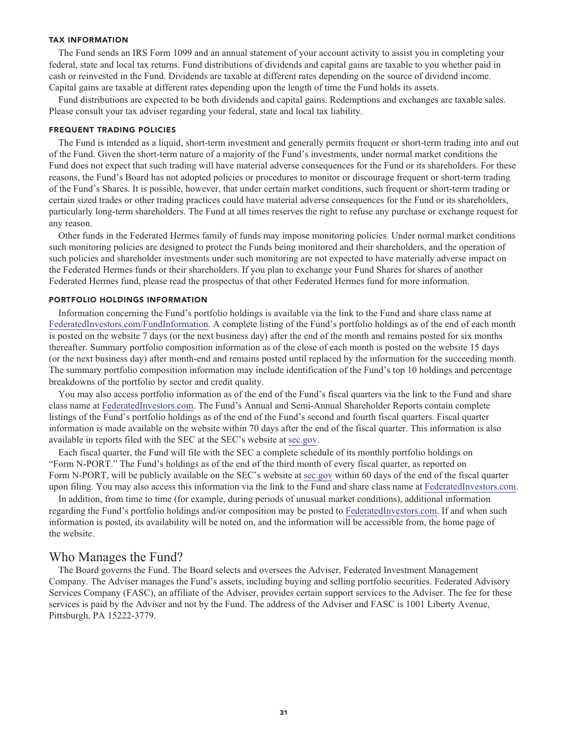### TAX INFORMATION

The Fund sends an IRS Form 1099 and an annual statement of your account activity to assist you in completing your federal, state and local tax returns. Fund distributions of dividends and capital gains are taxable to you whether paid in cash or reinvested in the Fund. Dividends are taxable at different rates depending on the source of dividend income. Capital gains are taxable at different rates depending upon the length of time the Fund holds its assets.

Fund distributions are expected to be both dividends and capital gains. Redemptions and exchanges are taxable sales. Please consult your tax adviser regarding your federal, state and local tax liability.

### FREQUENT TRADING POLICIES

The Fund is intended as a liquid, short-term investment and generally permits frequent or short-term trading into and out of the Fund. Given the short-term nature of a majority of the Fund's investments, under normal market conditions the Fund does not expect that such trading will have material adverse consequences for the Fund or its shareholders. For these reasons, the Fund's Board has not adopted policies or procedures to monitor or discourage frequent or short-term trading of the Fund's Shares. It is possible, however, that under certain market conditions, such frequent or short-term trading or certain sized trades or other trading practices could have material adverse consequences for the Fund or its shareholders, particularly long-term shareholders. The Fund at all times reserves the right to refuse any purchase or exchange request for any reason.

Other funds in the Federated Hermes family of funds may impose monitoring policies. Under normal market conditions such monitoring policies are designed to protect the Funds being monitored and their shareholders, and the operation of such policies and shareholder investments under such monitoring are not expected to have materially adverse impact on the Federated Hermes funds or their shareholders. If you plan to exchange your Fund Shares for shares of another Federated Hermes fund, please read the prospectus of that other Federated Hermes fund for more information.

### PORTFOLIO HOLDINGS INFORMATION

Information concerning the Fund's portfolio holdings is available via the link to the Fund and share class name at FederatedInvestors.com/FundInformation. A complete listing of the Fund's portfolio holdings as of the end of each month is posted on the website 7 days (or the next business day) after the end of the month and remains posted for six months thereafter. Summary portfolio composition information as of the close of each month is posted on the website 15 days (or the next business day) after month-end and remains posted until replaced by the information for the succeeding month. The summary portfolio composition information may include identification of the Fund's top 10 holdings and percentage breakdowns of the portfolio by sector and credit quality.

You may also access portfolio information as of the end of the Fund's fiscal quarters via the link to the Fund and share class name at FederatedInvestors.com. The Fund's Annual and Semi-Annual Shareholder Reports contain complete listings of the Fund's portfolio holdings as of the end of the Fund's second and fourth fiscal quarters. Fiscal quarter information is made available on the website within 70 days after the end of the fiscal quarter. This information is also available in reports filed with the SEC at the SEC's website at sec.gov.

Each fiscal quarter, the Fund will file with the SEC a complete schedule of its monthly portfolio holdings on "Form N-PORT." The Fund's holdings as of the end of the third month of every fiscal quarter, as reported on Form N-PORT, will be publicly available on the SEC's website at sec.gov within 60 days of the end of the fiscal quarter upon filing. You may also access this information via the link to the Fund and share class name at FederatedInvestors.com.

In addition, from time to time (for example, during periods of unusual market conditions), additional information regarding the Fund's portfolio holdings and/or composition may be posted to FederatedInvestors.com. If and when such information is posted, its availability will be noted on, and the information will be accessible from, the home page of the website.

## Who Manages the Fund?

The Board governs the Fund. The Board selects and oversees the Adviser, Federated Investment Management Company. The Adviser manages the Fund's assets, including buying and selling portfolio securities. Federated Advisory Services Company (FASC), an affiliate of the Adviser, provides certain support services to the Adviser. The fee for these services is paid by the Adviser and not by the Fund. The address of the Adviser and FASC is 1001 Liberty Avenue, Pittsburgh, PA 15222-3779.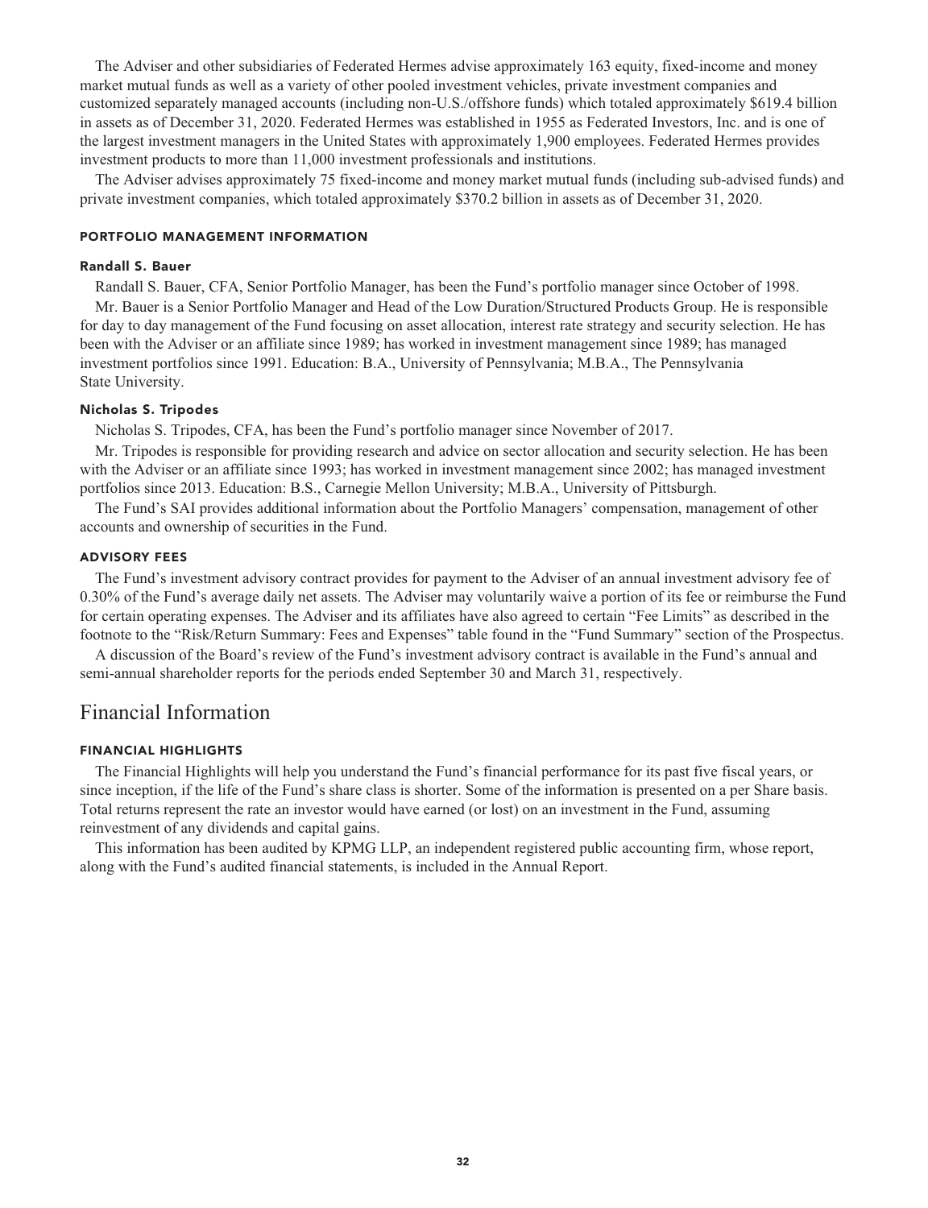The Adviser and other subsidiaries of Federated Hermes advise approximately 163 equity, fixed-income and money market mutual funds as well as a variety of other pooled investment vehicles, private investment companies and customized separately managed accounts (including non-U.S./offshore funds) which totaled approximately $619.4 billion in assets as of December 31, 2020. Federated Hermes was established in 1955 as Federated Investors, Inc. and is one of the largest investment managers in the United States with approximately 1,900 employees. Federated Hermes provides investment products to more than 11,000 investment professionals and institutions.

The Adviser advises approximately 75 fixed-income and money market mutual funds (including sub-advised funds) and private investment companies, which totaled approximately $370.2 billion in assets as of December 31, 2020.

### PORTFOLIO MANAGEMENT INFORMATION

#### Randall S. Bauer

Randall S. Bauer, CFA, Senior Portfolio Manager, has been the Fund's portfolio manager since October of 1998.

Mr. Bauer is a Senior Portfolio Manager and Head of the Low Duration/Structured Products Group. He is responsible for day to day management of the Fund focusing on asset allocation, interest rate strategy and security selection. He has been with the Adviser or an affiliate since 1989; has worked in investment management since 1989; has managed investment portfolios since 1991. Education: B.A., University of Pennsylvania; M.B.A., The Pennsylvania State University.

#### Nicholas S. Tripodes

Nicholas S. Tripodes, CFA, has been the Fund's portfolio manager since November of 2017.

Mr. Tripodes is responsible for providing research and advice on sector allocation and security selection. He has been with the Adviser or an affiliate since 1993; has worked in investment management since 2002; has managed investment portfolios since 2013. Education: B.S., Carnegie Mellon University; M.B.A., University of Pittsburgh.

The Fund's SAI provides additional information about the Portfolio Managers' compensation, management of other accounts and ownership of securities in the Fund.

### ADVISORY FEES

The Fund's investment advisory contract provides for payment to the Adviser of an annual investment advisory fee of 0.30% of the Fund's average daily net assets. The Adviser may voluntarily waive a portion of its fee or reimburse the Fund for certain operating expenses. The Adviser and its affiliates have also agreed to certain "Fee Limits" as described in the footnote to the "Risk/Return Summary: Fees and Expenses" table found in the "Fund Summary" section of the Prospectus.

A discussion of the Board's review of the Fund's investment advisory contract is available in the Fund's annual and semi-annual shareholder reports for the periods ended September 30 and March 31, respectively.

## Financial Information

### FINANCIAL HIGHLIGHTS

The Financial Highlights will help you understand the Fund's financial performance for its past five fiscal years, or since inception, if the life of the Fund's share class is shorter. Some of the information is presented on a per Share basis. Total returns represent the rate an investor would have earned (or lost) on an investment in the Fund, assuming reinvestment of any dividends and capital gains.

This information has been audited by KPMG LLP, an independent registered public accounting firm, whose report, along with the Fund's audited financial statements, is included in the Annual Report.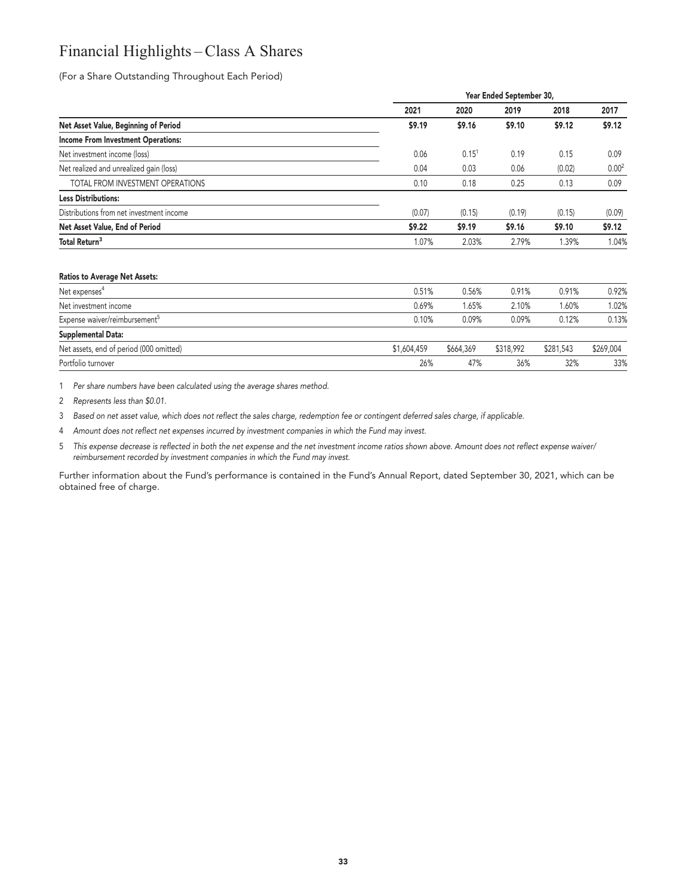# Financial Highlights – Class A Shares

(For a Share Outstanding Throughout Each Period)

| | Year Ended September 30, | | | | |
|---|---|---|---|---|---|
| | 2021 | 2020 | 2019 | 2018 | 2017 |
| **Net Asset Value, Beginning of Period** | **$9.19** | **$9.16** | **$9.10** | **$9.12** | **$9.12** |
| **Income From Investment Operations:** | | | | | |
| Net investment income (loss) | 0.06 | 0.15[1] | 0.19 | 0.15 | 0.09 |
| Net realized and unrealized gain (loss) | 0.04 | 0.03 | 0.06 | (0.02) | 0.00[2] |
| TOTAL FROM INVESTMENT OPERATIONS | 0.10 | 0.18 | 0.25 | 0.13 | 0.09 |
| **Less Distributions:** | | | | | |
| Distributions from net investment income | (0.07) | (0.15) | (0.19) | (0.15) | (0.09) |
| **Net Asset Value, End of Period** | **$9.22** | **$9.19** | **$9.16** | **$9.10** | **$9.12** |
| **Total Return[3]** | 1.07% | 2.03% | 2.79% | 1.39% | 1.04% |
| **Ratios to Average Net Assets:** | | | | | |
| Net expenses[4] | 0.51% | 0.56% | 0.91% | 0.91% | 0.92% |
| Net investment income | 0.69% | 1.65% | 2.10% | 1.60% | 1.02% |
| Expense waiver/reimbursement[5] | 0.10% | 0.09% | 0.09% | 0.12% | 0.13% |
| **Supplemental Data:** | | | | | |
| Net assets, end of period (000 omitted) | $1,604,459 | $664,369 | $318,992 | $281,543 | $269,004 |
| Portfolio turnover | 26% | 47% | 36% | 32% | 33% |

1 *Per share numbers have been calculated using the average shares method.*

2 *Represents less than $0.01.*

3 *Based on net asset value, which does not reflect the sales charge, redemption fee or contingent deferred sales charge, if applicable.*

4 *Amount does not reflect net expenses incurred by investment companies in which the Fund may invest.*

5 *This expense decrease is reflected in both the net expense and the net investment income ratios shown above. Amount does not reflect expense waiver/reimbursement recorded by investment companies in which the Fund may invest.*

Further information about the Fund's performance is contained in the Fund's Annual Report, dated September 30, 2021, which can be obtained free of charge.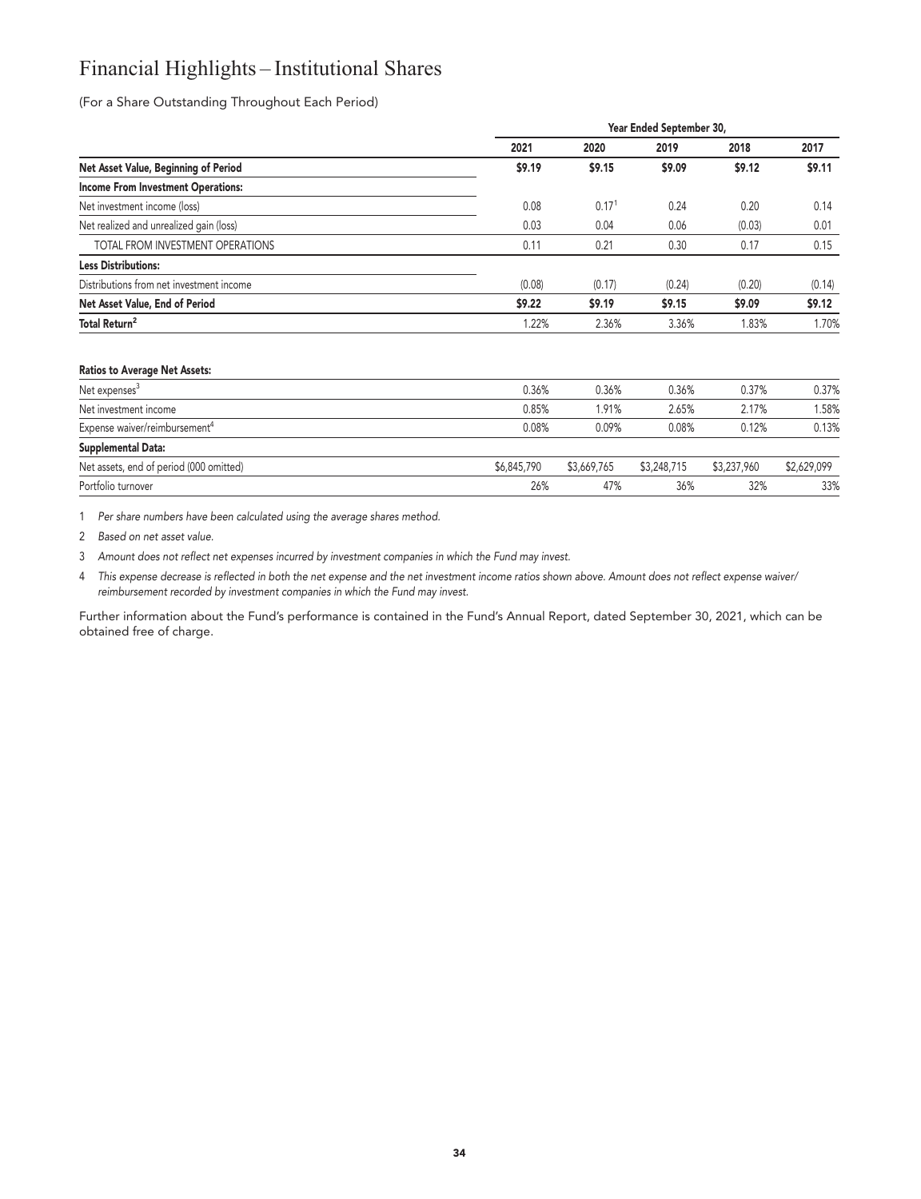# Financial Highlights – Institutional Shares

(For a Share Outstanding Throughout Each Period)

| | Year Ended September 30, | | | | |
|---|---|---|---|---|---|
| | 2021 | 2020 | 2019 | 2018 | 2017 |
| **Net Asset Value, Beginning of Period** | **$9.19** | **$9.15** | **$9.09** | **$9.12** | **$9.11** |
| **Income From Investment Operations:** | | | | | |
| Net investment income (loss) | 0.08 | 0.17[1] | 0.24 | 0.20 | 0.14 |
| Net realized and unrealized gain (loss) | 0.03 | 0.04 | 0.06 | (0.03) | 0.01 |
| TOTAL FROM INVESTMENT OPERATIONS | 0.11 | 0.21 | 0.30 | 0.17 | 0.15 |
| **Less Distributions:** | | | | | |
| Distributions from net investment income | (0.08) | (0.17) | (0.24) | (0.20) | (0.14) |
| **Net Asset Value, End of Period** | **$9.22** | **$9.19** | **$9.15** | **$9.09** | **$9.12** |
| **Total Return[2]** | 1.22% | 2.36% | 3.36% | 1.83% | 1.70% |
| | | | | | |
| **Ratios to Average Net Assets:** | | | | | |
| Net expenses[3] | 0.36% | 0.36% | 0.36% | 0.37% | 0.37% |
| Net investment income | 0.85% | 1.91% | 2.65% | 2.17% | 1.58% |
| Expense waiver/reimbursement[4] | 0.08% | 0.09% | 0.08% | 0.12% | 0.13% |
| **Supplemental Data:** | | | | | |
| Net assets, end of period (000 omitted) | $6,845,790 | $3,669,765 | $3,248,715 | $3,237,960 | $2,629,099 |
| Portfolio turnover | 26% | 47% | 36% | 32% | 33% |

1 *Per share numbers have been calculated using the average shares method.*

2 *Based on net asset value.*

3 *Amount does not reflect net expenses incurred by investment companies in which the Fund may invest.*

4 *This expense decrease is reflected in both the net expense and the net investment income ratios shown above. Amount does not reflect expense waiver/reimbursement recorded by investment companies in which the Fund may invest.*

Further information about the Fund's performance is contained in the Fund's Annual Report, dated September 30, 2021, which can be obtained free of charge.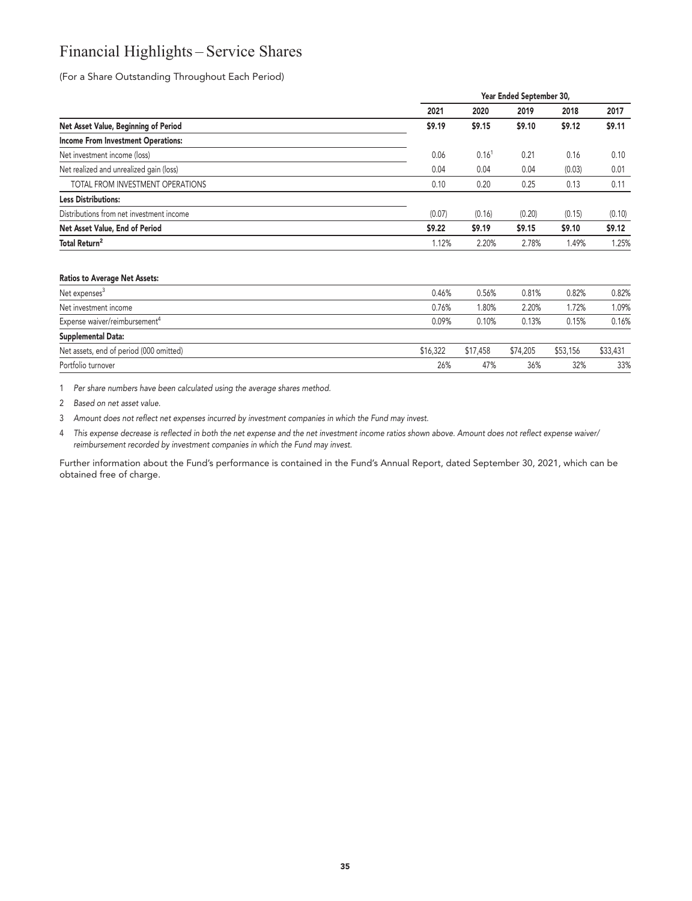# Financial Highlights – Service Shares

(For a Share Outstanding Throughout Each Period)

| | Year Ended September 30, | | | | |
|---|---|---|---|---|---|
| | 2021 | 2020 | 2019 | 2018 | 2017 |
| **Net Asset Value, Beginning of Period** | **$9.19** | **$9.15** | **$9.10** | **$9.12** | **$9.11** |
| **Income From Investment Operations:** | | | | | |
| Net investment income (loss) | 0.06 | 0.16[1] | 0.21 | 0.16 | 0.10 |
| Net realized and unrealized gain (loss) | 0.04 | 0.04 | 0.04 | (0.03) | 0.01 |
| TOTAL FROM INVESTMENT OPERATIONS | 0.10 | 0.20 | 0.25 | 0.13 | 0.11 |
| **Less Distributions:** | | | | | |
| Distributions from net investment income | (0.07) | (0.16) | (0.20) | (0.15) | (0.10) |
| **Net Asset Value, End of Period** | **$9.22** | **$9.19** | **$9.15** | **$9.10** | **$9.12** |
| **Total Return[2]** | 1.12% | 2.20% | 2.78% | 1.49% | 1.25% |
| **Ratios to Average Net Assets:** | | | | | |
| Net expenses[3] | 0.46% | 0.56% | 0.81% | 0.82% | 0.82% |
| Net investment income | 0.76% | 1.80% | 2.20% | 1.72% | 1.09% |
| Expense waiver/reimbursement[4] | 0.09% | 0.10% | 0.13% | 0.15% | 0.16% |
| **Supplemental Data:** | | | | | |
| Net assets, end of period (000 omitted) | $16,322 | $17,458 | $74,205 | $53,156 | $33,431 |
| Portfolio turnover | 26% | 47% | 36% | 32% | 33% |

1 *Per share numbers have been calculated using the average shares method.*

2 *Based on net asset value.*

3 *Amount does not reflect net expenses incurred by investment companies in which the Fund may invest.*

4 *This expense decrease is reflected in both the net expense and the net investment income ratios shown above. Amount does not reflect expense waiver/reimbursement recorded by investment companies in which the Fund may invest.*

Further information about the Fund's performance is contained in the Fund's Annual Report, dated September 30, 2021, which can be obtained free of charge.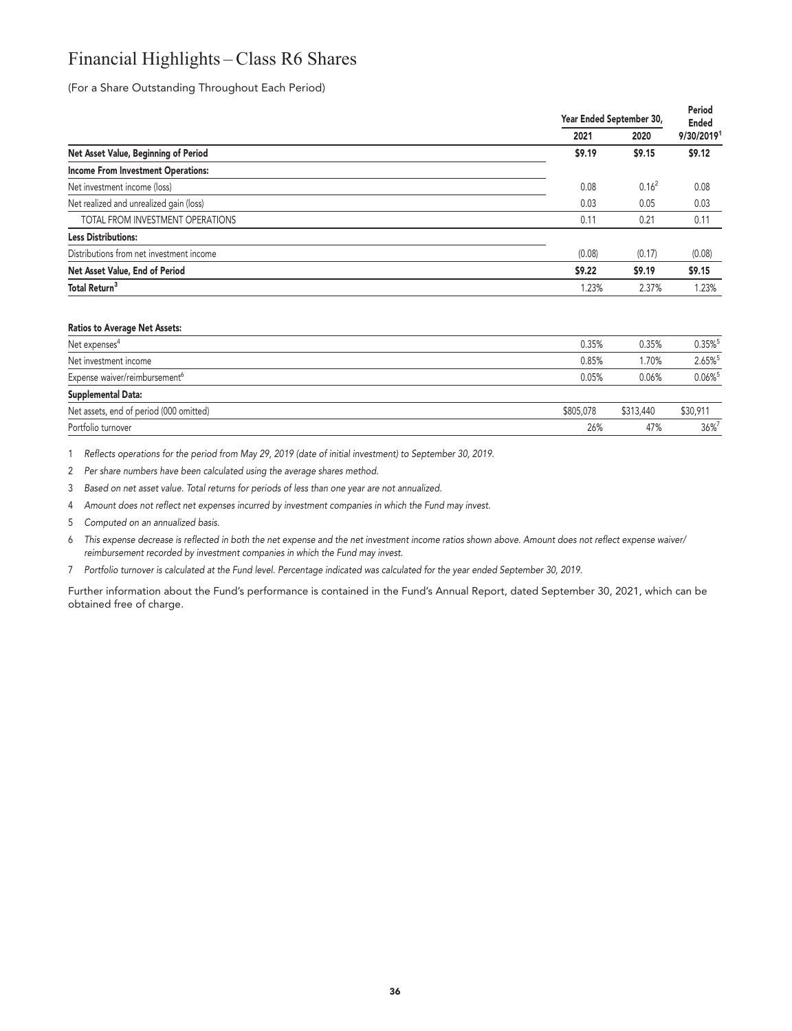# Financial Highlights – Class R6 Shares

(For a Share Outstanding Throughout Each Period)

| | Year Ended September 30, | | Period Ended |
|---|---|---|---|
| | 2021 | 2020 | 9/30/2019[1] |
| **Net Asset Value, Beginning of Period** | **$9.19** | **$9.15** | **$9.12** |
| **Income From Investment Operations:** | | | |
| Net investment income (loss) | 0.08 | 0.16[2] | 0.08 |
| Net realized and unrealized gain (loss) | 0.03 | 0.05 | 0.03 |
| TOTAL FROM INVESTMENT OPERATIONS | 0.11 | 0.21 | 0.11 |
| **Less Distributions:** | | | |
| Distributions from net investment income | (0.08) | (0.17) | (0.08) |
| **Net Asset Value, End of Period** | **$9.22** | **$9.19** | **$9.15** |
| **Total Return[3]** | 1.23% | 2.37% | 1.23% |
| **Ratios to Average Net Assets:** | | | |
| Net expenses[4] | 0.35% | 0.35% | 0.35%[5] |
| Net investment income | 0.85% | 1.70% | 2.65%[5] |
| Expense waiver/reimbursement[6] | 0.05% | 0.06% | 0.06%[5] |
| **Supplemental Data:** | | | |
| Net assets, end of period (000 omitted) | $805,078 | $313,440 | $30,911 |
| Portfolio turnover | 26% | 47% | 36%[7] |

1 *Reflects operations for the period from May 29, 2019 (date of initial investment) to September 30, 2019.*

2 *Per share numbers have been calculated using the average shares method.*

3 *Based on net asset value. Total returns for periods of less than one year are not annualized.*

4 *Amount does not reflect net expenses incurred by investment companies in which the Fund may invest.*

5 *Computed on an annualized basis.*

6 *This expense decrease is reflected in both the net expense and the net investment income ratios shown above. Amount does not reflect expense waiver/reimbursement recorded by investment companies in which the Fund may invest.*

7 *Portfolio turnover is calculated at the Fund level. Percentage indicated was calculated for the year ended September 30, 2019.*

Further information about the Fund's performance is contained in the Fund's Annual Report, dated September 30, 2021, which can be obtained free of charge.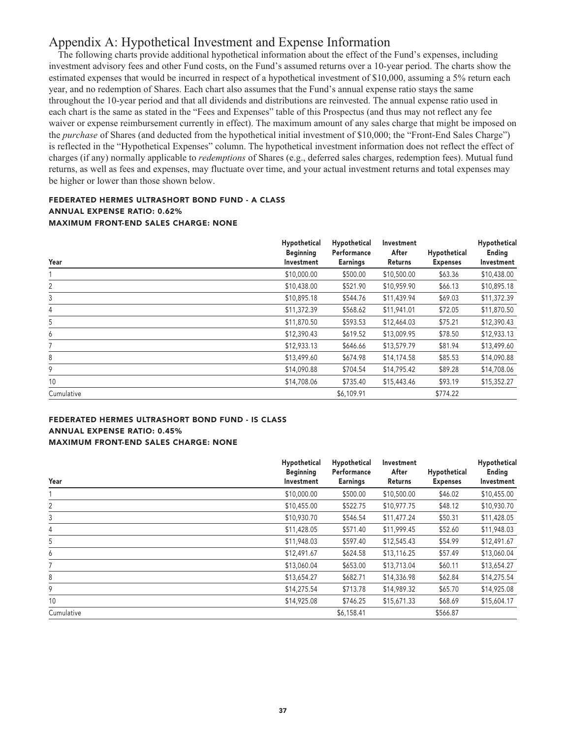# Appendix A: Hypothetical Investment and Expense Information

The following charts provide additional hypothetical information about the effect of the Fund's expenses, including investment advisory fees and other Fund costs, on the Fund's assumed returns over a 10-year period. The charts show the estimated expenses that would be incurred in respect of a hypothetical investment of $10,000, assuming a 5% return each year, and no redemption of Shares. Each chart also assumes that the Fund's annual expense ratio stays the same throughout the 10-year period and that all dividends and distributions are reinvested. The annual expense ratio used in each chart is the same as stated in the "Fees and Expenses" table of this Prospectus (and thus may not reflect any fee waiver or expense reimbursement currently in effect). The maximum amount of any sales charge that might be imposed on the *purchase* of Shares (and deducted from the hypothetical initial investment of $10,000; the "Front-End Sales Charge") is reflected in the "Hypothetical Expenses" column. The hypothetical investment information does not reflect the effect of charges (if any) normally applicable to *redemptions* of Shares (e.g., deferred sales charges, redemption fees). Mutual fund returns, as well as fees and expenses, may fluctuate over time, and your actual investment returns and total expenses may be higher or lower than those shown below.

**FEDERATED HERMES ULTRASHORT BOND FUND - A CLASS**
**ANNUAL EXPENSE RATIO: 0.62%**
**MAXIMUM FRONT-END SALES CHARGE: NONE**

| Year | Hypothetical Beginning Investment | Hypothetical Performance Earnings | Investment After Returns | Hypothetical Expenses | Hypothetical Ending Investment |
|---|---|---|---|---|---|
| 1 | $10,000.00 | $500.00 | $10,500.00 | $63.36 | $10,438.00 |
| 2 | $10,438.00 | $521.90 | $10,959.90 | $66.13 | $10,895.18 |
| 3 | $10,895.18 | $544.76 | $11,439.94 | $69.03 | $11,372.39 |
| 4 | $11,372.39 | $568.62 | $11,941.01 | $72.05 | $11,870.50 |
| 5 | $11,870.50 | $593.53 | $12,464.03 | $75.21 | $12,390.43 |
| 6 | $12,390.43 | $619.52 | $13,009.95 | $78.50 | $12,933.13 |
| 7 | $12,933.13 | $646.66 | $13,579.79 | $81.94 | $13,499.60 |
| 8 | $13,499.60 | $674.98 | $14,174.58 | $85.53 | $14,090.88 |
| 9 | $14,090.88 | $704.54 | $14,795.42 | $89.28 | $14,708.06 |
| 10 | $14,708.06 | $735.40 | $15,443.46 | $93.19 | $15,352.27 |
| Cumulative | | $6,109.91 | | $774.22 | |

**FEDERATED HERMES ULTRASHORT BOND FUND - IS CLASS**
**ANNUAL EXPENSE RATIO: 0.45%**
**MAXIMUM FRONT-END SALES CHARGE: NONE**

| Year | Hypothetical Beginning Investment | Hypothetical Performance Earnings | Investment After Returns | Hypothetical Expenses | Hypothetical Ending Investment |
|---|---|---|---|---|---|
| 1 | $10,000.00 | $500.00 | $10,500.00 | $46.02 | $10,455.00 |
| 2 | $10,455.00 | $522.75 | $10,977.75 | $48.12 | $10,930.70 |
| 3 | $10,930.70 | $546.54 | $11,477.24 | $50.31 | $11,428.05 |
| 4 | $11,428.05 | $571.40 | $11,999.45 | $52.60 | $11,948.03 |
| 5 | $11,948.03 | $597.40 | $12,545.43 | $54.99 | $12,491.67 |
| 6 | $12,491.67 | $624.58 | $13,116.25 | $57.49 | $13,060.04 |
| 7 | $13,060.04 | $653.00 | $13,713.04 | $60.11 | $13,654.27 |
| 8 | $13,654.27 | $682.71 | $14,336.98 | $62.84 | $14,275.54 |
| 9 | $14,275.54 | $713.78 | $14,989.32 | $65.70 | $14,925.08 |
| 10 | $14,925.08 | $746.25 | $15,671.33 | $68.69 | $15,604.17 |
| Cumulative | | $6,158.41 | | $566.87 | |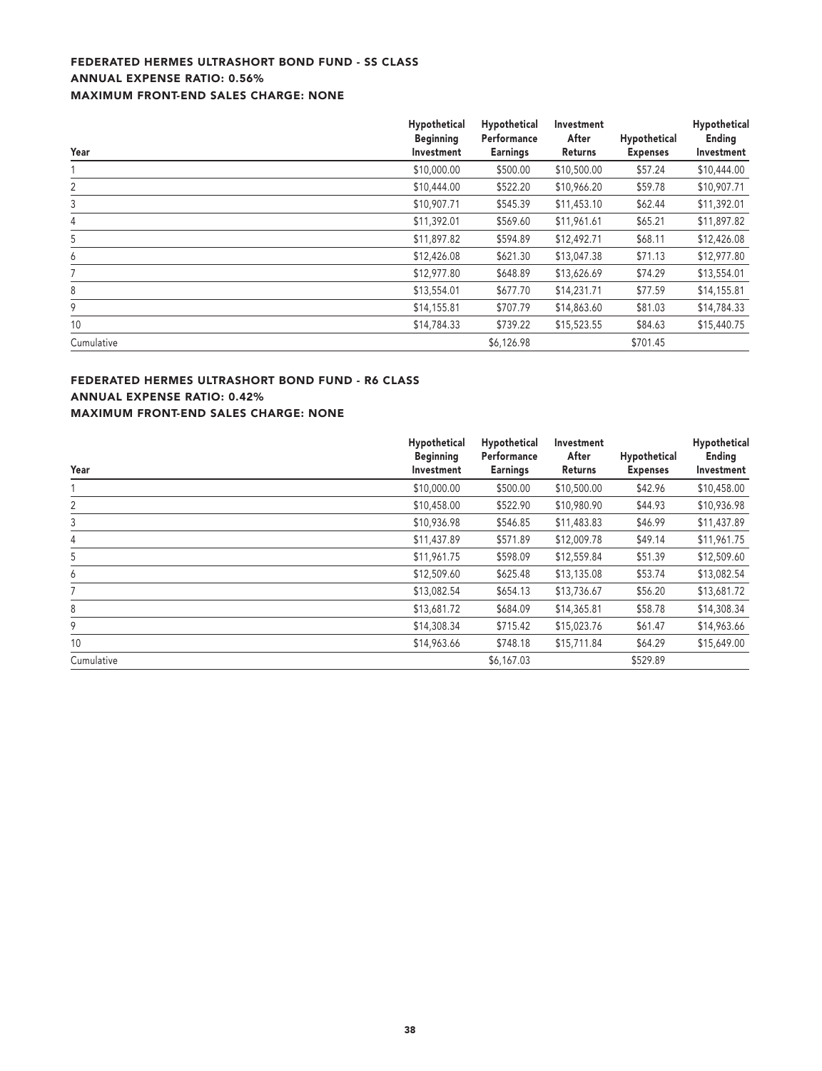### FEDERATED HERMES ULTRASHORT BOND FUND - SS CLASS
### ANNUAL EXPENSE RATIO: 0.56%
### MAXIMUM FRONT-END SALES CHARGE: NONE

| Year | Hypothetical Beginning Investment | Hypothetical Performance Earnings | Investment After Returns | Hypothetical Expenses | Hypothetical Ending Investment |
|---|---|---|---|---|---|
| 1 | $10,000.00 | $500.00 | $10,500.00 | $57.24 | $10,444.00 |
| 2 | $10,444.00 | $522.20 | $10,966.20 | $59.78 | $10,907.71 |
| 3 | $10,907.71 | $545.39 | $11,453.10 | $62.44 | $11,392.01 |
| 4 | $11,392.01 | $569.60 | $11,961.61 | $65.21 | $11,897.82 |
| 5 | $11,897.82 | $594.89 | $12,492.71 | $68.11 | $12,426.08 |
| 6 | $12,426.08 | $621.30 | $13,047.38 | $71.13 | $12,977.80 |
| 7 | $12,977.80 | $648.89 | $13,626.69 | $74.29 | $13,554.01 |
| 8 | $13,554.01 | $677.70 | $14,231.71 | $77.59 | $14,155.81 |
| 9 | $14,155.81 | $707.79 | $14,863.60 | $81.03 | $14,784.33 |
| 10 | $14,784.33 | $739.22 | $15,523.55 | $84.63 | $15,440.75 |
| Cumulative | | $6,126.98 | | $701.45 | |

### FEDERATED HERMES ULTRASHORT BOND FUND - R6 CLASS
### ANNUAL EXPENSE RATIO: 0.42%
### MAXIMUM FRONT-END SALES CHARGE: NONE

| Year | Hypothetical Beginning Investment | Hypothetical Performance Earnings | Investment After Returns | Hypothetical Expenses | Hypothetical Ending Investment |
|---|---|---|---|---|---|
| 1 | $10,000.00 | $500.00 | $10,500.00 | $42.96 | $10,458.00 |
| 2 | $10,458.00 | $522.90 | $10,980.90 | $44.93 | $10,936.98 |
| 3 | $10,936.98 | $546.85 | $11,483.83 | $46.99 | $11,437.89 |
| 4 | $11,437.89 | $571.89 | $12,009.78 | $49.14 | $11,961.75 |
| 5 | $11,961.75 | $598.09 | $12,559.84 | $51.39 | $12,509.60 |
| 6 | $12,509.60 | $625.48 | $13,135.08 | $53.74 | $13,082.54 |
| 7 | $13,082.54 | $654.13 | $13,736.67 | $56.20 | $13,681.72 |
| 8 | $13,681.72 | $684.09 | $14,365.81 | $58.78 | $14,308.34 |
| 9 | $14,308.34 | $715.42 | $15,023.76 | $61.47 | $14,963.66 |
| 10 | $14,963.66 | $748.18 | $15,711.84 | $64.29 | $15,649.00 |
| Cumulative | | $6,167.03 | | $529.89 | |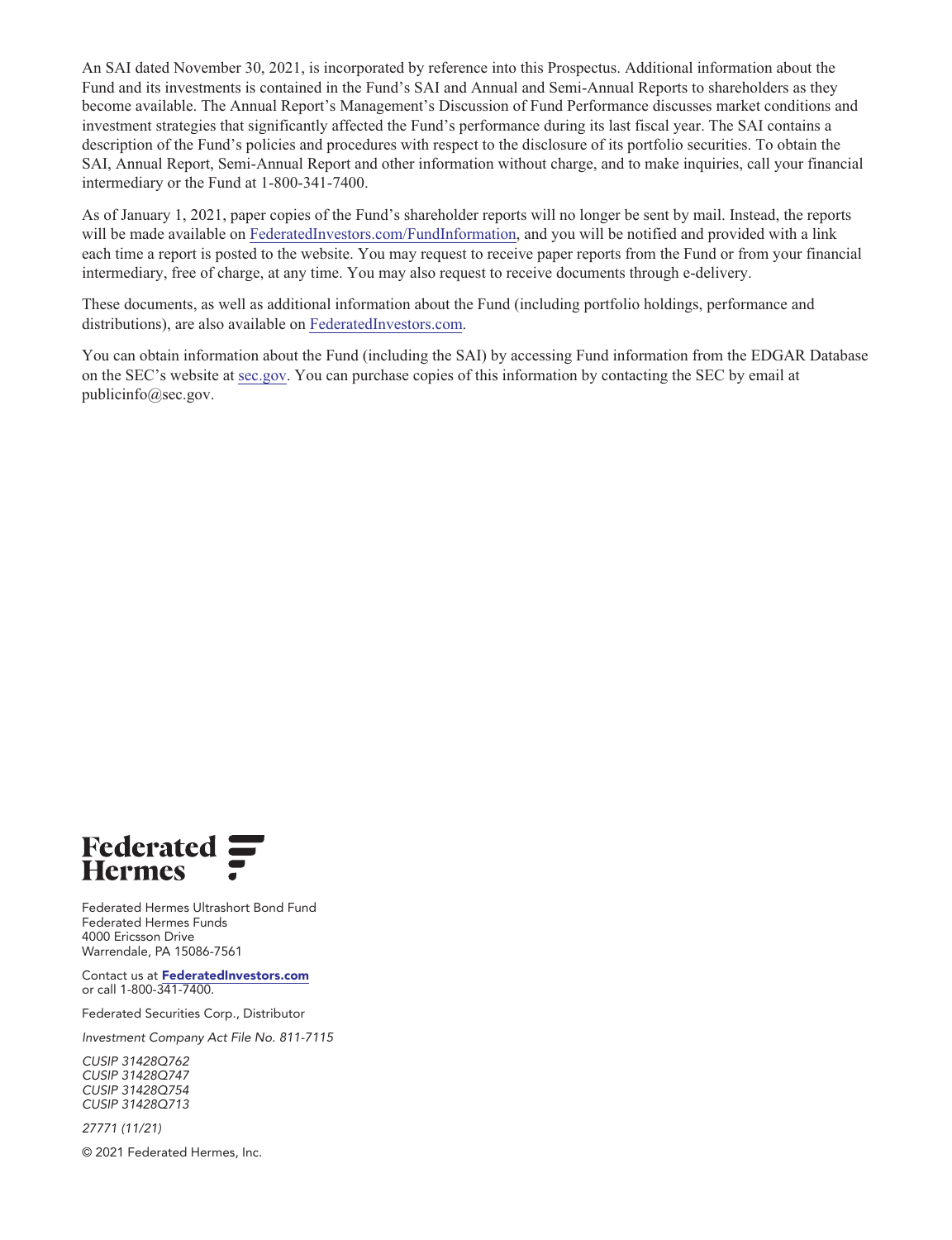An SAI dated November 30, 2021, is incorporated by reference into this Prospectus. Additional information about the Fund and its investments is contained in the Fund's SAI and Annual and Semi-Annual Reports to shareholders as they become available. The Annual Report's Management's Discussion of Fund Performance discusses market conditions and investment strategies that significantly affected the Fund's performance during its last fiscal year. The SAI contains a description of the Fund's policies and procedures with respect to the disclosure of its portfolio securities. To obtain the SAI, Annual Report, Semi-Annual Report and other information without charge, and to make inquiries, call your financial intermediary or the Fund at 1-800-341-7400.

As of January 1, 2021, paper copies of the Fund's shareholder reports will no longer be sent by mail. Instead, the reports will be made available on FederatedInvestors.com/FundInformation, and you will be notified and provided with a link each time a report is posted to the website. You may request to receive paper reports from the Fund or from your financial intermediary, free of charge, at any time. You may also request to receive documents through e-delivery.

These documents, as well as additional information about the Fund (including portfolio holdings, performance and distributions), are also available on FederatedInvestors.com.

You can obtain information about the Fund (including the SAI) by accessing Fund information from the EDGAR Database on the SEC's website at sec.gov. You can purchase copies of this information by contacting the SEC by email at publicinfo@sec.gov.

**Federated Hermes**

Federated Hermes Ultrashort Bond Fund
Federated Hermes Funds
4000 Ericsson Drive
Warrendale, PA 15086-7561

Contact us at **FederatedInvestors.com**
or call 1-800-341-7400.

Federated Securities Corp., Distributor

*Investment Company Act File No. 811-7115*

*CUSIP 31428Q762*
*CUSIP 31428Q747*
*CUSIP 31428Q754*
*CUSIP 31428Q713*

*27771 (11/21)*

© 2021 Federated Hermes, Inc.